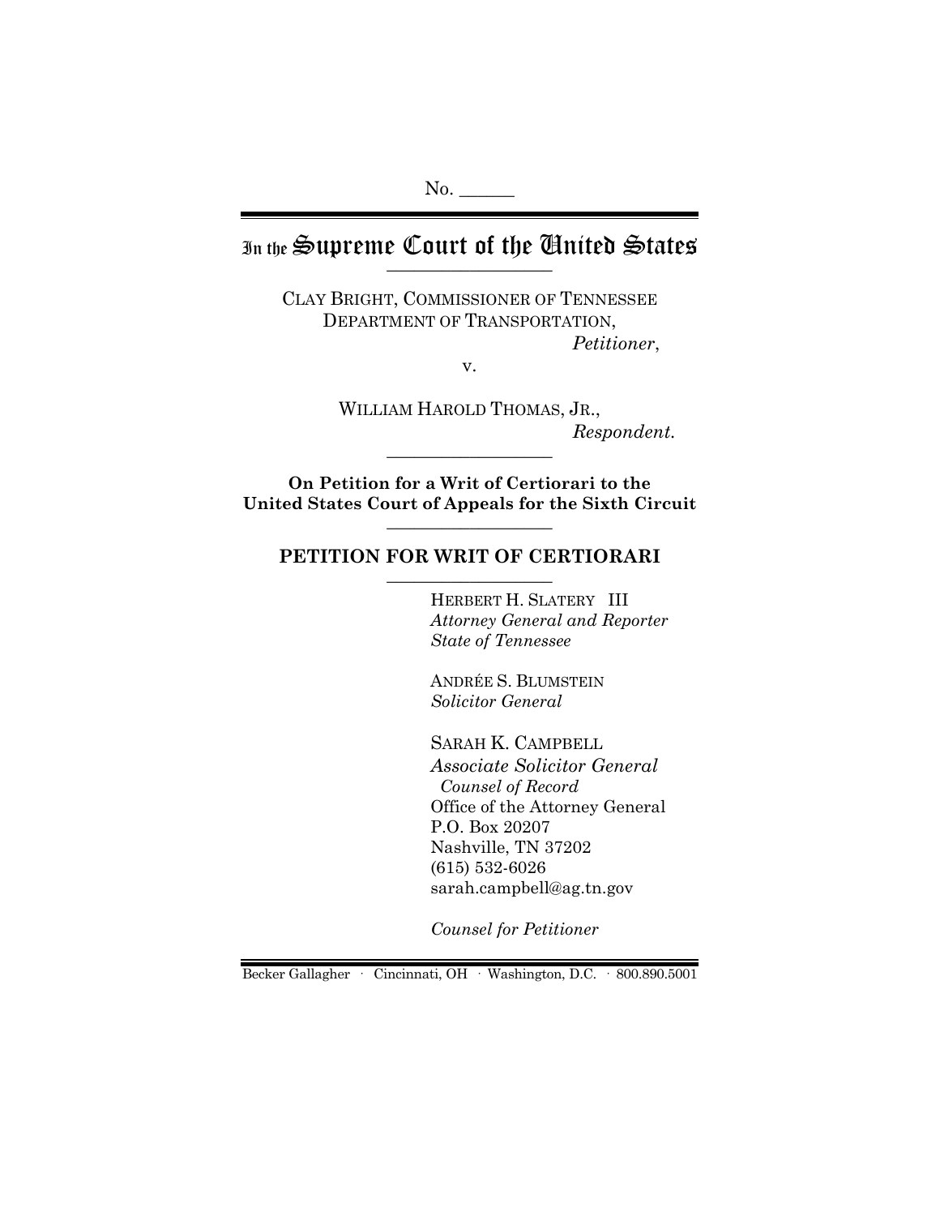No. ______

# In the Supreme Court of the United States

CLAY BRIGHT, COMMISSIONER OF TENNESSEE DEPARTMENT OF TRANSPORTATION,
*Petitioner*,

v.

WILLIAM HAROLD THOMAS, JR.,
*Respondent.*

**On Petition for a Writ of Certiorari to the United States Court of Appeals for the Sixth Circuit**

## PETITION FOR WRIT OF CERTIORARI

HERBERT H. SLATERY III
*Attorney General and Reporter*
*State of Tennessee*

ANDRÉE S. BLUMSTEIN
*Solicitor General*

SARAH K. CAMPBELL
*Associate Solicitor General*
*Counsel of Record*
Office of the Attorney General
P.O. Box 20207
Nashville, TN 37202
(615) 532-6026
sarah.campbell@ag.tn.gov

*Counsel for Petitioner*

Becker Gallagher · Cincinnati, OH · Washington, D.C. · 800.890.5001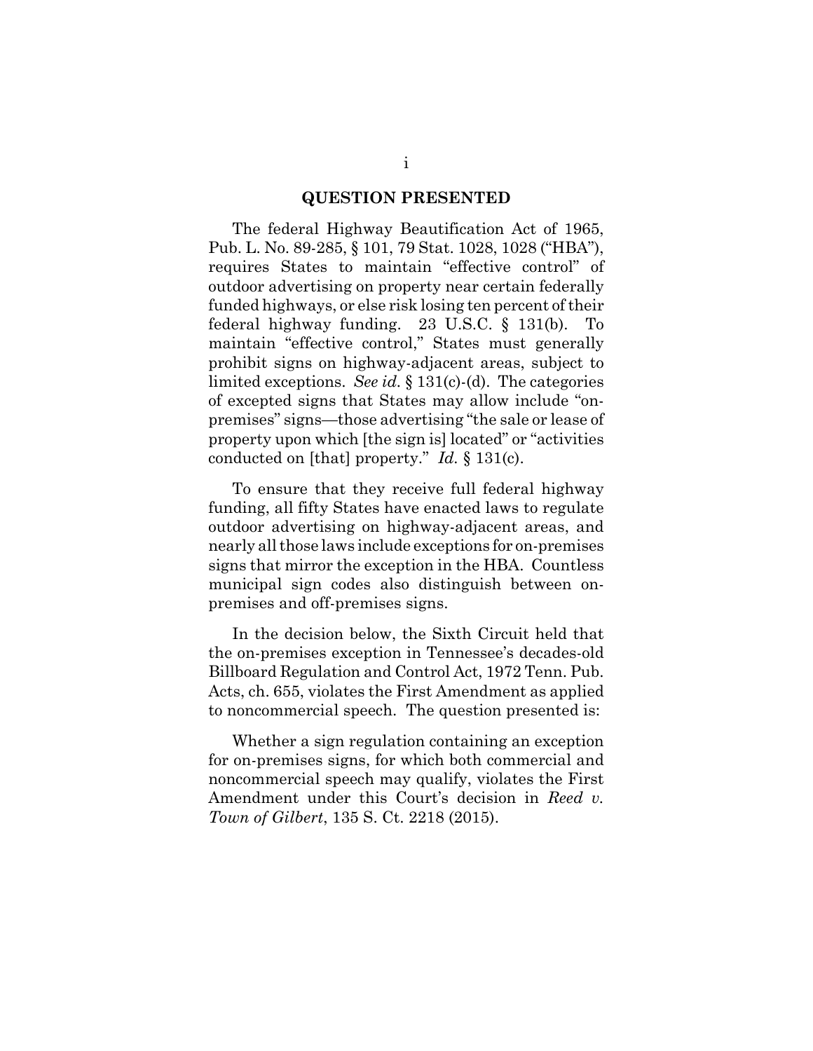## QUESTION PRESENTED

The federal Highway Beautification Act of 1965, Pub. L. No. 89-285, § 101, 79 Stat. 1028, 1028 ("HBA"), requires States to maintain "effective control" of outdoor advertising on property near certain federally funded highways, or else risk losing ten percent of their federal highway funding. 23 U.S.C. § 131(b). To maintain "effective control," States must generally prohibit signs on highway-adjacent areas, subject to limited exceptions. *See id.* § 131(c)-(d). The categories of excepted signs that States may allow include "on-premises" signs—those advertising "the sale or lease of property upon which [the sign is] located" or "activities conducted on [that] property." *Id.* § 131(c).

To ensure that they receive full federal highway funding, all fifty States have enacted laws to regulate outdoor advertising on highway-adjacent areas, and nearly all those laws include exceptions for on-premises signs that mirror the exception in the HBA. Countless municipal sign codes also distinguish between on-premises and off-premises signs.

In the decision below, the Sixth Circuit held that the on-premises exception in Tennessee's decades-old Billboard Regulation and Control Act, 1972 Tenn. Pub. Acts, ch. 655, violates the First Amendment as applied to noncommercial speech. The question presented is:

Whether a sign regulation containing an exception for on-premises signs, for which both commercial and noncommercial speech may qualify, violates the First Amendment under this Court's decision in *Reed v. Town of Gilbert*, 135 S. Ct. 2218 (2015).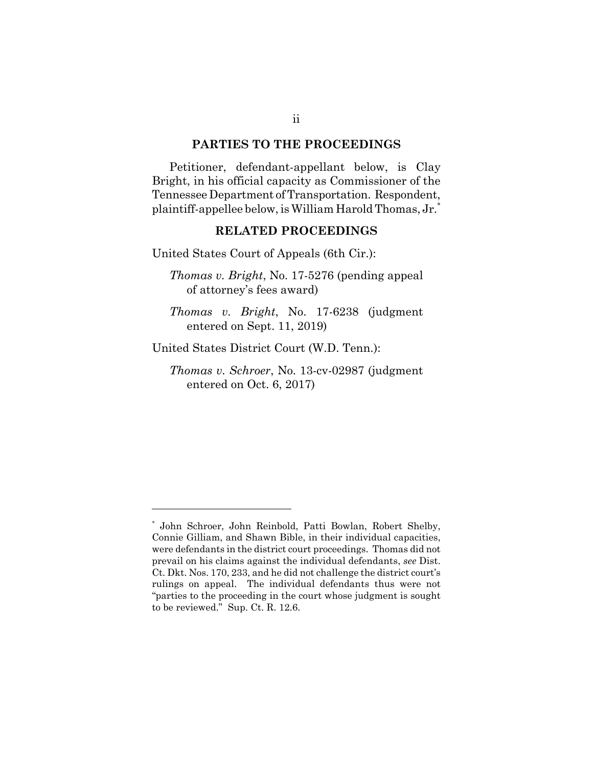## PARTIES TO THE PROCEEDINGS

Petitioner, defendant-appellant below, is Clay Bright, in his official capacity as Commissioner of the Tennessee Department of Transportation. Respondent, plaintiff-appellee below, is William Harold Thomas, Jr.*

## RELATED PROCEEDINGS

United States Court of Appeals (6th Cir.):

*Thomas v. Bright*, No. 17-5276 (pending appeal of attorney's fees award)

*Thomas v. Bright*, No. 17-6238 (judgment entered on Sept. 11, 2019)

United States District Court (W.D. Tenn.):

*Thomas v. Schroer*, No. 13-cv-02987 (judgment entered on Oct. 6, 2017)

---

* John Schroer, John Reinbold, Patti Bowlan, Robert Shelby, Connie Gilliam, and Shawn Bible, in their individual capacities, were defendants in the district court proceedings. Thomas did not prevail on his claims against the individual defendants, *see* Dist. Ct. Dkt. Nos. 170, 233, and he did not challenge the district court's rulings on appeal. The individual defendants thus were not "parties to the proceeding in the court whose judgment is sought to be reviewed." Sup. Ct. R. 12.6.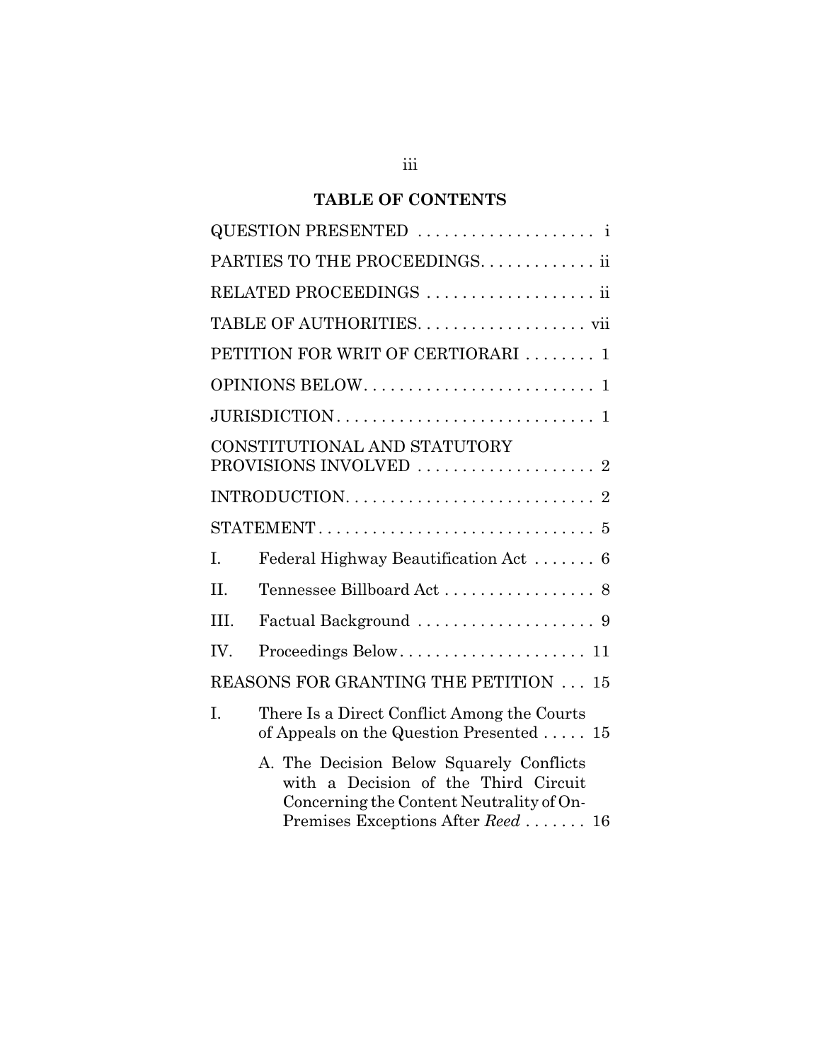## TABLE OF CONTENTS

QUESTION PRESENTED . . . . . . . . . . . . . . . . . . . . i

PARTIES TO THE PROCEEDINGS. . . . . . . . . . . . . ii

RELATED PROCEEDINGS . . . . . . . . . . . . . . . . . . . ii

TABLE OF AUTHORITIES. . . . . . . . . . . . . . . . . . . vii

PETITION FOR WRIT OF CERTIORARI . . . . . . . . 1

OPINIONS BELOW. . . . . . . . . . . . . . . . . . . . . . . . . . 1

JURISDICTION. . . . . . . . . . . . . . . . . . . . . . . . . . . . . 1

CONSTITUTIONAL AND STATUTORY PROVISIONS INVOLVED . . . . . . . . . . . . . . . . . . . . 2

INTRODUCTION. . . . . . . . . . . . . . . . . . . . . . . . . . . . 2

STATEMENT . . . . . . . . . . . . . . . . . . . . . . . . . . . . . . . 5

I. Federal Highway Beautification Act . . . . . . . 6

II. Tennessee Billboard Act . . . . . . . . . . . . . . . . . 8

III. Factual Background . . . . . . . . . . . . . . . . . . . . 9

IV. Proceedings Below. . . . . . . . . . . . . . . . . . . . . 11

REASONS FOR GRANTING THE PETITION . . . 15

I. There Is a Direct Conflict Among the Courts of Appeals on the Question Presented . . . . . 15

A. The Decision Below Squarely Conflicts with a Decision of the Third Circuit Concerning the Content Neutrality of On-Premises Exceptions After *Reed* . . . . . . . 16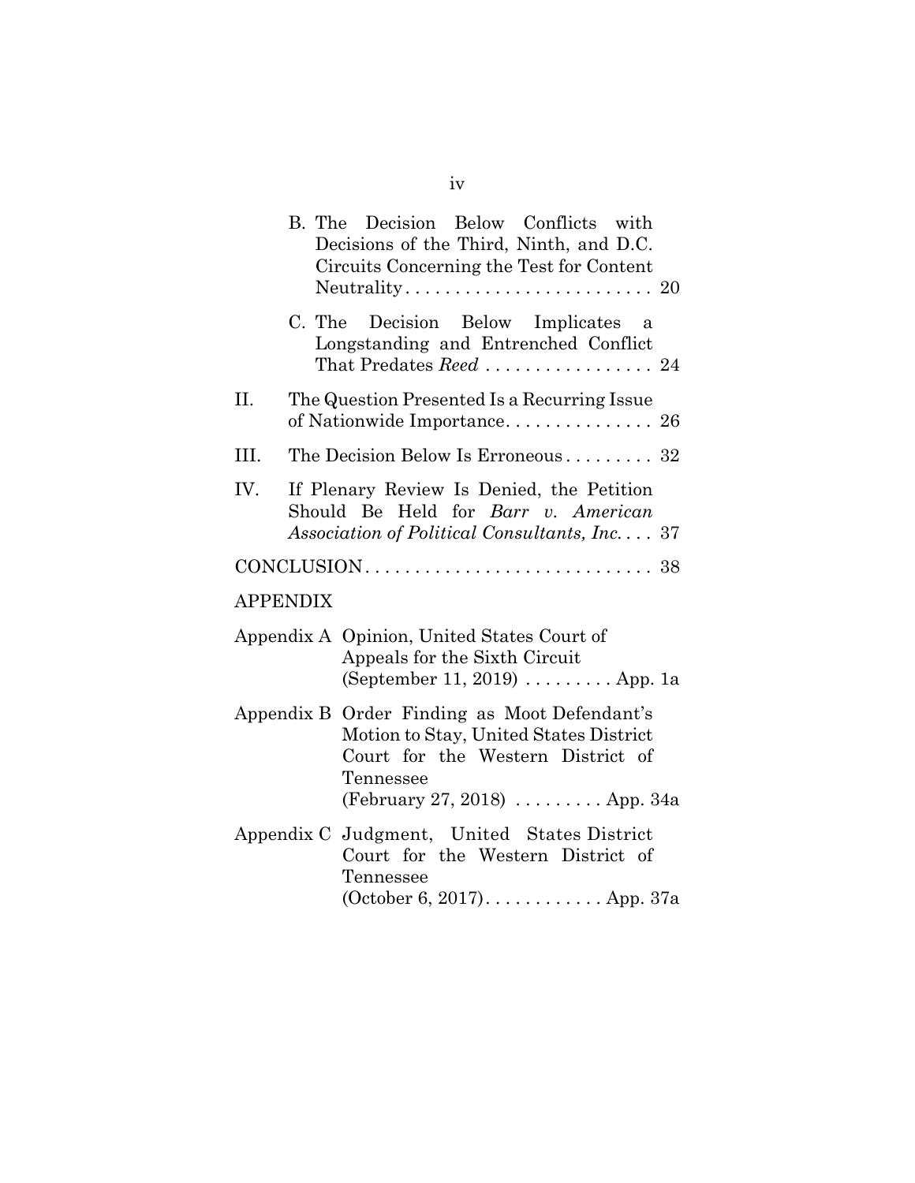B. The Decision Below Conflicts with Decisions of the Third, Ninth, and D.C. Circuits Concerning the Test for Content Neutrality . . . . . . . . . . . . . . . . . . . . . . . . . 20

C. The Decision Below Implicates a Longstanding and Entrenched Conflict That Predates *Reed* . . . . . . . . . . . . . . . . . 24

II. The Question Presented Is a Recurring Issue of Nationwide Importance. . . . . . . . . . . . . . . 26

III. The Decision Below Is Erroneous . . . . . . . . . 32

IV. If Plenary Review Is Denied, the Petition Should Be Held for *Barr v. American Association of Political Consultants, Inc.* . . . . 37

CONCLUSION. . . . . . . . . . . . . . . . . . . . . . . . . . . . . 38

APPENDIX

Appendix A Opinion, United States Court of Appeals for the Sixth Circuit (September 11, 2019) . . . . . . . . . App. 1a

Appendix B Order Finding as Moot Defendant's Motion to Stay, United States District Court for the Western District of Tennessee (February 27, 2018) . . . . . . . . . App. 34a

Appendix C Judgment, United States District Court for the Western District of Tennessee (October 6, 2017). . . . . . . . . . . . App. 37a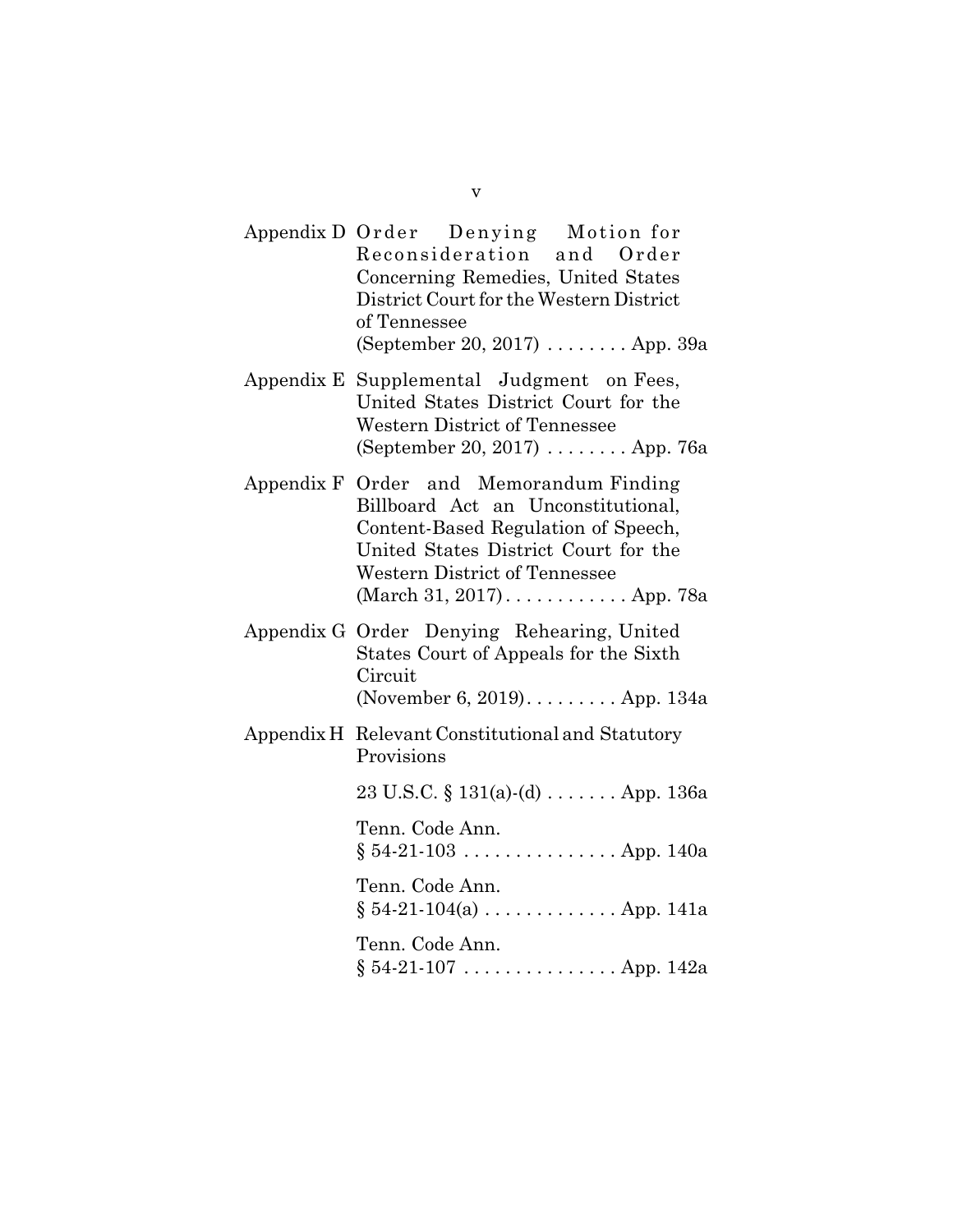Appendix D Order Denying Motion for Reconsideration and Order Concerning Remedies, United States District Court for the Western District of Tennessee (September 20, 2017) . . . . . . . . App. 39a

Appendix E Supplemental Judgment on Fees, United States District Court for the Western District of Tennessee (September 20, 2017) . . . . . . . . App. 76a

Appendix F Order and Memorandum Finding Billboard Act an Unconstitutional, Content-Based Regulation of Speech, United States District Court for the Western District of Tennessee (March 31, 2017) . . . . . . . . . . . . App. 78a

Appendix G Order Denying Rehearing, United States Court of Appeals for the Sixth Circuit (November 6, 2019) . . . . . . . . . App. 134a

Appendix H Relevant Constitutional and Statutory Provisions

23 U.S.C. § 131(a)-(d) . . . . . . . App. 136a

Tenn. Code Ann. § 54-21-103 . . . . . . . . . . . . . . . App. 140a

Tenn. Code Ann. § 54-21-104(a) . . . . . . . . . . . . . App. 141a

Tenn. Code Ann. § 54-21-107 . . . . . . . . . . . . . . . App. 142a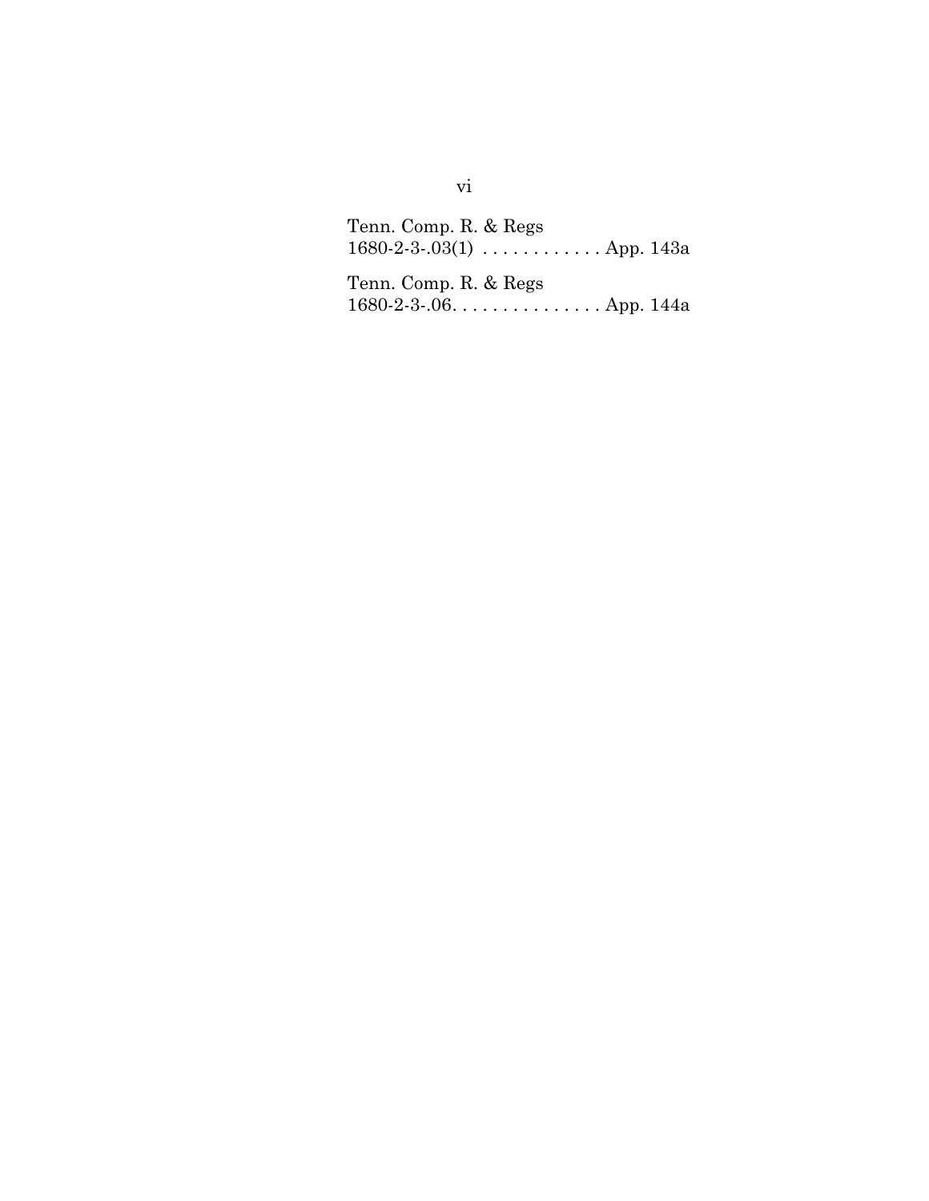Tenn. Comp. R. & Regs
1680-2-3-.03(1) . . . . . . . . . . . . App. 143a

Tenn. Comp. R. & Regs
1680-2-3-.06. . . . . . . . . . . . . . . App. 144a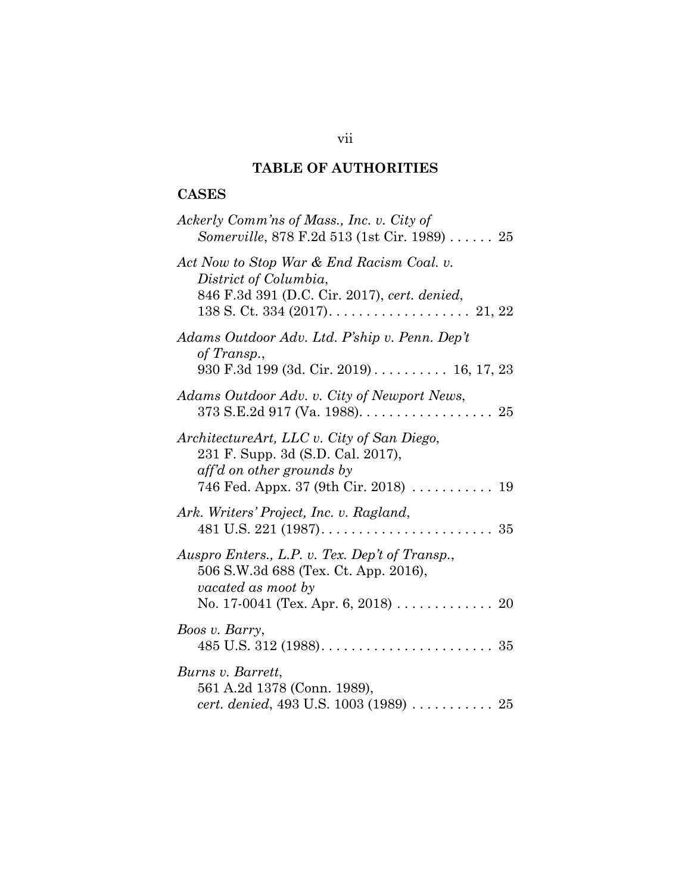## TABLE OF AUTHORITIES

### CASES

*Ackerly Comm'ns of Mass., Inc. v. City of Somerville*, 878 F.2d 513 (1st Cir. 1989) . . . . . . 25

*Act Now to Stop War & End Racism Coal. v. District of Columbia*, 846 F.3d 391 (D.C. Cir. 2017), *cert. denied*, 138 S. Ct. 334 (2017). . . . . . . . . . . . . . . . . . . 21, 22

*Adams Outdoor Adv. Ltd. P'ship v. Penn. Dep't of Transp.*, 930 F.3d 199 (3d. Cir. 2019) . . . . . . . . . . 16, 17, 23

*Adams Outdoor Adv. v. City of Newport News*, 373 S.E.2d 917 (Va. 1988). . . . . . . . . . . . . . . . . . 25

*ArchitectureArt, LLC v. City of San Diego*, 231 F. Supp. 3d (S.D. Cal. 2017), *aff'd on other grounds by* 746 Fed. Appx. 37 (9th Cir. 2018) . . . . . . . . . . . 19

*Ark. Writers' Project, Inc. v. Ragland*, 481 U.S. 221 (1987). . . . . . . . . . . . . . . . . . . . . . . 35

*Auspro Enters., L.P. v. Tex. Dep't of Transp.*, 506 S.W.3d 688 (Tex. Ct. App. 2016), *vacated as moot by* No. 17-0041 (Tex. Apr. 6, 2018) . . . . . . . . . . . . . 20

*Boos v. Barry*, 485 U.S. 312 (1988). . . . . . . . . . . . . . . . . . . . . . . 35

*Burns v. Barrett*, 561 A.2d 1378 (Conn. 1989), *cert. denied*, 493 U.S. 1003 (1989) . . . . . . . . . . . 25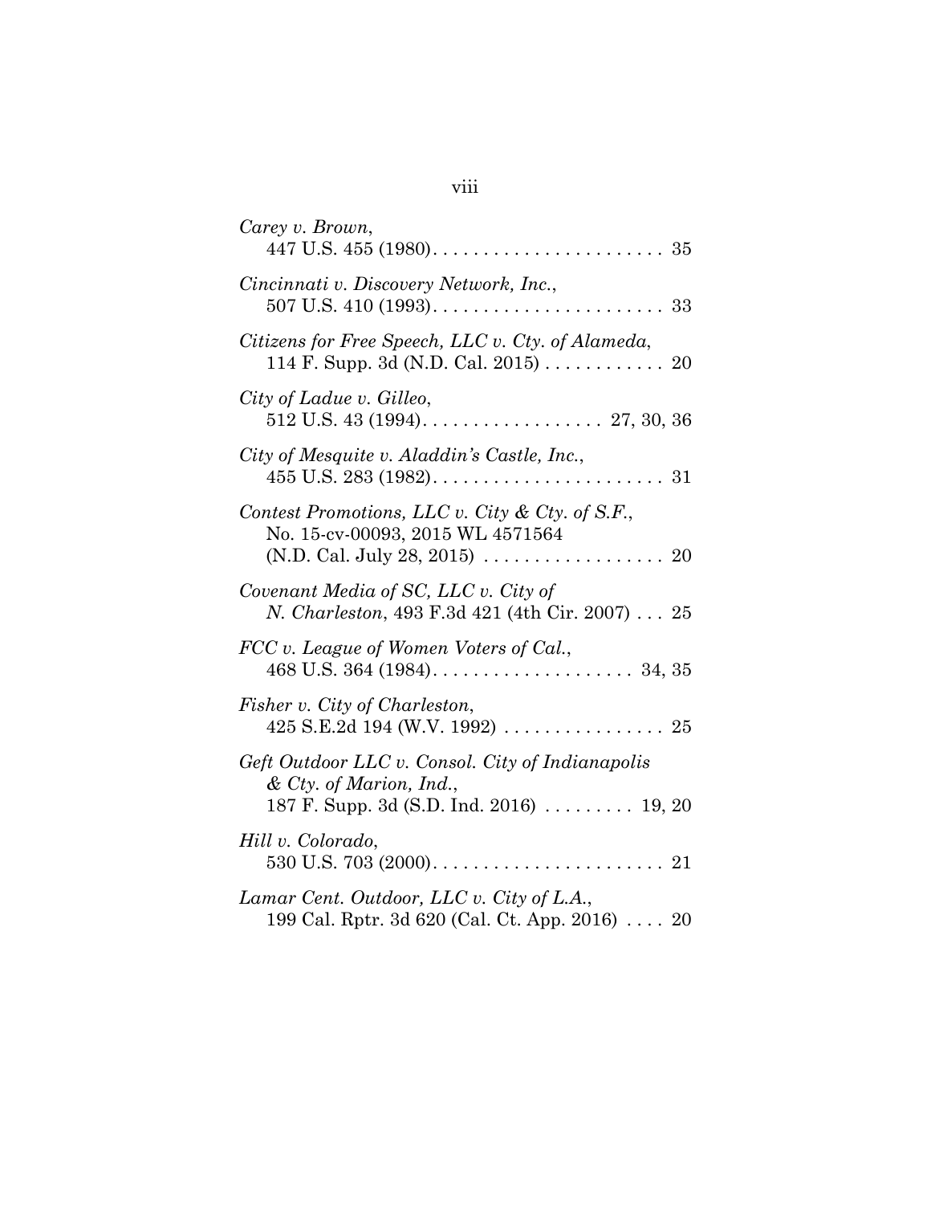*Carey v. Brown*,
447 U.S. 455 (1980). . . . . . . . . . . . . . . . . . . . . . . 35

*Cincinnati v. Discovery Network, Inc.*,
507 U.S. 410 (1993). . . . . . . . . . . . . . . . . . . . . . . 33

*Citizens for Free Speech, LLC v. Cty. of Alameda*,
114 F. Supp. 3d (N.D. Cal. 2015) . . . . . . . . . . . . 20

*City of Ladue v. Gilleo*,
512 U.S. 43 (1994). . . . . . . . . . . . . . . . . . 27, 30, 36

*City of Mesquite v. Aladdin's Castle, Inc.*,
455 U.S. 283 (1982). . . . . . . . . . . . . . . . . . . . . . . 31

*Contest Promotions, LLC v. City & Cty. of S.F.*,
No. 15-cv-00093, 2015 WL 4571564
(N.D. Cal. July 28, 2015) . . . . . . . . . . . . . . . . . . 20

*Covenant Media of SC, LLC v. City of N. Charleston*, 493 F.3d 421 (4th Cir. 2007) . . . 25

*FCC v. League of Women Voters of Cal.*,
468 U.S. 364 (1984). . . . . . . . . . . . . . . . . . . . 34, 35

*Fisher v. City of Charleston*,
425 S.E.2d 194 (W.V. 1992) . . . . . . . . . . . . . . . . 25

*Geft Outdoor LLC v. Consol. City of Indianapolis & Cty. of Marion, Ind.*,
187 F. Supp. 3d (S.D. Ind. 2016) . . . . . . . . . 19, 20

*Hill v. Colorado*,
530 U.S. 703 (2000). . . . . . . . . . . . . . . . . . . . . . . 21

*Lamar Cent. Outdoor, LLC v. City of L.A.*,
199 Cal. Rptr. 3d 620 (Cal. Ct. App. 2016) . . . . 20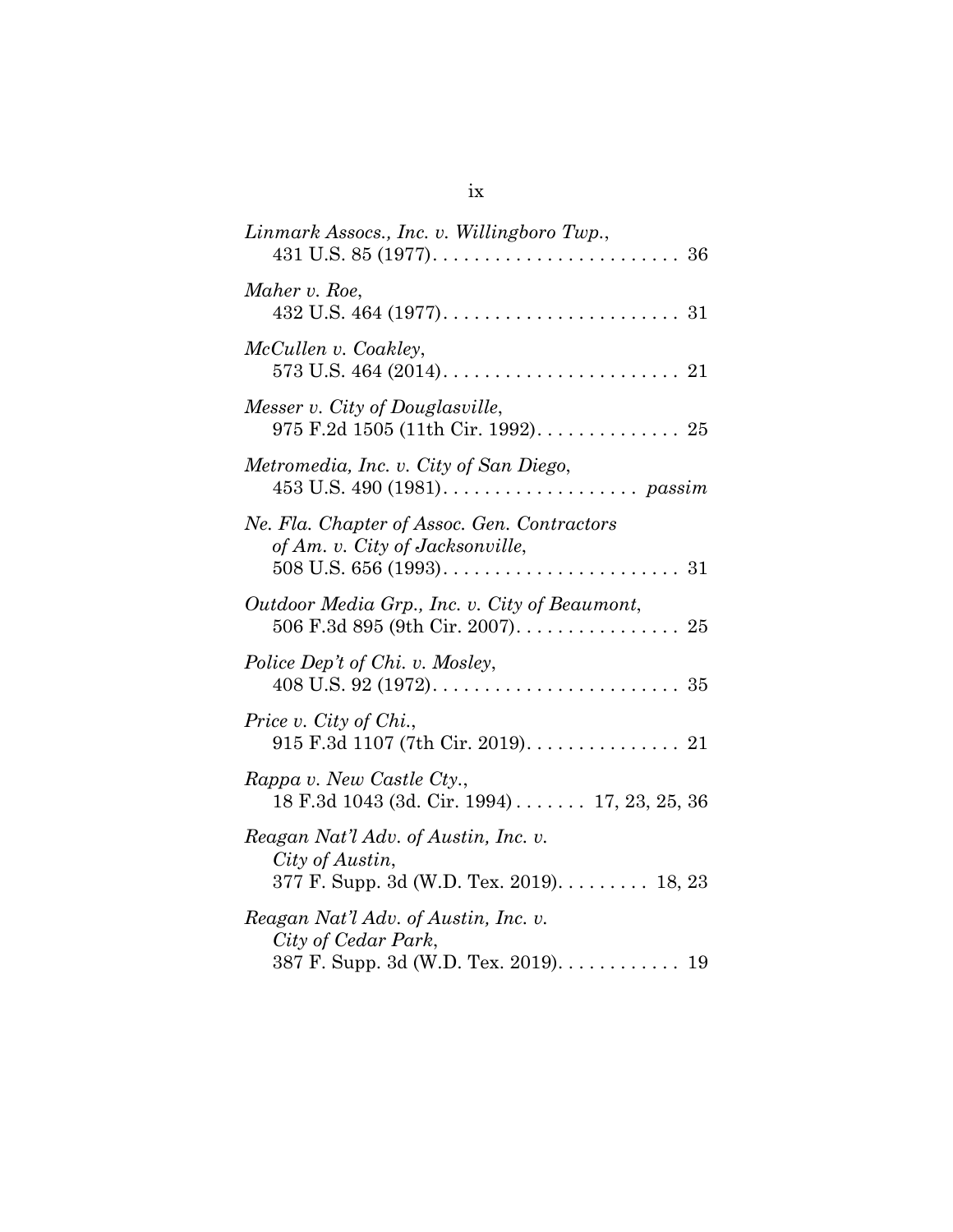*Linmark Assocs., Inc. v. Willingboro Twp.*,
431 U.S. 85 (1977). . . . . . . . . . . . . . . . . . . . . . . . 36

*Maher v. Roe*,
432 U.S. 464 (1977). . . . . . . . . . . . . . . . . . . . . . . 31

*McCullen v. Coakley*,
573 U.S. 464 (2014). . . . . . . . . . . . . . . . . . . . . . . 21

*Messer v. City of Douglasville*,
975 F.2d 1505 (11th Cir. 1992). . . . . . . . . . . . . . 25

*Metromedia, Inc. v. City of San Diego*,
453 U.S. 490 (1981). . . . . . . . . . . . . . . . . . . *passim*

*Ne. Fla. Chapter of Assoc. Gen. Contractors of Am. v. City of Jacksonville*,
508 U.S. 656 (1993). . . . . . . . . . . . . . . . . . . . . . . 31

*Outdoor Media Grp., Inc. v. City of Beaumont*,
506 F.3d 895 (9th Cir. 2007). . . . . . . . . . . . . . . . 25

*Police Dep't of Chi. v. Mosley*,
408 U.S. 92 (1972). . . . . . . . . . . . . . . . . . . . . . . . 35

*Price v. City of Chi.*,
915 F.3d 1107 (7th Cir. 2019). . . . . . . . . . . . . . . 21

*Rappa v. New Castle Cty.*,
18 F.3d 1043 (3d. Cir. 1994) . . . . . . . 17, 23, 25, 36

*Reagan Nat'l Adv. of Austin, Inc. v. City of Austin*,
377 F. Supp. 3d (W.D. Tex. 2019). . . . . . . . . 18, 23

*Reagan Nat'l Adv. of Austin, Inc. v. City of Cedar Park*,
387 F. Supp. 3d (W.D. Tex. 2019). . . . . . . . . . . . 19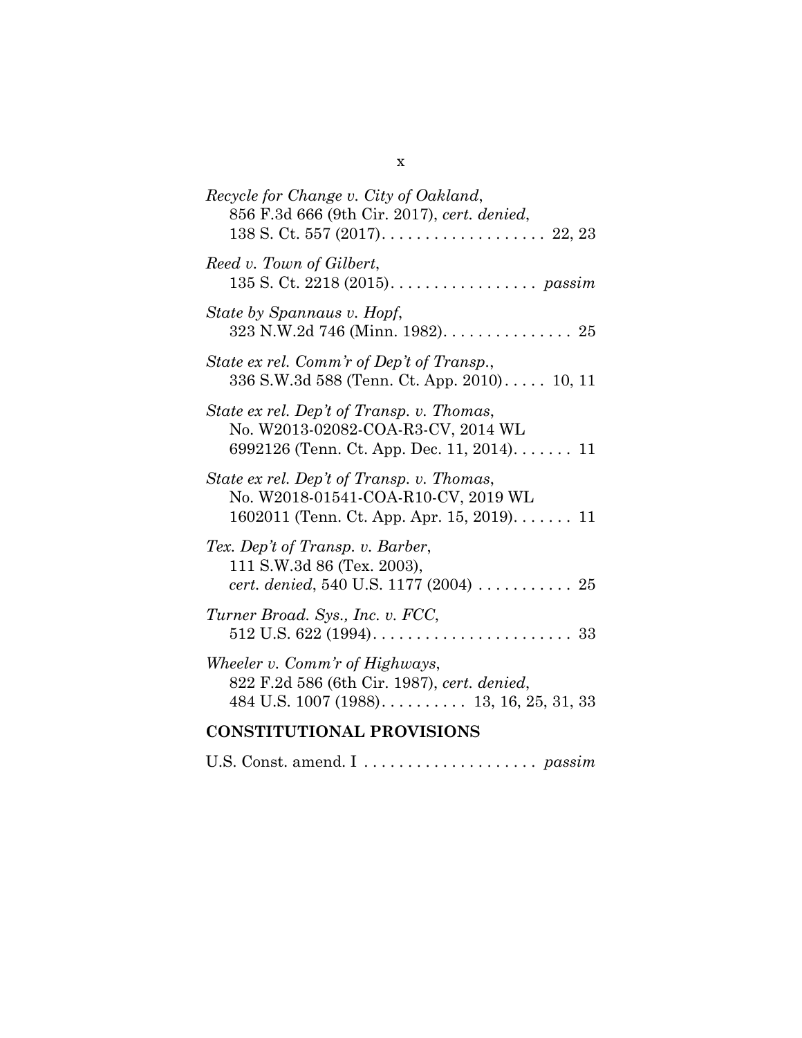*Recycle for Change v. City of Oakland*,
856 F.3d 666 (9th Cir. 2017), *cert. denied*,
138 S. Ct. 557 (2017) . . . . . . . . . . . . . . . . . . . 22, 23

*Reed v. Town of Gilbert*,
135 S. Ct. 2218 (2015) . . . . . . . . . . . . . . . . . *passim*

*State by Spannaus v. Hopf*,
323 N.W.2d 746 (Minn. 1982) . . . . . . . . . . . . . . . 25

*State ex rel. Comm'r of Dep't of Transp.*,
336 S.W.3d 588 (Tenn. Ct. App. 2010) . . . . . 10, 11

*State ex rel. Dep't of Transp. v. Thomas*,
No. W2013-02082-COA-R3-CV, 2014 WL
6992126 (Tenn. Ct. App. Dec. 11, 2014) . . . . . . . 11

*State ex rel. Dep't of Transp. v. Thomas*,
No. W2018-01541-COA-R10-CV, 2019 WL
1602011 (Tenn. Ct. App. Apr. 15, 2019) . . . . . . . 11

*Tex. Dep't of Transp. v. Barber*,
111 S.W.3d 86 (Tex. 2003),
*cert. denied*, 540 U.S. 1177 (2004) . . . . . . . . . . . 25

*Turner Broad. Sys., Inc. v. FCC*,
512 U.S. 622 (1994) . . . . . . . . . . . . . . . . . . . . . . . 33

*Wheeler v. Comm'r of Highways*,
822 F.2d 586 (6th Cir. 1987), *cert. denied*,
484 U.S. 1007 (1988) . . . . . . . . . . 13, 16, 25, 31, 33

**CONSTITUTIONAL PROVISIONS**

U.S. Const. amend. I . . . . . . . . . . . . . . . . . . . . *passim*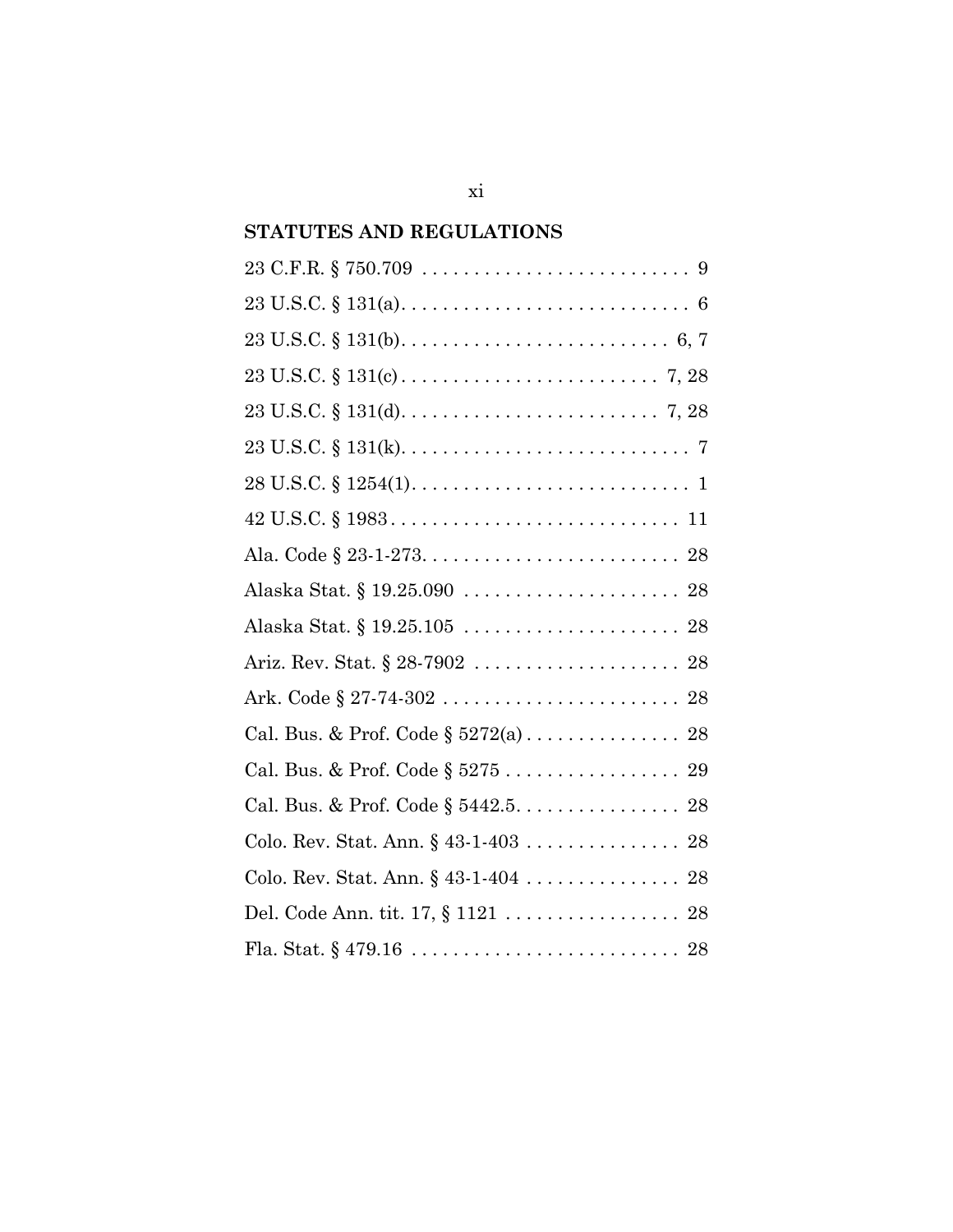## STATUTES AND REGULATIONS

23 C.F.R. § 750.709 . . . . . . . . . . . . . . . . . . . . . . . . . . 9

23 U.S.C. § 131(a). . . . . . . . . . . . . . . . . . . . . . . . . . . . 6

23 U.S.C. § 131(b). . . . . . . . . . . . . . . . . . . . . . . . . . 6, 7

23 U.S.C. § 131(c) . . . . . . . . . . . . . . . . . . . . . . . . . 7, 28

23 U.S.C. § 131(d). . . . . . . . . . . . . . . . . . . . . . . . . 7, 28

23 U.S.C. § 131(k). . . . . . . . . . . . . . . . . . . . . . . . . . . . 7

28 U.S.C. § 1254(1). . . . . . . . . . . . . . . . . . . . . . . . . . . 1

42 U.S.C. § 1983 . . . . . . . . . . . . . . . . . . . . . . . . . . . . 11

Ala. Code § 23-1-273. . . . . . . . . . . . . . . . . . . . . . . . . 28

Alaska Stat. § 19.25.090 . . . . . . . . . . . . . . . . . . . . . 28

Alaska Stat. § 19.25.105 . . . . . . . . . . . . . . . . . . . . . 28

Ariz. Rev. Stat. § 28-7902 . . . . . . . . . . . . . . . . . . . . 28

Ark. Code § 27-74-302 . . . . . . . . . . . . . . . . . . . . . . . 28

Cal. Bus. & Prof. Code § 5272(a) . . . . . . . . . . . . . . . 28

Cal. Bus. & Prof. Code § 5275 . . . . . . . . . . . . . . . . . 29

Cal. Bus. & Prof. Code § 5442.5. . . . . . . . . . . . . . . . 28

Colo. Rev. Stat. Ann. § 43-1-403 . . . . . . . . . . . . . . . 28

Colo. Rev. Stat. Ann. § 43-1-404 . . . . . . . . . . . . . . . 28

Del. Code Ann. tit. 17, § 1121 . . . . . . . . . . . . . . . . . 28

Fla. Stat. § 479.16 . . . . . . . . . . . . . . . . . . . . . . . . . . 28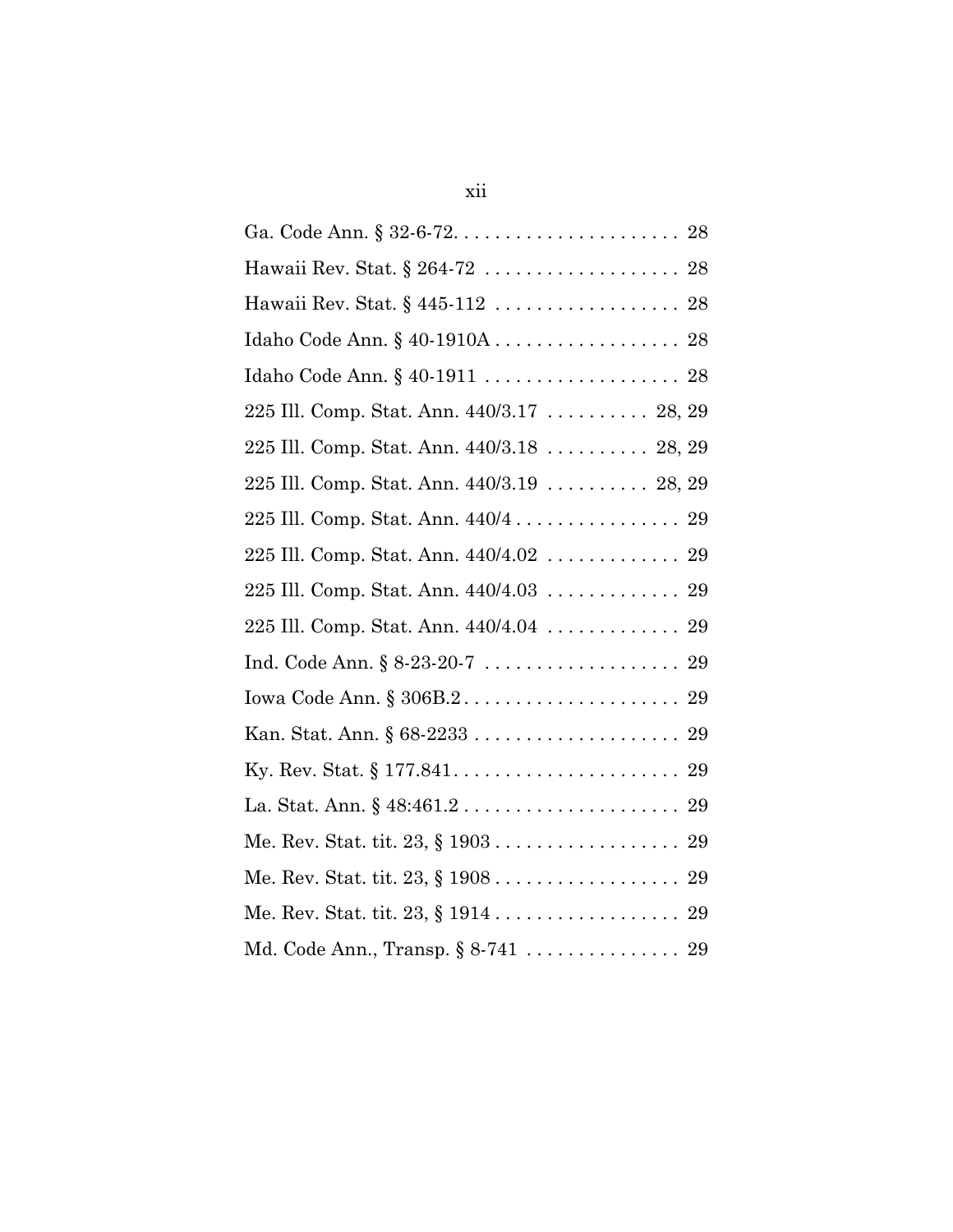Ga. Code Ann. § 32-6-72. . . . . . . . . . . . . . . . . . . . . . 28

Hawaii Rev. Stat. § 264-72 . . . . . . . . . . . . . . . . . . . 28

Hawaii Rev. Stat. § 445-112 . . . . . . . . . . . . . . . . . . 28

Idaho Code Ann. § 40-1910A . . . . . . . . . . . . . . . . . . 28

Idaho Code Ann. § 40-1911 . . . . . . . . . . . . . . . . . . . 28

225 Ill. Comp. Stat. Ann. 440/3.17 . . . . . . . . . . 28, 29

225 Ill. Comp. Stat. Ann. 440/3.18 . . . . . . . . . . 28, 29

225 Ill. Comp. Stat. Ann. 440/3.19 . . . . . . . . . . 28, 29

225 Ill. Comp. Stat. Ann. 440/4 . . . . . . . . . . . . . . . . 29

225 Ill. Comp. Stat. Ann. 440/4.02 . . . . . . . . . . . . . 29

225 Ill. Comp. Stat. Ann. 440/4.03 . . . . . . . . . . . . . 29

225 Ill. Comp. Stat. Ann. 440/4.04 . . . . . . . . . . . . . 29

Ind. Code Ann. § 8-23-20-7 . . . . . . . . . . . . . . . . . . . 29

Iowa Code Ann. § 306B.2 . . . . . . . . . . . . . . . . . . . . . 29

Kan. Stat. Ann. § 68-2233 . . . . . . . . . . . . . . . . . . . . 29

Ky. Rev. Stat. § 177.841 . . . . . . . . . . . . . . . . . . . . . . 29

La. Stat. Ann. § 48:461.2 . . . . . . . . . . . . . . . . . . . . . 29

Me. Rev. Stat. tit. 23, § 1903 . . . . . . . . . . . . . . . . . . 29

Me. Rev. Stat. tit. 23, § 1908 . . . . . . . . . . . . . . . . . . 29

Me. Rev. Stat. tit. 23, § 1914 . . . . . . . . . . . . . . . . . . 29

Md. Code Ann., Transp. § 8-741 . . . . . . . . . . . . . . . 29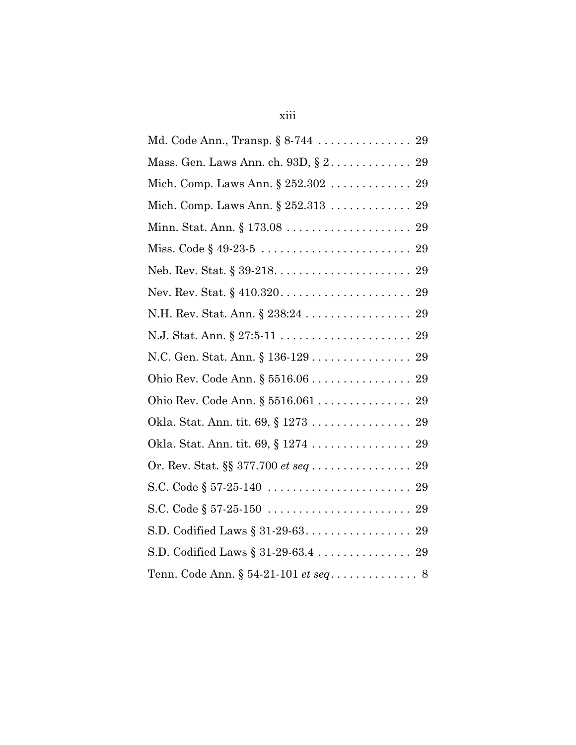Md. Code Ann., Transp. § 8-744 . . . . . . . . . . . . . . . 29

Mass. Gen. Laws Ann. ch. 93D, § 2 . . . . . . . . . . . . . 29

Mich. Comp. Laws Ann. § 252.302 . . . . . . . . . . . . . 29

Mich. Comp. Laws Ann. § 252.313 . . . . . . . . . . . . . 29

Minn. Stat. Ann. § 173.08 . . . . . . . . . . . . . . . . . . . . 29

Miss. Code § 49-23-5 . . . . . . . . . . . . . . . . . . . . . . . . 29

Neb. Rev. Stat. § 39-218. . . . . . . . . . . . . . . . . . . . . . 29

Nev. Rev. Stat. § 410.320. . . . . . . . . . . . . . . . . . . . . 29

N.H. Rev. Stat. Ann. § 238:24 . . . . . . . . . . . . . . . . . 29

N.J. Stat. Ann. § 27:5-11 . . . . . . . . . . . . . . . . . . . . . 29

N.C. Gen. Stat. Ann. § 136-129 . . . . . . . . . . . . . . . . 29

Ohio Rev. Code Ann. § 5516.06 . . . . . . . . . . . . . . . . 29

Ohio Rev. Code Ann. § 5516.061 . . . . . . . . . . . . . . . 29

Okla. Stat. Ann. tit. 69, § 1273 . . . . . . . . . . . . . . . . 29

Okla. Stat. Ann. tit. 69, § 1274 . . . . . . . . . . . . . . . . 29

Or. Rev. Stat. §§ 377.700 *et seq* . . . . . . . . . . . . . . . . 29

S.C. Code § 57-25-140 . . . . . . . . . . . . . . . . . . . . . . . 29

S.C. Code § 57-25-150 . . . . . . . . . . . . . . . . . . . . . . . 29

S.D. Codified Laws § 31-29-63. . . . . . . . . . . . . . . . . 29

S.D. Codified Laws § 31-29-63.4 . . . . . . . . . . . . . . . 29

Tenn. Code Ann. § 54-21-101 *et seq*. . . . . . . . . . . . . . 8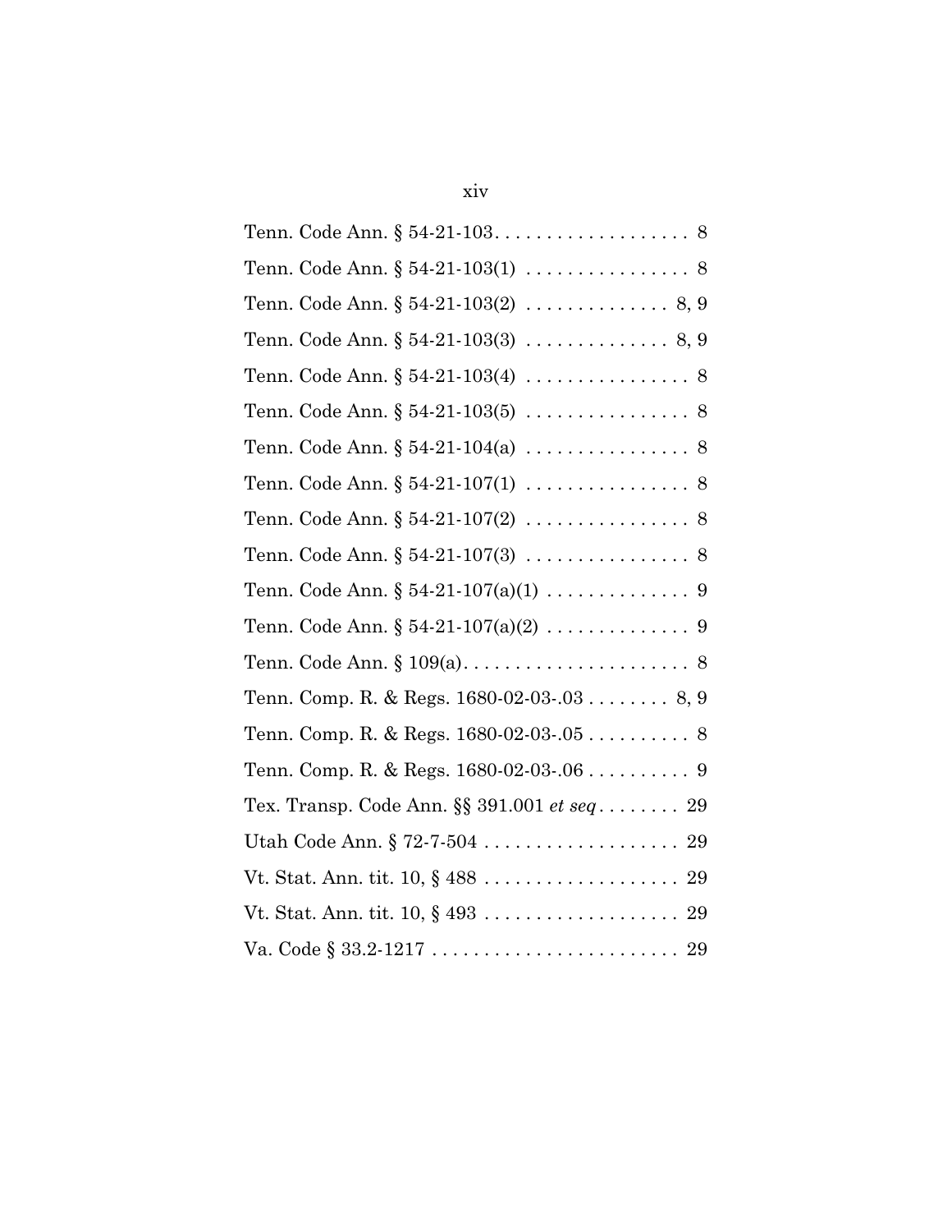Tenn. Code Ann. § 54-21-103. . . . . . . . . . . . . . . . . . . 8

Tenn. Code Ann. § 54-21-103(1) . . . . . . . . . . . . . . . . 8

Tenn. Code Ann. § 54-21-103(2) . . . . . . . . . . . . . . 8, 9

Tenn. Code Ann. § 54-21-103(3) . . . . . . . . . . . . . . 8, 9

Tenn. Code Ann. § 54-21-103(4) . . . . . . . . . . . . . . . . 8

Tenn. Code Ann. § 54-21-103(5) . . . . . . . . . . . . . . . . 8

Tenn. Code Ann. § 54-21-104(a) . . . . . . . . . . . . . . . . 8

Tenn. Code Ann. § 54-21-107(1) . . . . . . . . . . . . . . . . 8

Tenn. Code Ann. § 54-21-107(2) . . . . . . . . . . . . . . . . 8

Tenn. Code Ann. § 54-21-107(3) . . . . . . . . . . . . . . . . 8

Tenn. Code Ann. § 54-21-107(a)(1) . . . . . . . . . . . . . . 9

Tenn. Code Ann. § 54-21-107(a)(2) . . . . . . . . . . . . . . 9

Tenn. Code Ann. § 109(a). . . . . . . . . . . . . . . . . . . . . . 8

Tenn. Comp. R. & Regs. 1680-02-03-.03 . . . . . . . . 8, 9

Tenn. Comp. R. & Regs. 1680-02-03-.05 . . . . . . . . . . 8

Tenn. Comp. R. & Regs. 1680-02-03-.06 . . . . . . . . . . 9

Tex. Transp. Code Ann. §§ 391.001 *et seq* . . . . . . . . 29

Utah Code Ann. § 72-7-504 . . . . . . . . . . . . . . . . . . . 29

Vt. Stat. Ann. tit. 10, § 488 . . . . . . . . . . . . . . . . . . . 29

Vt. Stat. Ann. tit. 10, § 493 . . . . . . . . . . . . . . . . . . . 29

Va. Code § 33.2-1217 . . . . . . . . . . . . . . . . . . . . . . . . 29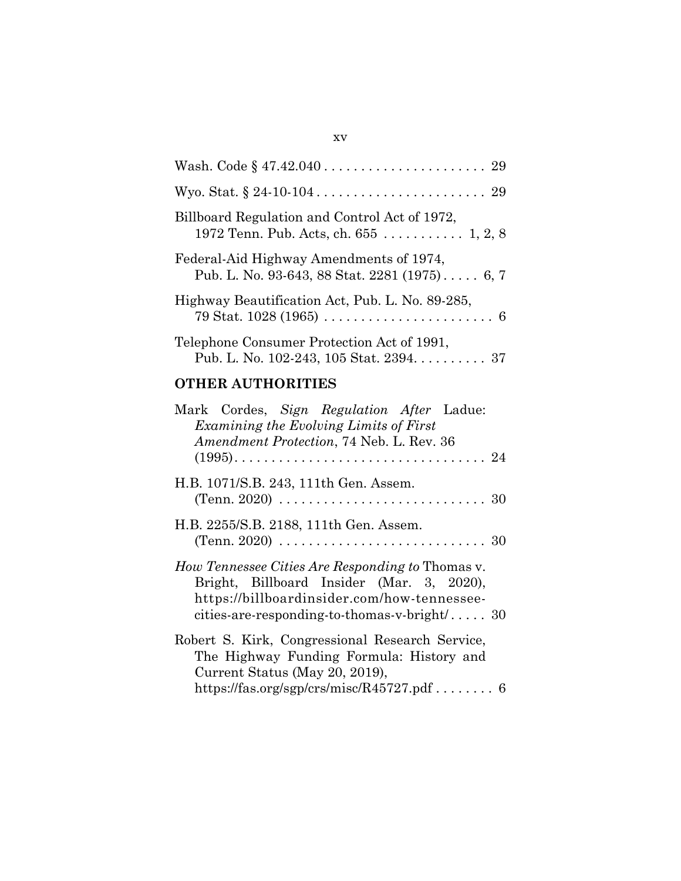Wash. Code § 47.42.040 . . . . . . . . . . . . . . . . . . . . . . 29

Wyo. Stat. § 24-10-104 . . . . . . . . . . . . . . . . . . . . . . . 29

Billboard Regulation and Control Act of 1972, 1972 Tenn. Pub. Acts, ch. 655 . . . . . . . . . . . 1, 2, 8

Federal-Aid Highway Amendments of 1974, Pub. L. No. 93-643, 88 Stat. 2281 (1975) . . . . . 6, 7

Highway Beautification Act, Pub. L. No. 89-285, 79 Stat. 1028 (1965) . . . . . . . . . . . . . . . . . . . . . . . 6

Telephone Consumer Protection Act of 1991, Pub. L. No. 102-243, 105 Stat. 2394. . . . . . . . . . 37

## OTHER AUTHORITIES

Mark Cordes, *Sign Regulation After* Ladue: *Examining the Evolving Limits of First Amendment Protection*, 74 Neb. L. Rev. 36 (1995). . . . . . . . . . . . . . . . . . . . . . . . . . . . . . . . . 24

H.B. 1071/S.B. 243, 111th Gen. Assem. (Tenn. 2020) . . . . . . . . . . . . . . . . . . . . . . . . . . . . 30

H.B. 2255/S.B. 2188, 111th Gen. Assem. (Tenn. 2020) . . . . . . . . . . . . . . . . . . . . . . . . . . . . 30

*How Tennessee Cities Are Responding to* Thomas v. Bright, Billboard Insider (Mar. 3, 2020), https://billboardinsider.com/how-tennessee-cities-are-responding-to-thomas-v-bright/ . . . . . 30

Robert S. Kirk, Congressional Research Service, The Highway Funding Formula: History and Current Status (May 20, 2019), https://fas.org/sgp/crs/misc/R45727.pdf . . . . . . . . 6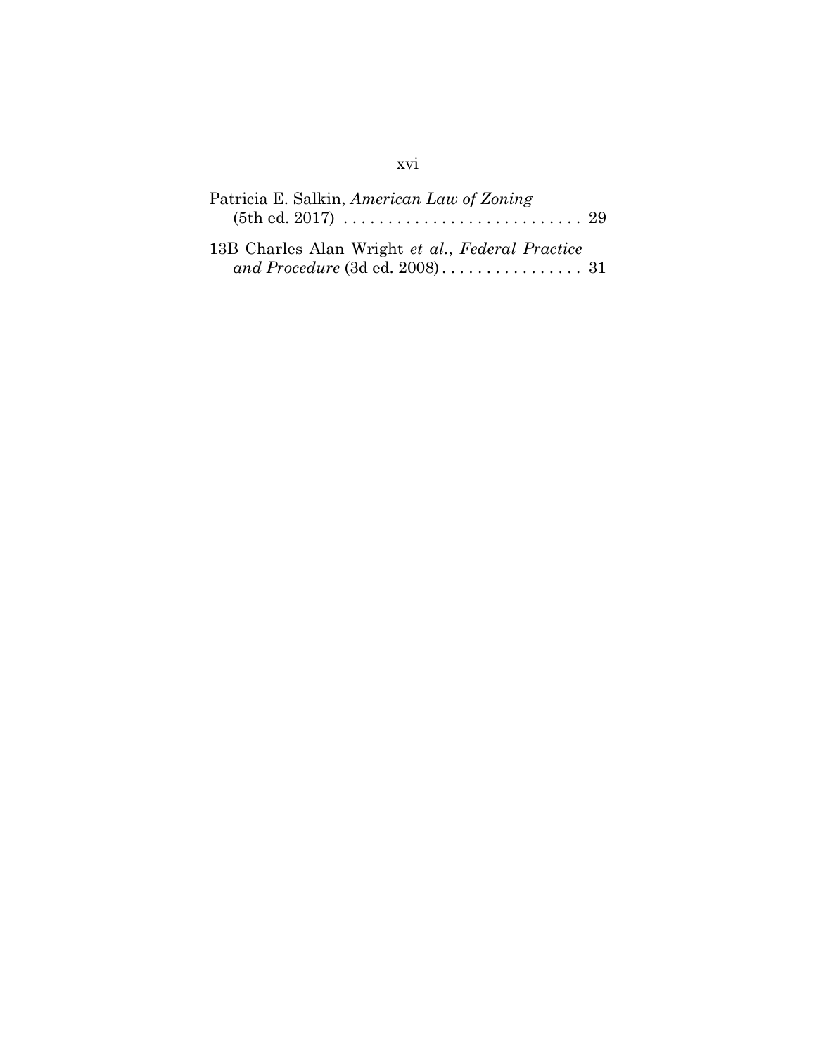Patricia E. Salkin, *American Law of Zoning* (5th ed. 2017) . . . . . . . . . . . . . . . . . . . . . . . . . . . 29

13B Charles Alan Wright *et al.*, *Federal Practice and Procedure* (3d ed. 2008) . . . . . . . . . . . . . . . . 31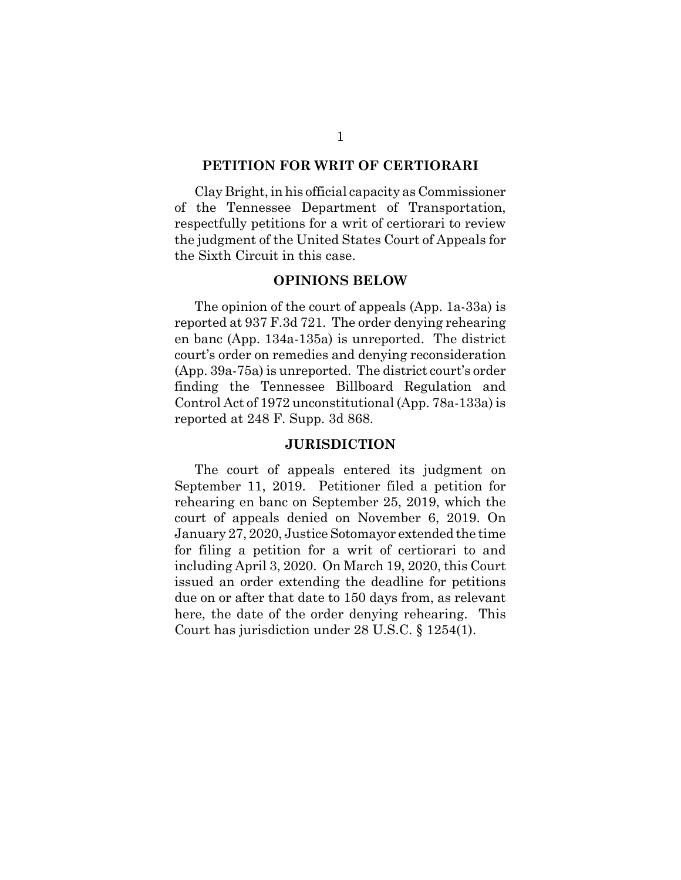## PETITION FOR WRIT OF CERTIORARI

Clay Bright, in his official capacity as Commissioner of the Tennessee Department of Transportation, respectfully petitions for a writ of certiorari to review the judgment of the United States Court of Appeals for the Sixth Circuit in this case.

## OPINIONS BELOW

The opinion of the court of appeals (App. 1a-33a) is reported at 937 F.3d 721. The order denying rehearing en banc (App. 134a-135a) is unreported. The district court's order on remedies and denying reconsideration (App. 39a-75a) is unreported. The district court's order finding the Tennessee Billboard Regulation and Control Act of 1972 unconstitutional (App. 78a-133a) is reported at 248 F. Supp. 3d 868.

## JURISDICTION

The court of appeals entered its judgment on September 11, 2019. Petitioner filed a petition for rehearing en banc on September 25, 2019, which the court of appeals denied on November 6, 2019. On January 27, 2020, Justice Sotomayor extended the time for filing a petition for a writ of certiorari to and including April 3, 2020. On March 19, 2020, this Court issued an order extending the deadline for petitions due on or after that date to 150 days from, as relevant here, the date of the order denying rehearing. This Court has jurisdiction under 28 U.S.C. § 1254(1).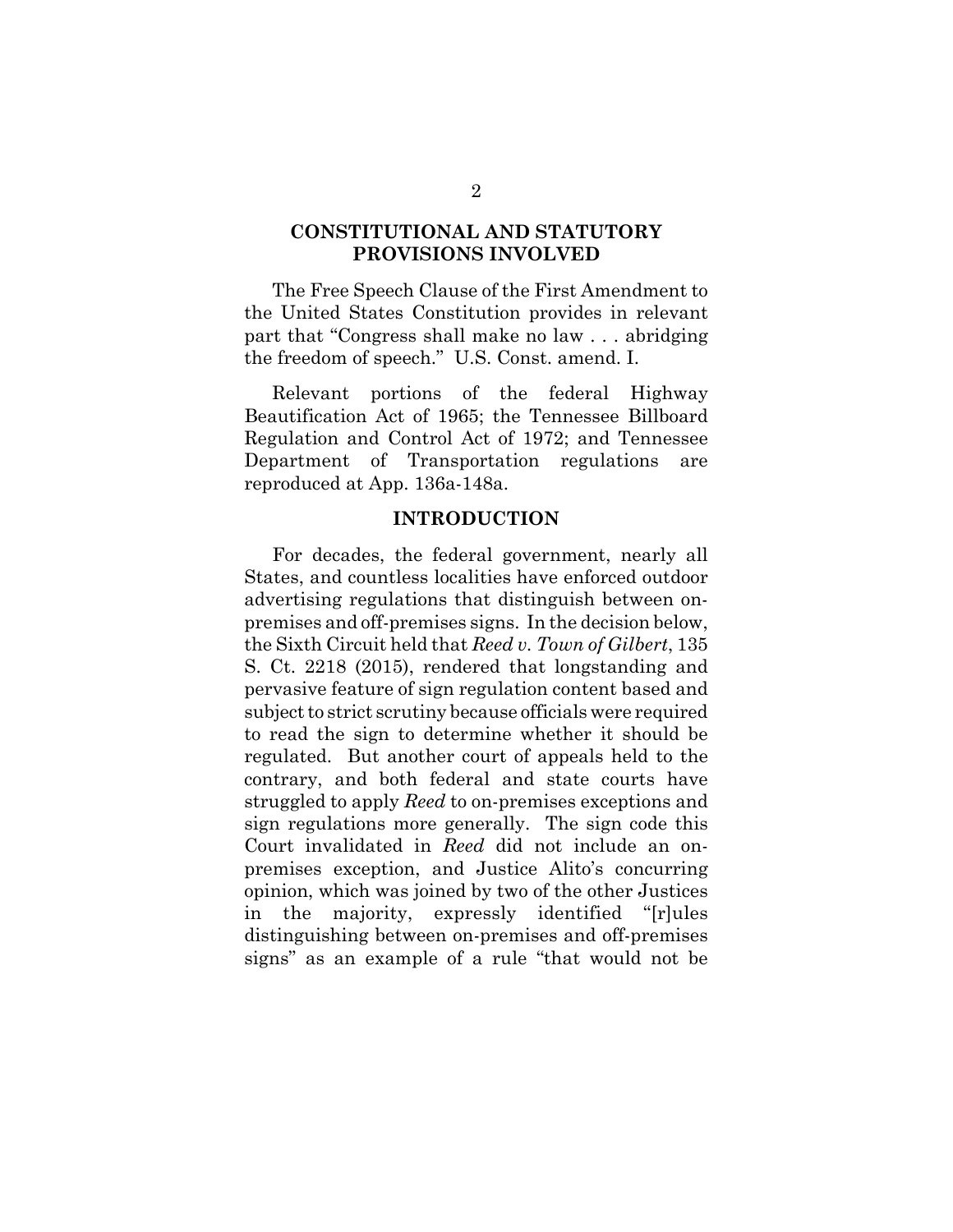## CONSTITUTIONAL AND STATUTORY PROVISIONS INVOLVED

The Free Speech Clause of the First Amendment to the United States Constitution provides in relevant part that "Congress shall make no law . . . abridging the freedom of speech." U.S. Const. amend. I.

Relevant portions of the federal Highway Beautification Act of 1965; the Tennessee Billboard Regulation and Control Act of 1972; and Tennessee Department of Transportation regulations are reproduced at App. 136a-148a.

## INTRODUCTION

For decades, the federal government, nearly all States, and countless localities have enforced outdoor advertising regulations that distinguish between on-premises and off-premises signs. In the decision below, the Sixth Circuit held that *Reed v. Town of Gilbert*, 135 S. Ct. 2218 (2015), rendered that longstanding and pervasive feature of sign regulation content based and subject to strict scrutiny because officials were required to read the sign to determine whether it should be regulated. But another court of appeals held to the contrary, and both federal and state courts have struggled to apply *Reed* to on-premises exceptions and sign regulations more generally. The sign code this Court invalidated in *Reed* did not include an on-premises exception, and Justice Alito's concurring opinion, which was joined by two of the other Justices in the majority, expressly identified "[r]ules distinguishing between on-premises and off-premises signs" as an example of a rule "that would not be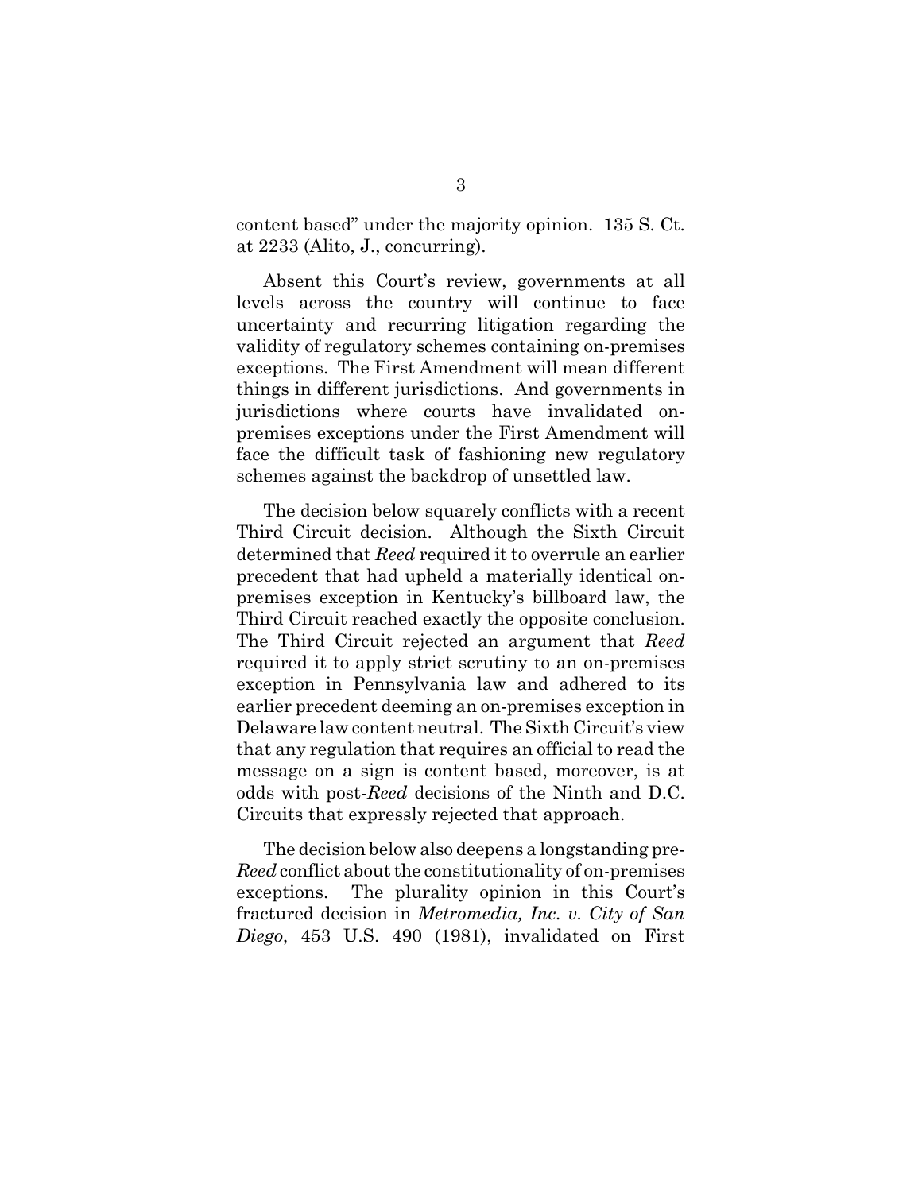content based" under the majority opinion. 135 S. Ct. at 2233 (Alito, J., concurring).

Absent this Court's review, governments at all levels across the country will continue to face uncertainty and recurring litigation regarding the validity of regulatory schemes containing on-premises exceptions. The First Amendment will mean different things in different jurisdictions. And governments in jurisdictions where courts have invalidated on-premises exceptions under the First Amendment will face the difficult task of fashioning new regulatory schemes against the backdrop of unsettled law.

The decision below squarely conflicts with a recent Third Circuit decision. Although the Sixth Circuit determined that *Reed* required it to overrule an earlier precedent that had upheld a materially identical on-premises exception in Kentucky's billboard law, the Third Circuit reached exactly the opposite conclusion. The Third Circuit rejected an argument that *Reed* required it to apply strict scrutiny to an on-premises exception in Pennsylvania law and adhered to its earlier precedent deeming an on-premises exception in Delaware law content neutral. The Sixth Circuit's view that any regulation that requires an official to read the message on a sign is content based, moreover, is at odds with post-*Reed* decisions of the Ninth and D.C. Circuits that expressly rejected that approach.

The decision below also deepens a longstanding pre-*Reed* conflict about the constitutionality of on-premises exceptions. The plurality opinion in this Court's fractured decision in *Metromedia, Inc. v. City of San Diego*, 453 U.S. 490 (1981), invalidated on First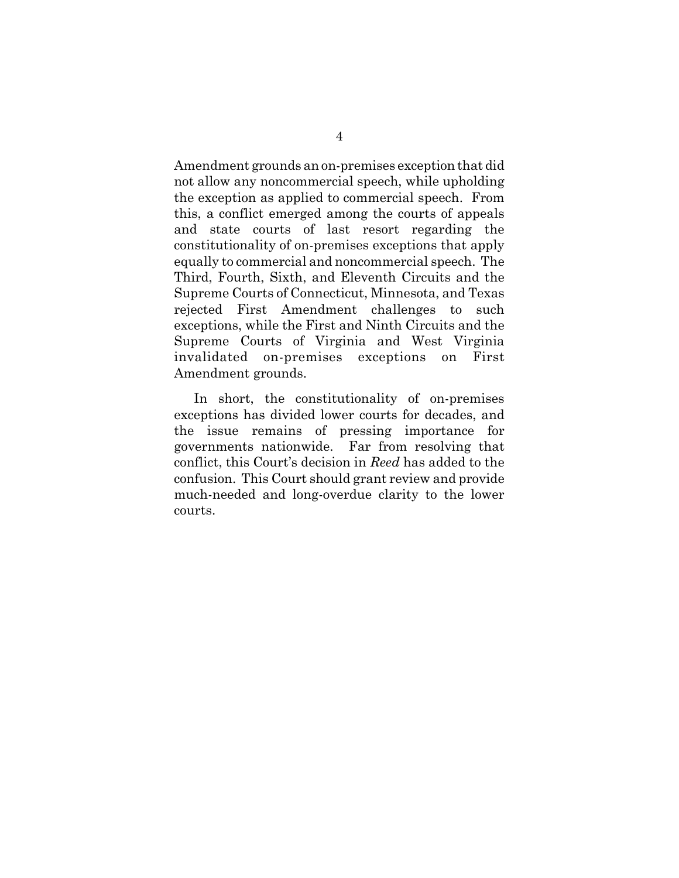Amendment grounds an on-premises exception that did not allow any noncommercial speech, while upholding the exception as applied to commercial speech. From this, a conflict emerged among the courts of appeals and state courts of last resort regarding the constitutionality of on-premises exceptions that apply equally to commercial and noncommercial speech. The Third, Fourth, Sixth, and Eleventh Circuits and the Supreme Courts of Connecticut, Minnesota, and Texas rejected First Amendment challenges to such exceptions, while the First and Ninth Circuits and the Supreme Courts of Virginia and West Virginia invalidated on-premises exceptions on First Amendment grounds.

In short, the constitutionality of on-premises exceptions has divided lower courts for decades, and the issue remains of pressing importance for governments nationwide. Far from resolving that conflict, this Court's decision in *Reed* has added to the confusion. This Court should grant review and provide much-needed and long-overdue clarity to the lower courts.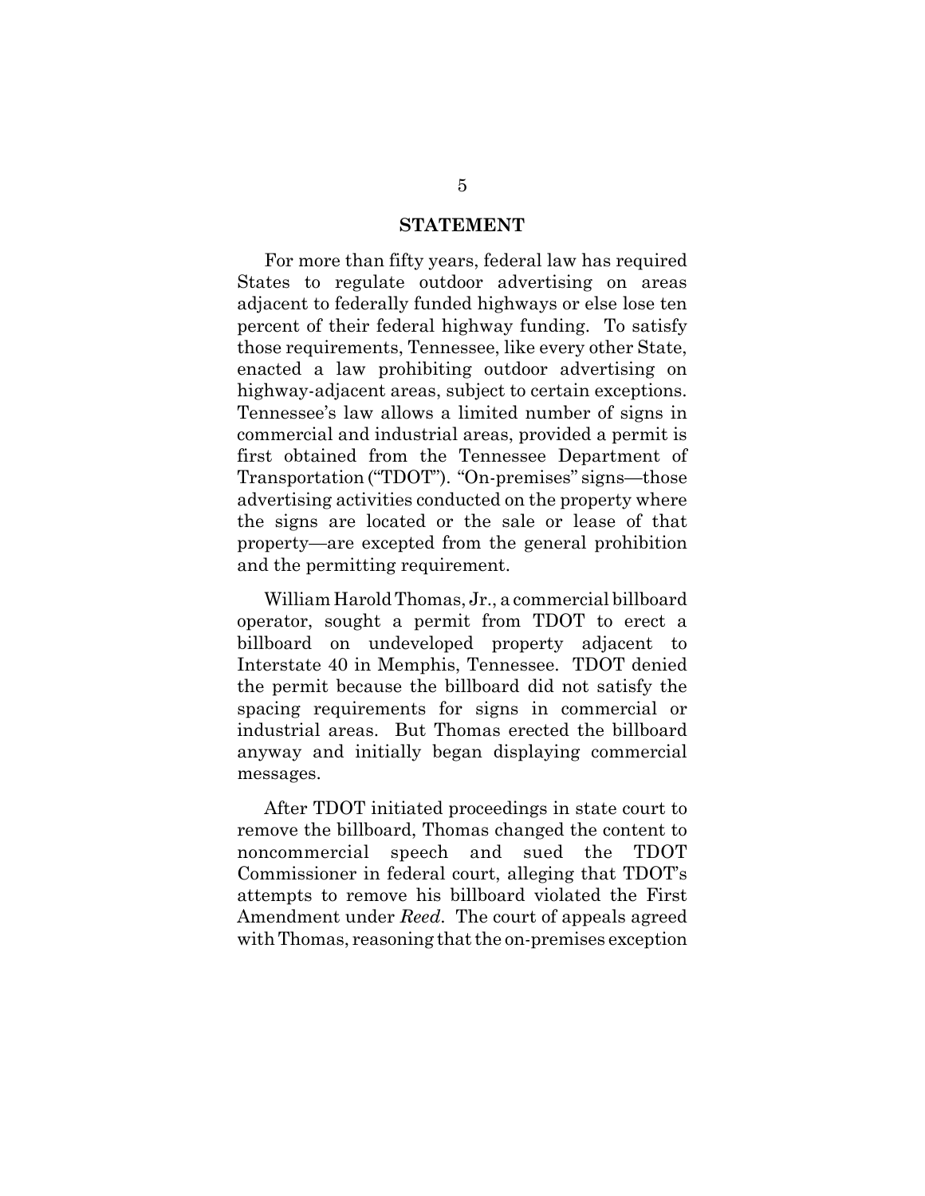## STATEMENT

For more than fifty years, federal law has required States to regulate outdoor advertising on areas adjacent to federally funded highways or else lose ten percent of their federal highway funding. To satisfy those requirements, Tennessee, like every other State, enacted a law prohibiting outdoor advertising on highway-adjacent areas, subject to certain exceptions. Tennessee's law allows a limited number of signs in commercial and industrial areas, provided a permit is first obtained from the Tennessee Department of Transportation ("TDOT"). "On-premises" signs—those advertising activities conducted on the property where the signs are located or the sale or lease of that property—are excepted from the general prohibition and the permitting requirement.

William Harold Thomas, Jr., a commercial billboard operator, sought a permit from TDOT to erect a billboard on undeveloped property adjacent to Interstate 40 in Memphis, Tennessee. TDOT denied the permit because the billboard did not satisfy the spacing requirements for signs in commercial or industrial areas. But Thomas erected the billboard anyway and initially began displaying commercial messages.

After TDOT initiated proceedings in state court to remove the billboard, Thomas changed the content to noncommercial speech and sued the TDOT Commissioner in federal court, alleging that TDOT's attempts to remove his billboard violated the First Amendment under *Reed*. The court of appeals agreed with Thomas, reasoning that the on-premises exception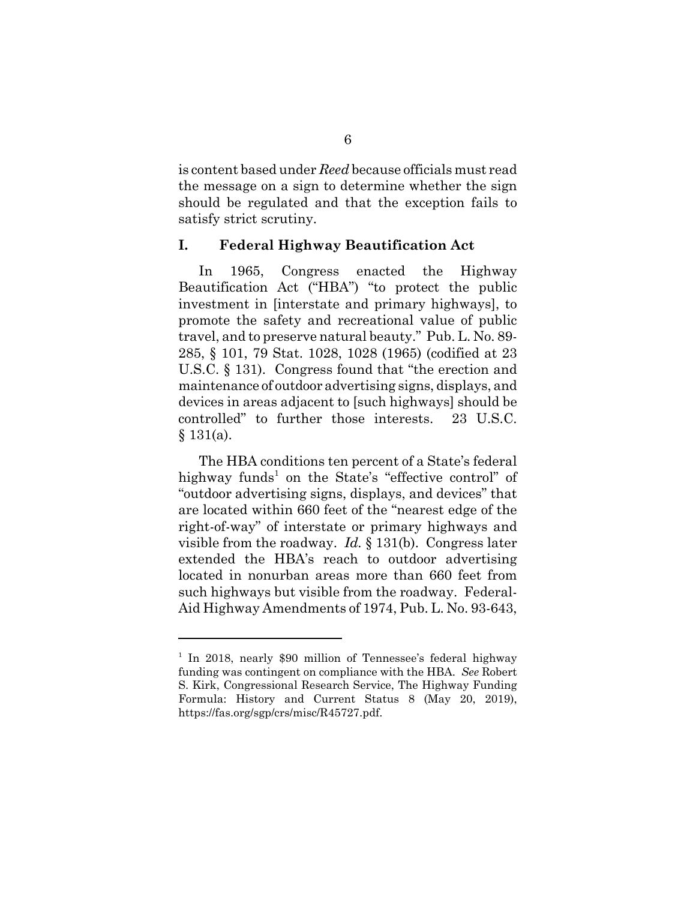is content based under *Reed* because officials must read the message on a sign to determine whether the sign should be regulated and that the exception fails to satisfy strict scrutiny.

## I. Federal Highway Beautification Act

In 1965, Congress enacted the Highway Beautification Act ("HBA") "to protect the public investment in [interstate and primary highways], to promote the safety and recreational value of public travel, and to preserve natural beauty." Pub. L. No. 89-285, § 101, 79 Stat. 1028, 1028 (1965) (codified at 23 U.S.C. § 131). Congress found that "the erection and maintenance of outdoor advertising signs, displays, and devices in areas adjacent to [such highways] should be controlled" to further those interests. 23 U.S.C. § 131(a).

The HBA conditions ten percent of a State's federal highway funds[1] on the State's "effective control" of "outdoor advertising signs, displays, and devices" that are located within 660 feet of the "nearest edge of the right-of-way" of interstate or primary highways and visible from the roadway. *Id.* § 131(b). Congress later extended the HBA's reach to outdoor advertising located in nonurban areas more than 660 feet from such highways but visible from the roadway. Federal-Aid Highway Amendments of 1974, Pub. L. No. 93-643,

---

[1] In 2018, nearly $90 million of Tennessee's federal highway funding was contingent on compliance with the HBA. *See* Robert S. Kirk, Congressional Research Service, The Highway Funding Formula: History and Current Status 8 (May 20, 2019), https://fas.org/sgp/crs/misc/R45727.pdf.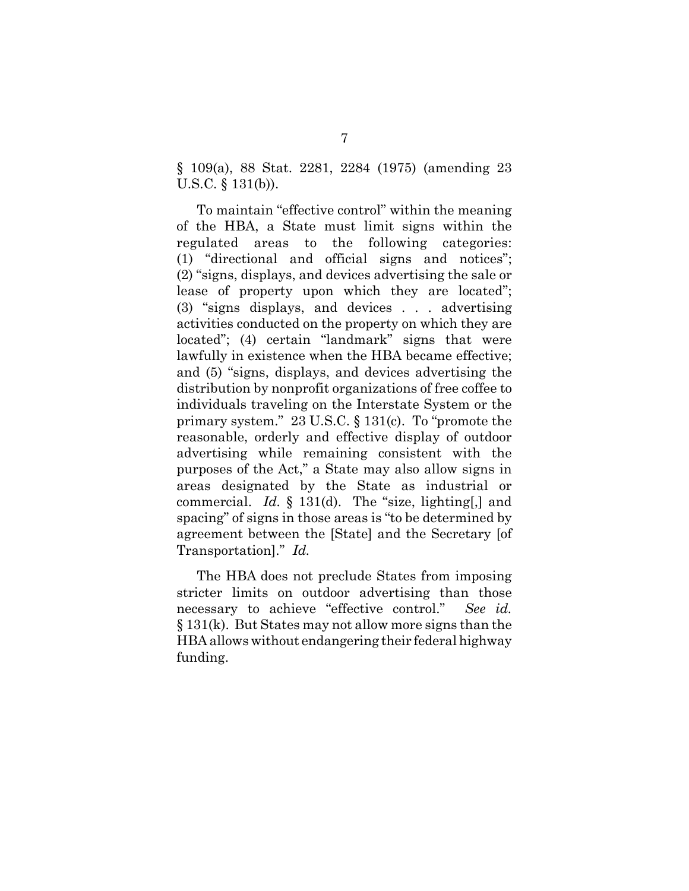§ 109(a), 88 Stat. 2281, 2284 (1975) (amending 23 U.S.C. § 131(b)).

To maintain "effective control" within the meaning of the HBA, a State must limit signs within the regulated areas to the following categories: (1) "directional and official signs and notices"; (2) "signs, displays, and devices advertising the sale or lease of property upon which they are located"; (3) "signs displays, and devices . . . advertising activities conducted on the property on which they are located"; (4) certain "landmark" signs that were lawfully in existence when the HBA became effective; and (5) "signs, displays, and devices advertising the distribution by nonprofit organizations of free coffee to individuals traveling on the Interstate System or the primary system." 23 U.S.C. § 131(c). To "promote the reasonable, orderly and effective display of outdoor advertising while remaining consistent with the purposes of the Act," a State may also allow signs in areas designated by the State as industrial or commercial. *Id.* § 131(d). The "size, lighting[,] and spacing" of signs in those areas is "to be determined by agreement between the [State] and the Secretary [of Transportation]." *Id.*

The HBA does not preclude States from imposing stricter limits on outdoor advertising than those necessary to achieve "effective control." *See id.* § 131(k). But States may not allow more signs than the HBA allows without endangering their federal highway funding.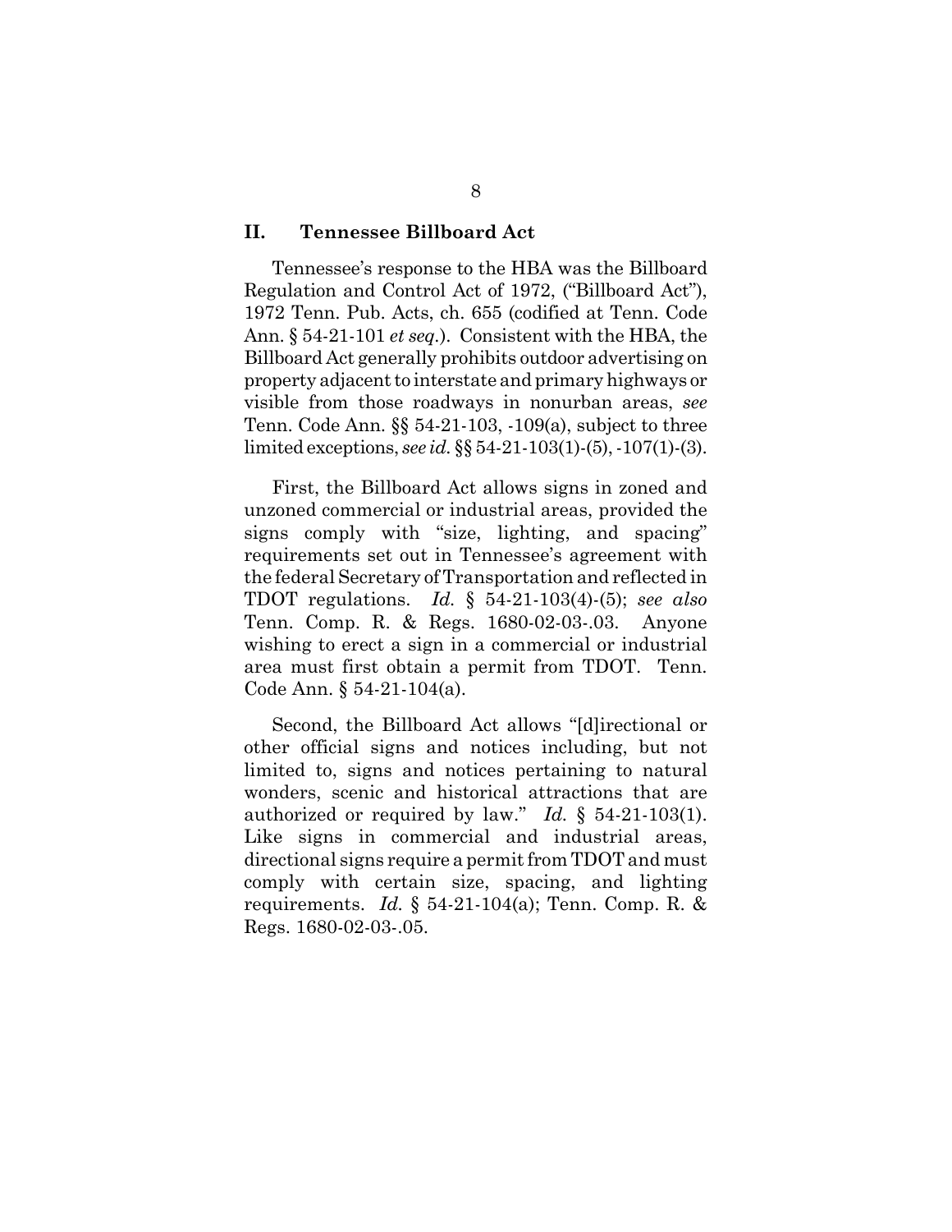## II. Tennessee Billboard Act

Tennessee's response to the HBA was the Billboard Regulation and Control Act of 1972, ("Billboard Act"), 1972 Tenn. Pub. Acts, ch. 655 (codified at Tenn. Code Ann. § 54-21-101 *et seq.*). Consistent with the HBA, the Billboard Act generally prohibits outdoor advertising on property adjacent to interstate and primary highways or visible from those roadways in nonurban areas, *see* Tenn. Code Ann. §§ 54-21-103, -109(a), subject to three limited exceptions, *see id.* §§ 54-21-103(1)-(5), -107(1)-(3).

First, the Billboard Act allows signs in zoned and unzoned commercial or industrial areas, provided the signs comply with "size, lighting, and spacing" requirements set out in Tennessee's agreement with the federal Secretary of Transportation and reflected in TDOT regulations. *Id.* § 54-21-103(4)-(5); *see also* Tenn. Comp. R. & Regs. 1680-02-03-.03. Anyone wishing to erect a sign in a commercial or industrial area must first obtain a permit from TDOT. Tenn. Code Ann. § 54-21-104(a).

Second, the Billboard Act allows "[d]irectional or other official signs and notices including, but not limited to, signs and notices pertaining to natural wonders, scenic and historical attractions that are authorized or required by law." *Id.* § 54-21-103(1). Like signs in commercial and industrial areas, directional signs require a permit from TDOT and must comply with certain size, spacing, and lighting requirements. *Id.* § 54-21-104(a); Tenn. Comp. R. & Regs. 1680-02-03-.05.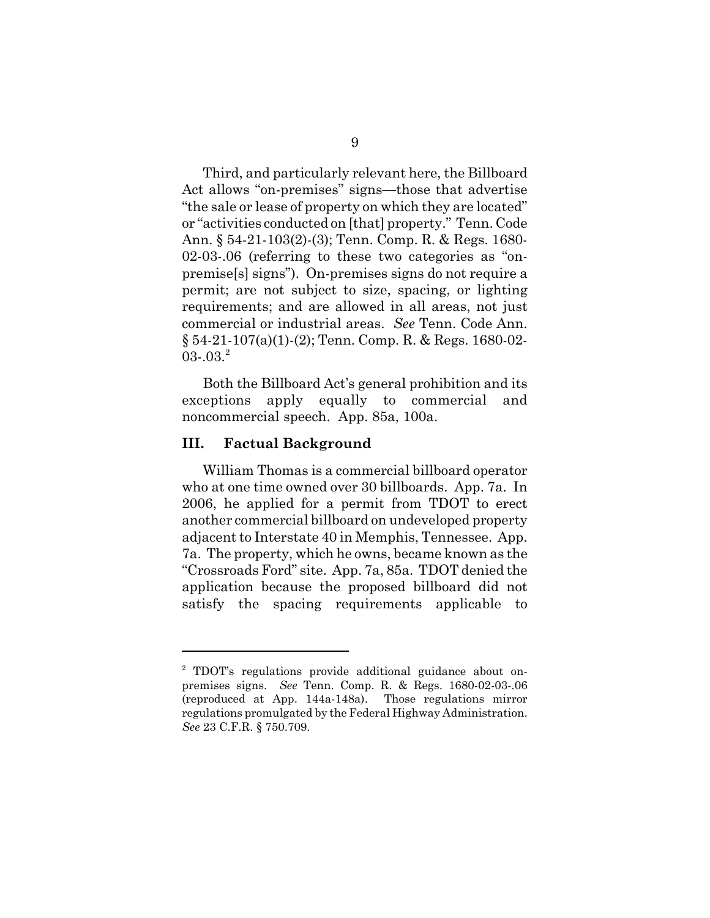Third, and particularly relevant here, the Billboard Act allows "on-premises" signs—those that advertise "the sale or lease of property on which they are located" or "activities conducted on [that] property." Tenn. Code Ann. § 54-21-103(2)-(3); Tenn. Comp. R. & Regs. 1680-02-03-.06 (referring to these two categories as "on-premise[s] signs"). On-premises signs do not require a permit; are not subject to size, spacing, or lighting requirements; and are allowed in all areas, not just commercial or industrial areas. *See* Tenn. Code Ann. § 54-21-107(a)(1)-(2); Tenn. Comp. R. & Regs. 1680-02-03-.03.[2]

Both the Billboard Act's general prohibition and its exceptions apply equally to commercial and noncommercial speech. App. 85a, 100a.

## III. Factual Background

William Thomas is a commercial billboard operator who at one time owned over 30 billboards. App. 7a. In 2006, he applied for a permit from TDOT to erect another commercial billboard on undeveloped property adjacent to Interstate 40 in Memphis, Tennessee. App. 7a. The property, which he owns, became known as the "Crossroads Ford" site. App. 7a, 85a. TDOT denied the application because the proposed billboard did not satisfy the spacing requirements applicable to

---

[2] TDOT's regulations provide additional guidance about on-premises signs. *See* Tenn. Comp. R. & Regs. 1680-02-03-.06 (reproduced at App. 144a-148a). Those regulations mirror regulations promulgated by the Federal Highway Administration. *See* 23 C.F.R. § 750.709.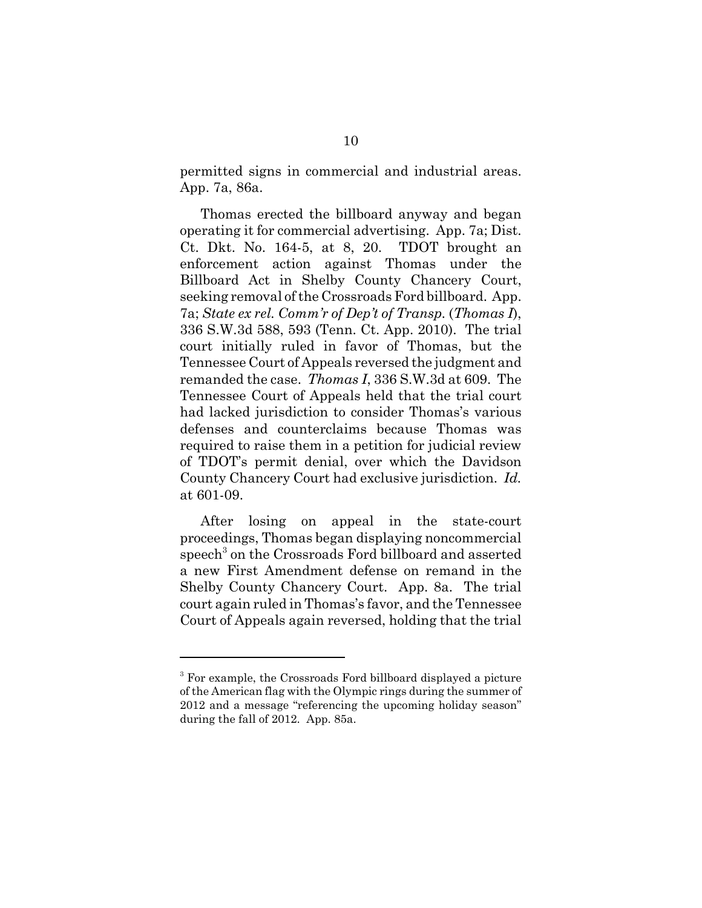permitted signs in commercial and industrial areas. App. 7a, 86a.

Thomas erected the billboard anyway and began operating it for commercial advertising. App. 7a; Dist. Ct. Dkt. No. 164-5, at 8, 20. TDOT brought an enforcement action against Thomas under the Billboard Act in Shelby County Chancery Court, seeking removal of the Crossroads Ford billboard. App. 7a; *State ex rel. Comm'r of Dep't of Transp.* (*Thomas I*), 336 S.W.3d 588, 593 (Tenn. Ct. App. 2010). The trial court initially ruled in favor of Thomas, but the Tennessee Court of Appeals reversed the judgment and remanded the case. *Thomas I*, 336 S.W.3d at 609. The Tennessee Court of Appeals held that the trial court had lacked jurisdiction to consider Thomas's various defenses and counterclaims because Thomas was required to raise them in a petition for judicial review of TDOT's permit denial, over which the Davidson County Chancery Court had exclusive jurisdiction. *Id.* at 601-09.

After losing on appeal in the state-court proceedings, Thomas began displaying noncommercial speech[3] on the Crossroads Ford billboard and asserted a new First Amendment defense on remand in the Shelby County Chancery Court. App. 8a. The trial court again ruled in Thomas's favor, and the Tennessee Court of Appeals again reversed, holding that the trial

---

[3] For example, the Crossroads Ford billboard displayed a picture of the American flag with the Olympic rings during the summer of 2012 and a message "referencing the upcoming holiday season" during the fall of 2012. App. 85a.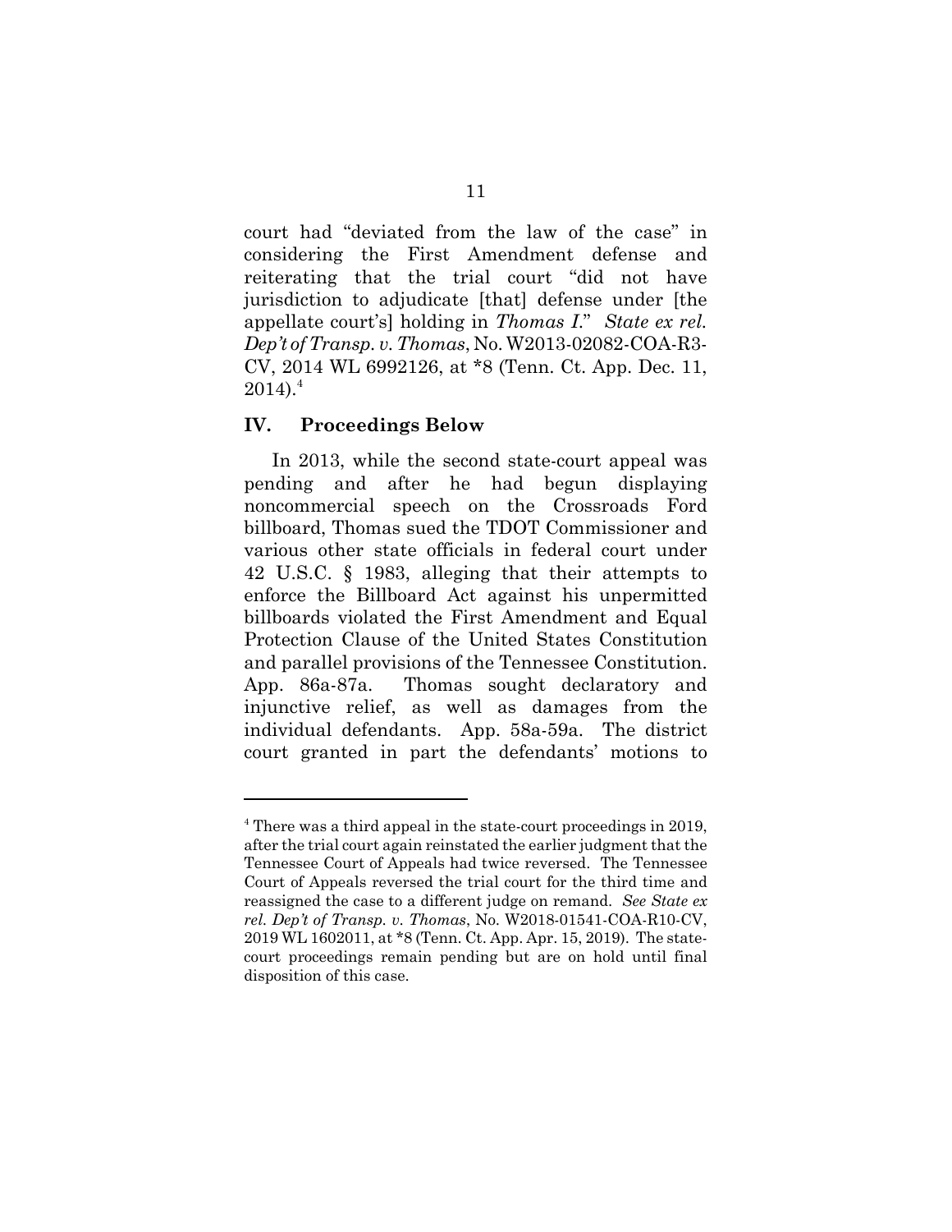court had "deviated from the law of the case" in considering the First Amendment defense and reiterating that the trial court "did not have jurisdiction to adjudicate [that] defense under [the appellate court's] holding in *Thomas I*." *State ex rel. Dep't of Transp. v. Thomas*, No. W2013-02082-COA-R3-CV, 2014 WL 6992126, at *8 (Tenn. Ct. App. Dec. 11, 2014).[4]

## IV. Proceedings Below

In 2013, while the second state-court appeal was pending and after he had begun displaying noncommercial speech on the Crossroads Ford billboard, Thomas sued the TDOT Commissioner and various other state officials in federal court under 42 U.S.C. § 1983, alleging that their attempts to enforce the Billboard Act against his unpermitted billboards violated the First Amendment and Equal Protection Clause of the United States Constitution and parallel provisions of the Tennessee Constitution. App. 86a-87a. Thomas sought declaratory and injunctive relief, as well as damages from the individual defendants. App. 58a-59a. The district court granted in part the defendants' motions to

---

[4] There was a third appeal in the state-court proceedings in 2019, after the trial court again reinstated the earlier judgment that the Tennessee Court of Appeals had twice reversed. The Tennessee Court of Appeals reversed the trial court for the third time and reassigned the case to a different judge on remand. *See State ex rel. Dep't of Transp. v. Thomas*, No. W2018-01541-COA-R10-CV, 2019 WL 1602011, at *8 (Tenn. Ct. App. Apr. 15, 2019). The state-court proceedings remain pending but are on hold until final disposition of this case.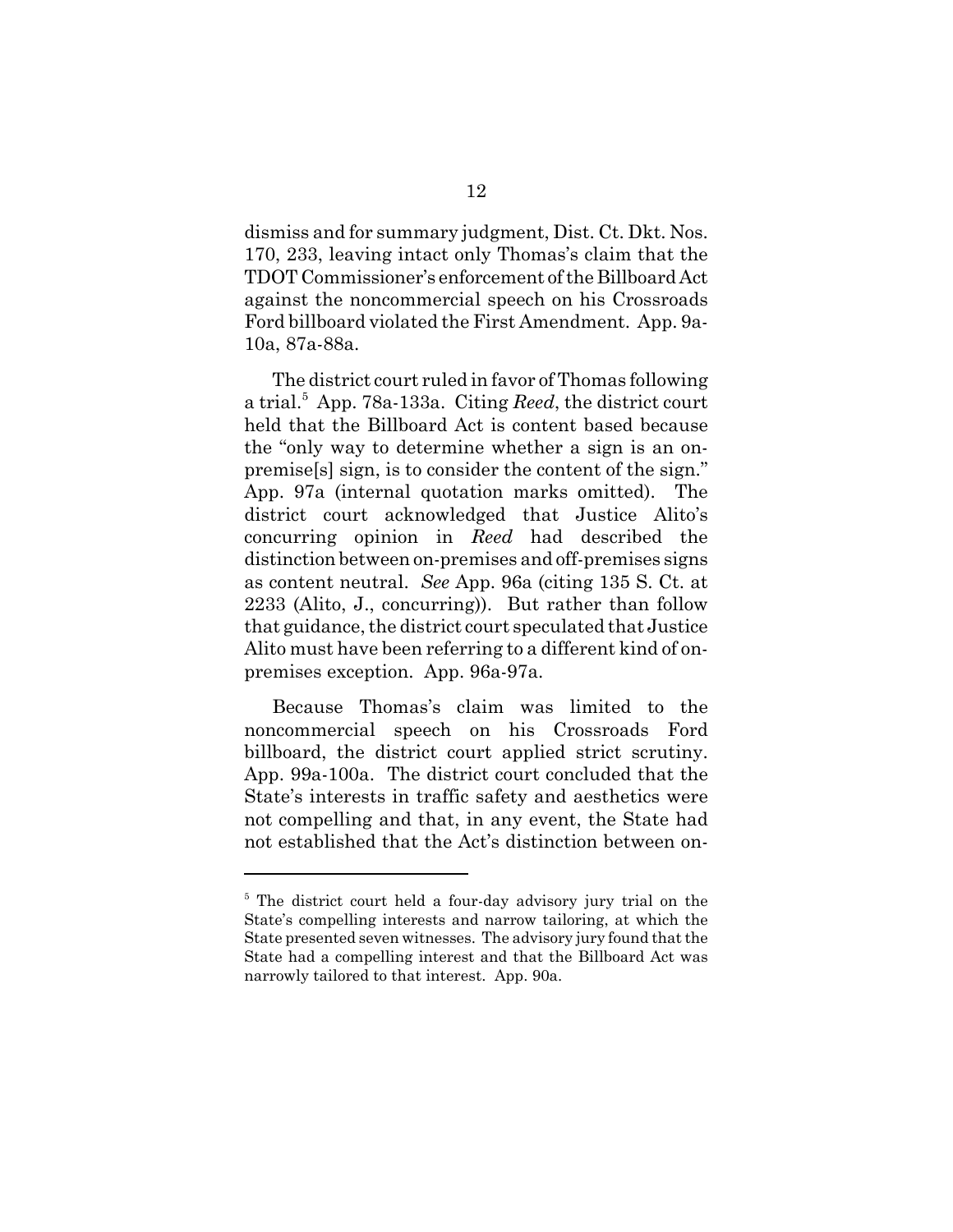dismiss and for summary judgment, Dist. Ct. Dkt. Nos. 170, 233, leaving intact only Thomas's claim that the TDOT Commissioner's enforcement of the Billboard Act against the noncommercial speech on his Crossroads Ford billboard violated the First Amendment. App. 9a-10a, 87a-88a.

The district court ruled in favor of Thomas following a trial.[5] App. 78a-133a. Citing *Reed*, the district court held that the Billboard Act is content based because the "only way to determine whether a sign is an on-premise[s] sign, is to consider the content of the sign." App. 97a (internal quotation marks omitted). The district court acknowledged that Justice Alito's concurring opinion in *Reed* had described the distinction between on-premises and off-premises signs as content neutral. *See* App. 96a (citing 135 S. Ct. at 2233 (Alito, J., concurring)). But rather than follow that guidance, the district court speculated that Justice Alito must have been referring to a different kind of on-premises exception. App. 96a-97a.

Because Thomas's claim was limited to the noncommercial speech on his Crossroads Ford billboard, the district court applied strict scrutiny. App. 99a-100a. The district court concluded that the State's interests in traffic safety and aesthetics were not compelling and that, in any event, the State had not established that the Act's distinction between on-

[5] The district court held a four-day advisory jury trial on the State's compelling interests and narrow tailoring, at which the State presented seven witnesses. The advisory jury found that the State had a compelling interest and that the Billboard Act was narrowly tailored to that interest. App. 90a.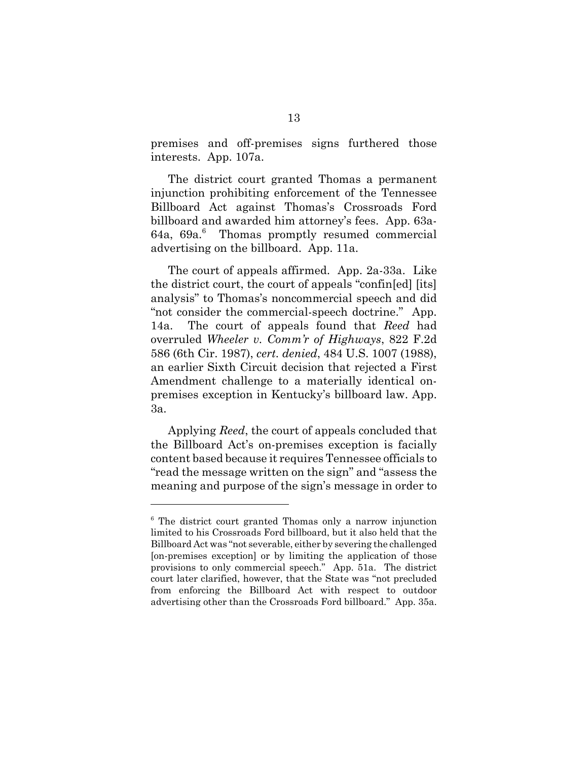premises and off-premises signs furthered those interests. App. 107a.

The district court granted Thomas a permanent injunction prohibiting enforcement of the Tennessee Billboard Act against Thomas's Crossroads Ford billboard and awarded him attorney's fees. App. 63a-64a, 69a.[6] Thomas promptly resumed commercial advertising on the billboard. App. 11a.

The court of appeals affirmed. App. 2a-33a. Like the district court, the court of appeals "confin[ed] [its] analysis" to Thomas's noncommercial speech and did "not consider the commercial-speech doctrine." App. 14a. The court of appeals found that *Reed* had overruled *Wheeler v. Comm'r of Highways*, 822 F.2d 586 (6th Cir. 1987), *cert. denied*, 484 U.S. 1007 (1988), an earlier Sixth Circuit decision that rejected a First Amendment challenge to a materially identical on-premises exception in Kentucky's billboard law. App. 3a.

Applying *Reed*, the court of appeals concluded that the Billboard Act's on-premises exception is facially content based because it requires Tennessee officials to "read the message written on the sign" and "assess the meaning and purpose of the sign's message in order to

---

[6] The district court granted Thomas only a narrow injunction limited to his Crossroads Ford billboard, but it also held that the Billboard Act was "not severable, either by severing the challenged [on-premises exception] or by limiting the application of those provisions to only commercial speech." App. 51a. The district court later clarified, however, that the State was "not precluded from enforcing the Billboard Act with respect to outdoor advertising other than the Crossroads Ford billboard." App. 35a.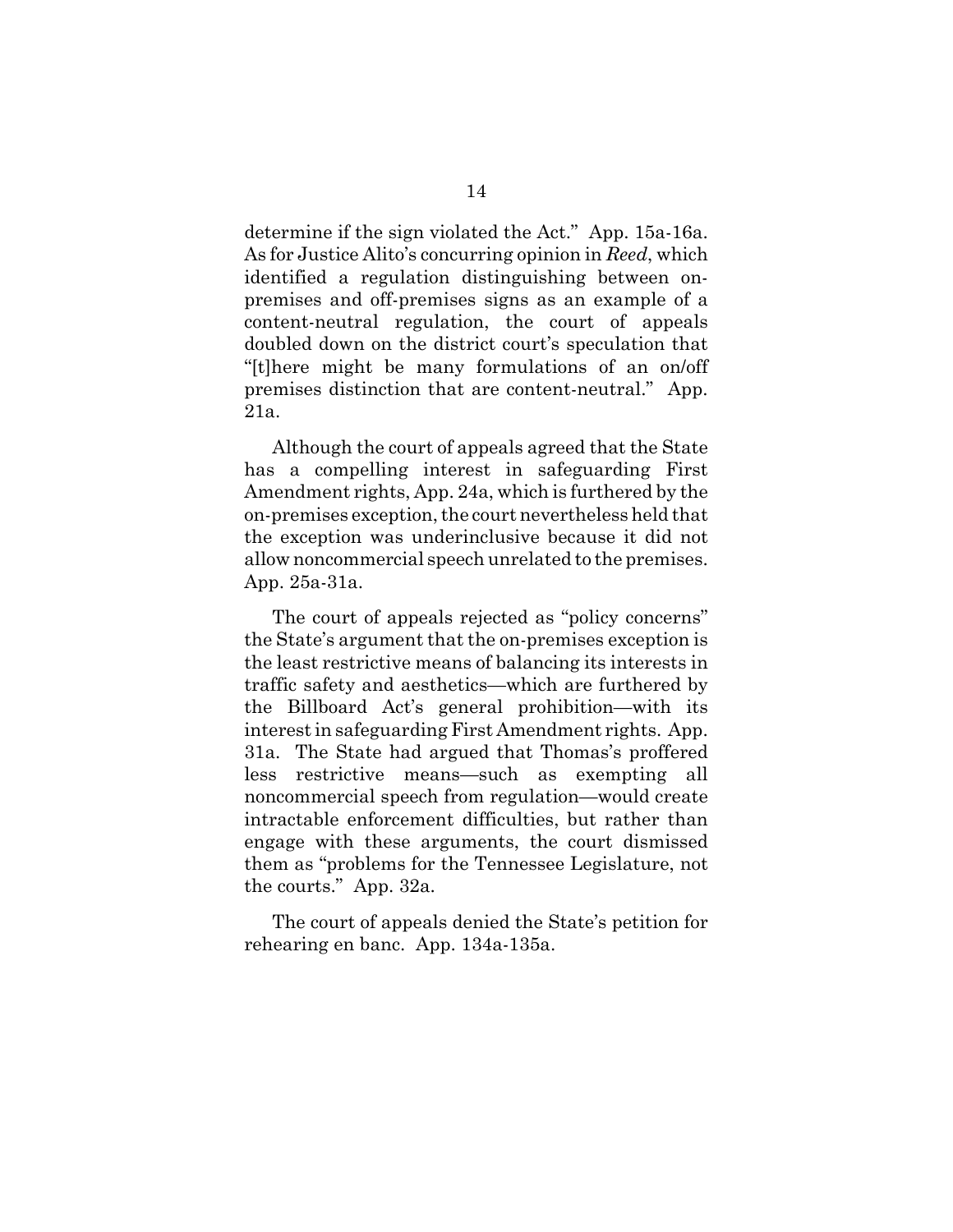determine if the sign violated the Act." App. 15a-16a. As for Justice Alito's concurring opinion in *Reed*, which identified a regulation distinguishing between on-premises and off-premises signs as an example of a content-neutral regulation, the court of appeals doubled down on the district court's speculation that "[t]here might be many formulations of an on/off premises distinction that are content-neutral." App. 21a.

Although the court of appeals agreed that the State has a compelling interest in safeguarding First Amendment rights, App. 24a, which is furthered by the on-premises exception, the court nevertheless held that the exception was underinclusive because it did not allow noncommercial speech unrelated to the premises. App. 25a-31a.

The court of appeals rejected as "policy concerns" the State's argument that the on-premises exception is the least restrictive means of balancing its interests in traffic safety and aesthetics—which are furthered by the Billboard Act's general prohibition—with its interest in safeguarding First Amendment rights. App. 31a. The State had argued that Thomas's proffered less restrictive means—such as exempting all noncommercial speech from regulation—would create intractable enforcement difficulties, but rather than engage with these arguments, the court dismissed them as "problems for the Tennessee Legislature, not the courts." App. 32a.

The court of appeals denied the State's petition for rehearing en banc. App. 134a-135a.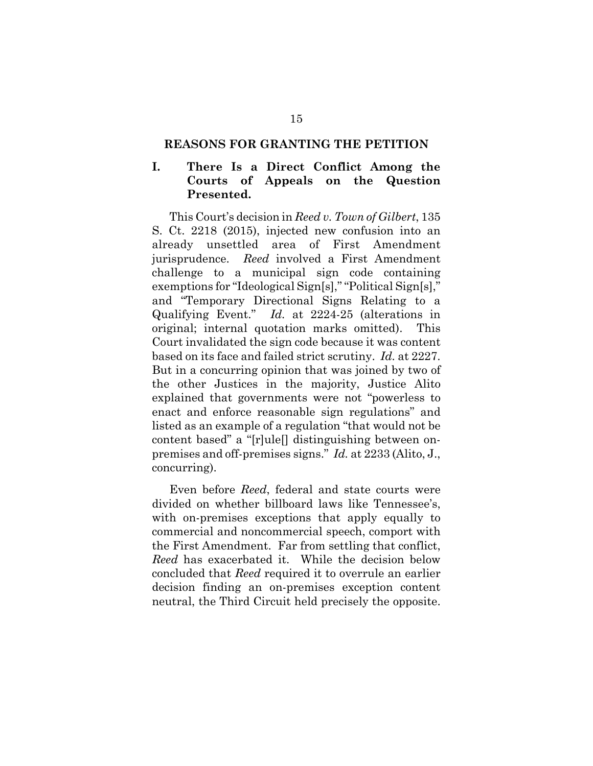## REASONS FOR GRANTING THE PETITION

### I. There Is a Direct Conflict Among the Courts of Appeals on the Question Presented.

This Court's decision in *Reed v. Town of Gilbert*, 135 S. Ct. 2218 (2015), injected new confusion into an already unsettled area of First Amendment jurisprudence. *Reed* involved a First Amendment challenge to a municipal sign code containing exemptions for "Ideological Sign[s]," "Political Sign[s]," and "Temporary Directional Signs Relating to a Qualifying Event." *Id.* at 2224-25 (alterations in original; internal quotation marks omitted). This Court invalidated the sign code because it was content based on its face and failed strict scrutiny. *Id.* at 2227. But in a concurring opinion that was joined by two of the other Justices in the majority, Justice Alito explained that governments were not "powerless to enact and enforce reasonable sign regulations" and listed as an example of a regulation "that would not be content based" a "[r]ule[] distinguishing between on-premises and off-premises signs." *Id.* at 2233 (Alito, J., concurring).

Even before *Reed*, federal and state courts were divided on whether billboard laws like Tennessee's, with on-premises exceptions that apply equally to commercial and noncommercial speech, comport with the First Amendment. Far from settling that conflict, *Reed* has exacerbated it. While the decision below concluded that *Reed* required it to overrule an earlier decision finding an on-premises exception content neutral, the Third Circuit held precisely the opposite.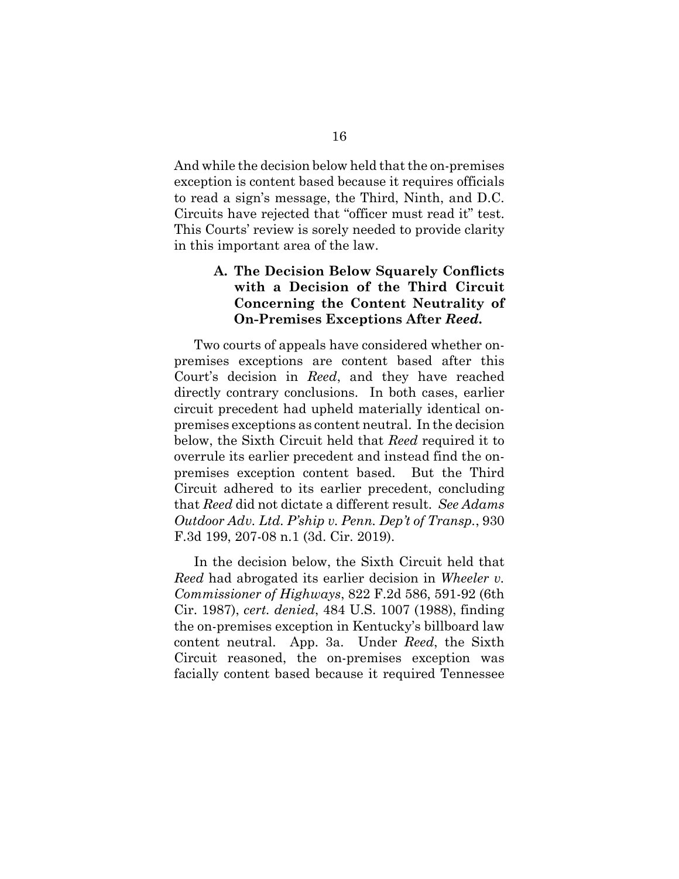And while the decision below held that the on-premises exception is content based because it requires officials to read a sign's message, the Third, Ninth, and D.C. Circuits have rejected that "officer must read it" test. This Courts' review is sorely needed to provide clarity in this important area of the law.

### A. The Decision Below Squarely Conflicts with a Decision of the Third Circuit Concerning the Content Neutrality of On-Premises Exceptions After *Reed.*

Two courts of appeals have considered whether on-premises exceptions are content based after this Court's decision in *Reed*, and they have reached directly contrary conclusions. In both cases, earlier circuit precedent had upheld materially identical on-premises exceptions as content neutral. In the decision below, the Sixth Circuit held that *Reed* required it to overrule its earlier precedent and instead find the on-premises exception content based. But the Third Circuit adhered to its earlier precedent, concluding that *Reed* did not dictate a different result. *See Adams Outdoor Adv. Ltd. P'ship v. Penn. Dep't of Transp.*, 930 F.3d 199, 207-08 n.1 (3d. Cir. 2019).

In the decision below, the Sixth Circuit held that *Reed* had abrogated its earlier decision in *Wheeler v. Commissioner of Highways*, 822 F.2d 586, 591-92 (6th Cir. 1987), *cert. denied*, 484 U.S. 1007 (1988), finding the on-premises exception in Kentucky's billboard law content neutral. App. 3a. Under *Reed*, the Sixth Circuit reasoned, the on-premises exception was facially content based because it required Tennessee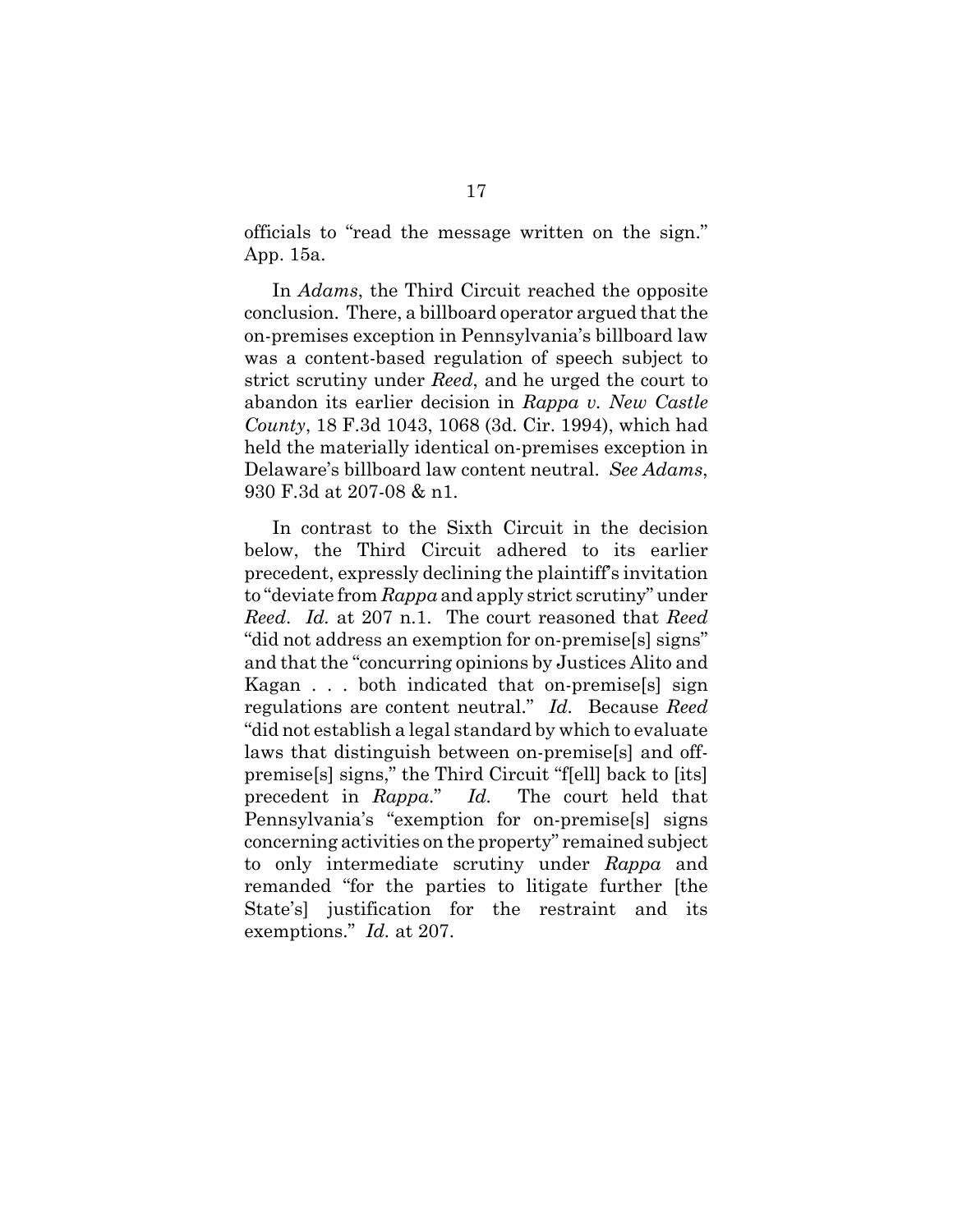officials to "read the message written on the sign." App. 15a.

In *Adams*, the Third Circuit reached the opposite conclusion. There, a billboard operator argued that the on-premises exception in Pennsylvania's billboard law was a content-based regulation of speech subject to strict scrutiny under *Reed*, and he urged the court to abandon its earlier decision in *Rappa v. New Castle County*, 18 F.3d 1043, 1068 (3d. Cir. 1994), which had held the materially identical on-premises exception in Delaware's billboard law content neutral. *See Adams*, 930 F.3d at 207-08 & n1.

In contrast to the Sixth Circuit in the decision below, the Third Circuit adhered to its earlier precedent, expressly declining the plaintiff's invitation to "deviate from *Rappa* and apply strict scrutiny" under *Reed*. *Id.* at 207 n.1. The court reasoned that *Reed* "did not address an exemption for on-premise[s] signs" and that the "concurring opinions by Justices Alito and Kagan . . . both indicated that on-premise[s] sign regulations are content neutral." *Id.* Because *Reed* "did not establish a legal standard by which to evaluate laws that distinguish between on-premise[s] and off-premise[s] signs," the Third Circuit "f[ell] back to [its] precedent in *Rappa*." *Id.* The court held that Pennsylvania's "exemption for on-premise[s] signs concerning activities on the property" remained subject to only intermediate scrutiny under *Rappa* and remanded "for the parties to litigate further [the State's] justification for the restraint and its exemptions." *Id.* at 207.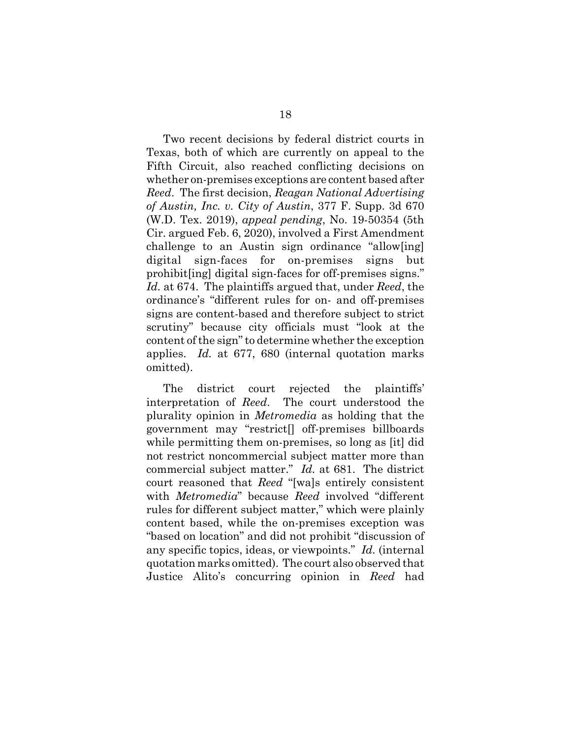Two recent decisions by federal district courts in Texas, both of which are currently on appeal to the Fifth Circuit, also reached conflicting decisions on whether on-premises exceptions are content based after *Reed*. The first decision, *Reagan National Advertising of Austin, Inc. v. City of Austin*, 377 F. Supp. 3d 670 (W.D. Tex. 2019), *appeal pending*, No. 19-50354 (5th Cir. argued Feb. 6, 2020), involved a First Amendment challenge to an Austin sign ordinance "allow[ing] digital sign-faces for on-premises signs but prohibit[ing] digital sign-faces for off-premises signs." *Id.* at 674. The plaintiffs argued that, under *Reed*, the ordinance's "different rules for on- and off-premises signs are content-based and therefore subject to strict scrutiny" because city officials must "look at the content of the sign" to determine whether the exception applies. *Id.* at 677, 680 (internal quotation marks omitted).

The district court rejected the plaintiffs' interpretation of *Reed*. The court understood the plurality opinion in *Metromedia* as holding that the government may "restrict[] off-premises billboards while permitting them on-premises, so long as [it] did not restrict noncommercial subject matter more than commercial subject matter." *Id.* at 681. The district court reasoned that *Reed* "[wa]s entirely consistent with *Metromedia*" because *Reed* involved "different rules for different subject matter," which were plainly content based, while the on-premises exception was "based on location" and did not prohibit "discussion of any specific topics, ideas, or viewpoints." *Id.* (internal quotation marks omitted). The court also observed that Justice Alito's concurring opinion in *Reed* had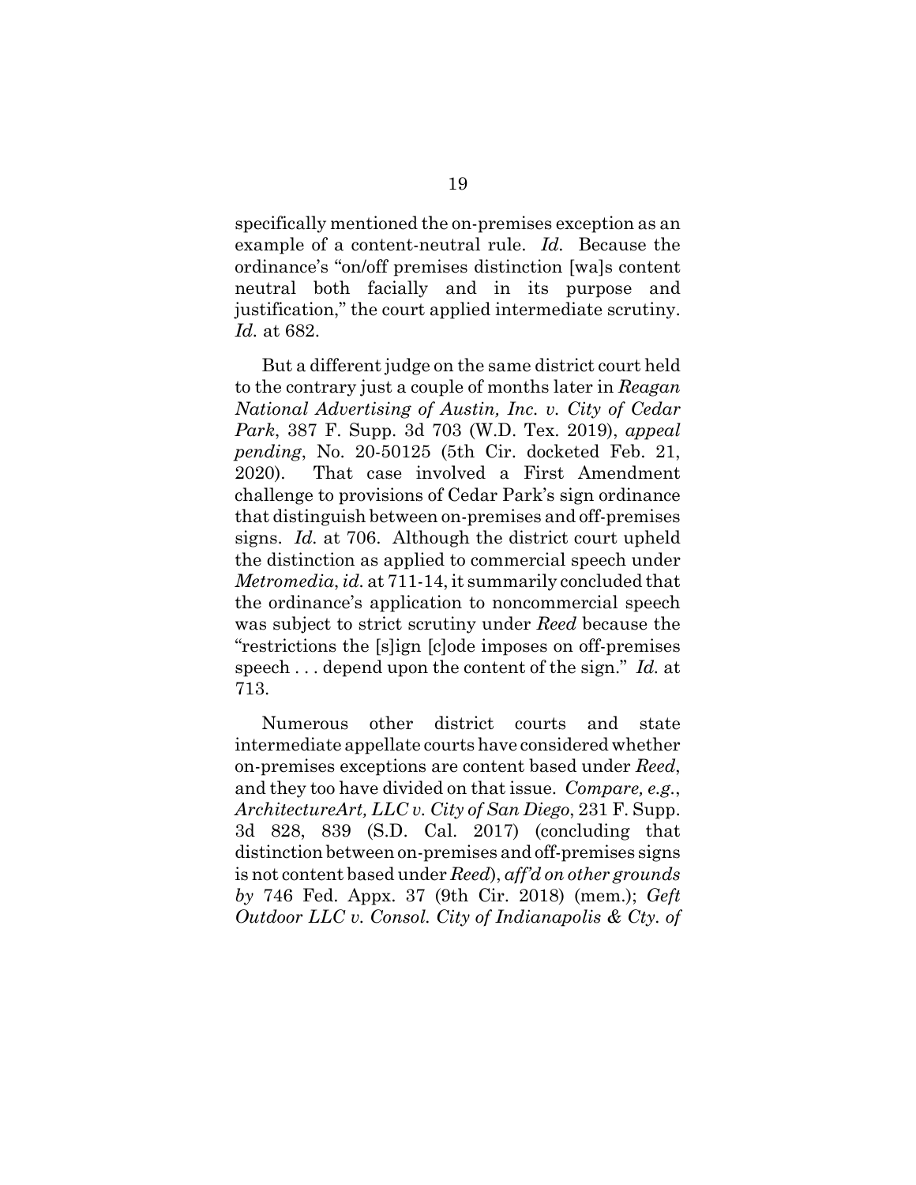specifically mentioned the on-premises exception as an example of a content-neutral rule. *Id.* Because the ordinance's "on/off premises distinction [wa]s content neutral both facially and in its purpose and justification," the court applied intermediate scrutiny. *Id.* at 682.

But a different judge on the same district court held to the contrary just a couple of months later in *Reagan National Advertising of Austin, Inc. v. City of Cedar Park*, 387 F. Supp. 3d 703 (W.D. Tex. 2019), *appeal pending*, No. 20-50125 (5th Cir. docketed Feb. 21, 2020). That case involved a First Amendment challenge to provisions of Cedar Park's sign ordinance that distinguish between on-premises and off-premises signs. *Id.* at 706. Although the district court upheld the distinction as applied to commercial speech under *Metromedia*, *id.* at 711-14, it summarily concluded that the ordinance's application to noncommercial speech was subject to strict scrutiny under *Reed* because the "restrictions the [s]ign [c]ode imposes on off-premises speech . . . depend upon the content of the sign." *Id.* at 713.

Numerous other district courts and state intermediate appellate courts have considered whether on-premises exceptions are content based under *Reed*, and they too have divided on that issue. *Compare, e.g.*, *ArchitectureArt, LLC v. City of San Diego*, 231 F. Supp. 3d 828, 839 (S.D. Cal. 2017) (concluding that distinction between on-premises and off-premises signs is not content based under *Reed*), *aff'd on other grounds by* 746 Fed. Appx. 37 (9th Cir. 2018) (mem.); *Geft Outdoor LLC v. Consol. City of Indianapolis & Cty. of*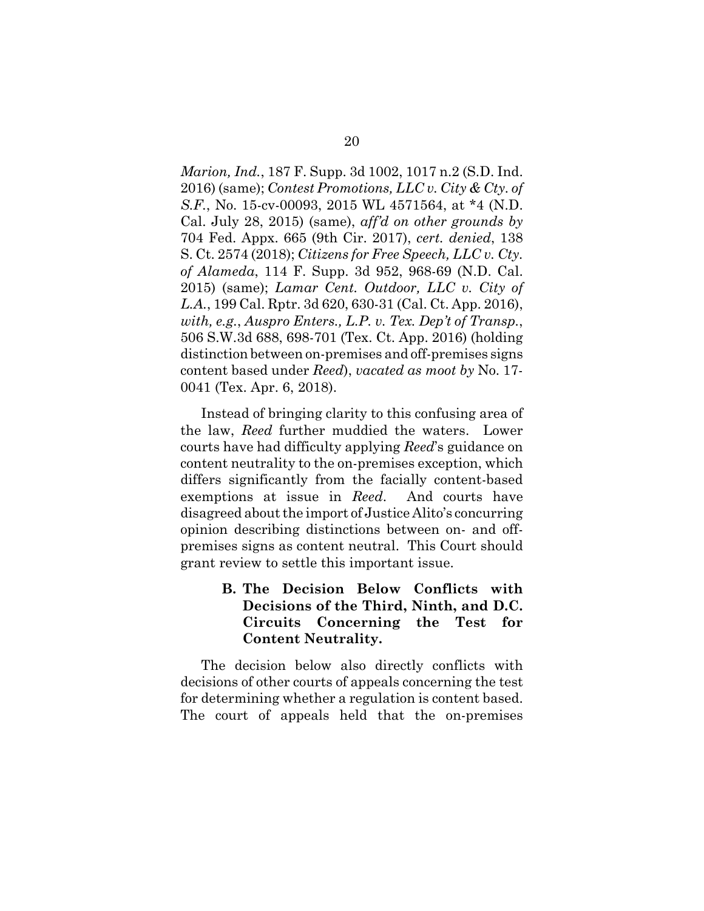*Marion, Ind.*, 187 F. Supp. 3d 1002, 1017 n.2 (S.D. Ind. 2016) (same); *Contest Promotions, LLC v. City & Cty. of S.F.*, No. 15-cv-00093, 2015 WL 4571564, at *4 (N.D. Cal. July 28, 2015) (same), *aff'd on other grounds by* 704 Fed. Appx. 665 (9th Cir. 2017), *cert. denied*, 138 S. Ct. 2574 (2018); *Citizens for Free Speech, LLC v. Cty. of Alameda*, 114 F. Supp. 3d 952, 968-69 (N.D. Cal. 2015) (same); *Lamar Cent. Outdoor, LLC v. City of L.A.*, 199 Cal. Rptr. 3d 620, 630-31 (Cal. Ct. App. 2016), *with, e.g.*, *Auspro Enters., L.P. v. Tex. Dep't of Transp.*, 506 S.W.3d 688, 698-701 (Tex. Ct. App. 2016) (holding distinction between on-premises and off-premises signs content based under *Reed*), *vacated as moot by* No. 17-0041 (Tex. Apr. 6, 2018).

Instead of bringing clarity to this confusing area of the law, *Reed* further muddied the waters. Lower courts have had difficulty applying *Reed*'s guidance on content neutrality to the on-premises exception, which differs significantly from the facially content-based exemptions at issue in *Reed*. And courts have disagreed about the import of Justice Alito's concurring opinion describing distinctions between on- and off-premises signs as content neutral. This Court should grant review to settle this important issue.

### B. The Decision Below Conflicts with Decisions of the Third, Ninth, and D.C. Circuits Concerning the Test for Content Neutrality.

The decision below also directly conflicts with decisions of other courts of appeals concerning the test for determining whether a regulation is content based. The court of appeals held that the on-premises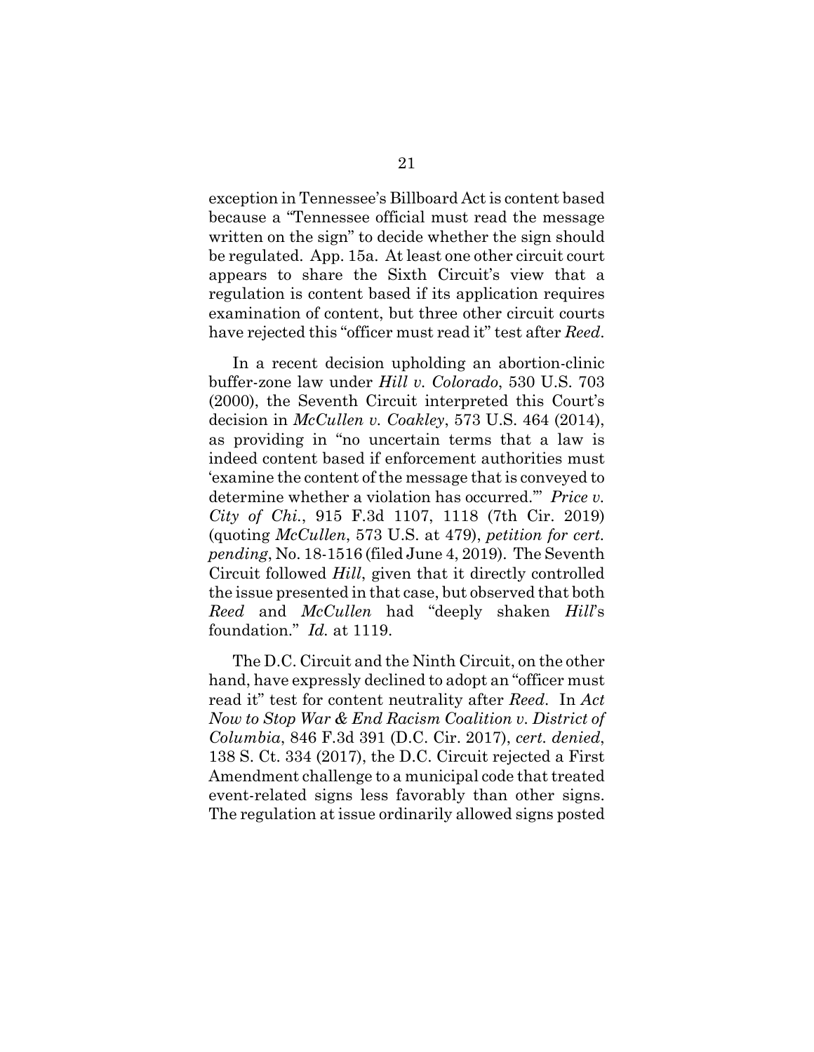exception in Tennessee's Billboard Act is content based because a "Tennessee official must read the message written on the sign" to decide whether the sign should be regulated. App. 15a. At least one other circuit court appears to share the Sixth Circuit's view that a regulation is content based if its application requires examination of content, but three other circuit courts have rejected this "officer must read it" test after *Reed*.

In a recent decision upholding an abortion-clinic buffer-zone law under *Hill v. Colorado*, 530 U.S. 703 (2000), the Seventh Circuit interpreted this Court's decision in *McCullen v. Coakley*, 573 U.S. 464 (2014), as providing in "no uncertain terms that a law is indeed content based if enforcement authorities must 'examine the content of the message that is conveyed to determine whether a violation has occurred.'" *Price v. City of Chi.*, 915 F.3d 1107, 1118 (7th Cir. 2019) (quoting *McCullen*, 573 U.S. at 479), *petition for cert. pending*, No. 18-1516 (filed June 4, 2019). The Seventh Circuit followed *Hill*, given that it directly controlled the issue presented in that case, but observed that both *Reed* and *McCullen* had "deeply shaken *Hill*'s foundation." *Id.* at 1119.

The D.C. Circuit and the Ninth Circuit, on the other hand, have expressly declined to adopt an "officer must read it" test for content neutrality after *Reed*. In *Act Now to Stop War & End Racism Coalition v. District of Columbia*, 846 F.3d 391 (D.C. Cir. 2017), *cert. denied*, 138 S. Ct. 334 (2017), the D.C. Circuit rejected a First Amendment challenge to a municipal code that treated event-related signs less favorably than other signs. The regulation at issue ordinarily allowed signs posted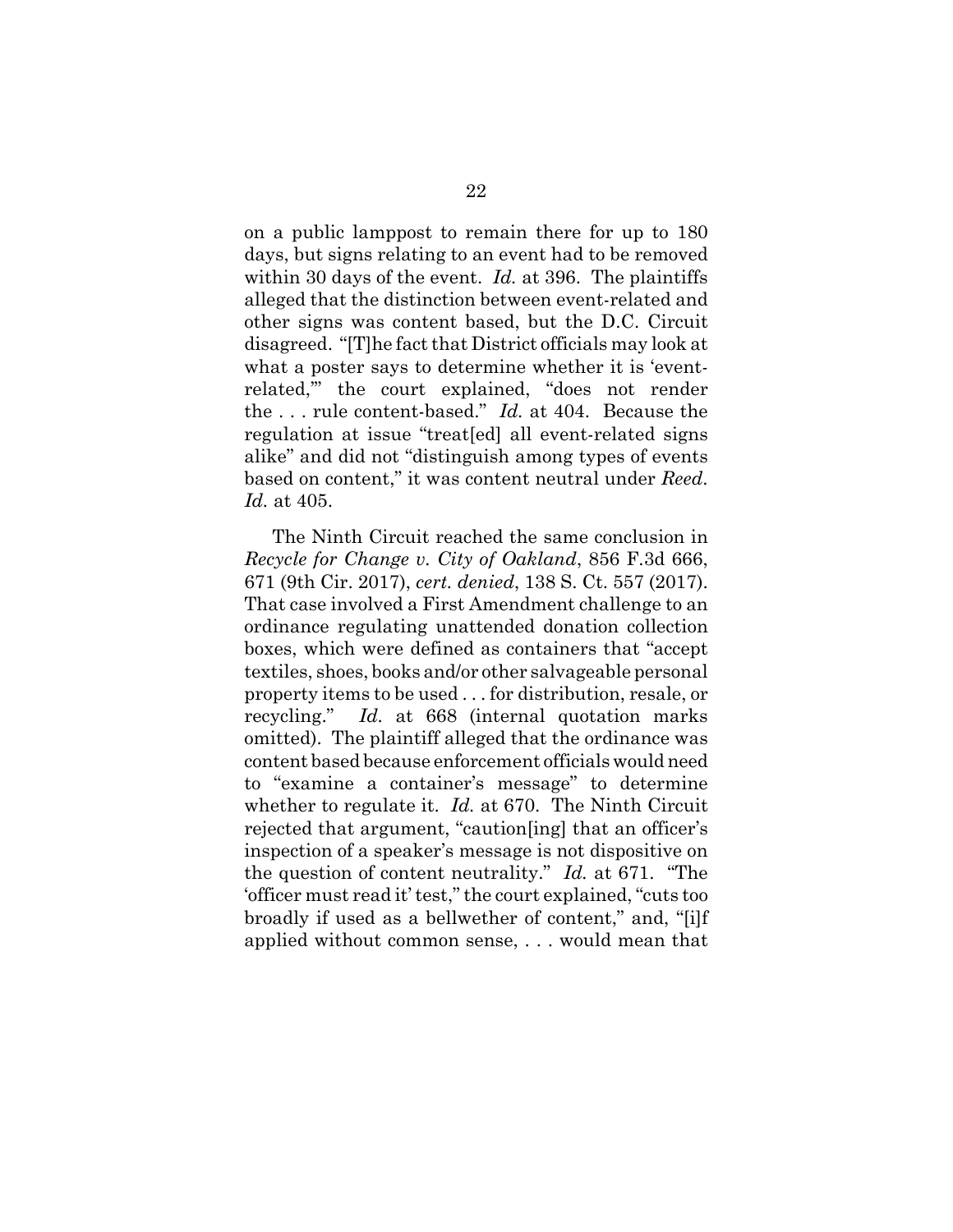on a public lamppost to remain there for up to 180 days, but signs relating to an event had to be removed within 30 days of the event. *Id.* at 396. The plaintiffs alleged that the distinction between event-related and other signs was content based, but the D.C. Circuit disagreed. "[T]he fact that District officials may look at what a poster says to determine whether it is 'event-related,'" the court explained, "does not render the . . . rule content-based." *Id.* at 404. Because the regulation at issue "treat[ed] all event-related signs alike" and did not "distinguish among types of events based on content," it was content neutral under *Reed*. *Id.* at 405.

The Ninth Circuit reached the same conclusion in *Recycle for Change v. City of Oakland*, 856 F.3d 666, 671 (9th Cir. 2017), *cert. denied*, 138 S. Ct. 557 (2017). That case involved a First Amendment challenge to an ordinance regulating unattended donation collection boxes, which were defined as containers that "accept textiles, shoes, books and/or other salvageable personal property items to be used . . . for distribution, resale, or recycling." *Id.* at 668 (internal quotation marks omitted). The plaintiff alleged that the ordinance was content based because enforcement officials would need to "examine a container's message" to determine whether to regulate it. *Id.* at 670. The Ninth Circuit rejected that argument, "caution[ing] that an officer's inspection of a speaker's message is not dispositive on the question of content neutrality." *Id.* at 671. "The 'officer must read it' test," the court explained, "cuts too broadly if used as a bellwether of content," and, "[i]f applied without common sense, . . . would mean that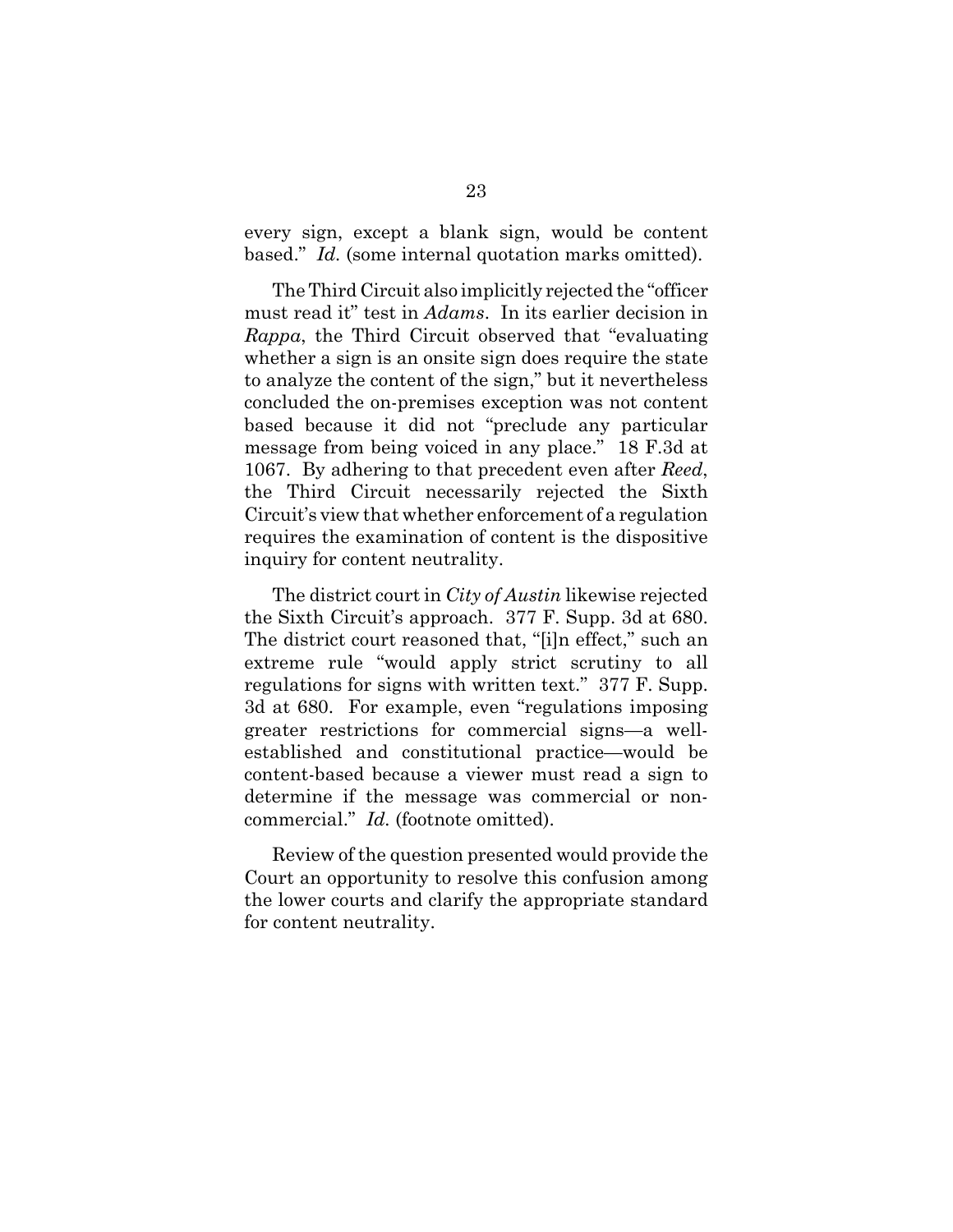every sign, except a blank sign, would be content based." *Id.* (some internal quotation marks omitted).

The Third Circuit also implicitly rejected the "officer must read it" test in *Adams*. In its earlier decision in *Rappa*, the Third Circuit observed that "evaluating whether a sign is an onsite sign does require the state to analyze the content of the sign," but it nevertheless concluded the on-premises exception was not content based because it did not "preclude any particular message from being voiced in any place." 18 F.3d at 1067. By adhering to that precedent even after *Reed*, the Third Circuit necessarily rejected the Sixth Circuit's view that whether enforcement of a regulation requires the examination of content is the dispositive inquiry for content neutrality.

The district court in *City of Austin* likewise rejected the Sixth Circuit's approach. 377 F. Supp. 3d at 680. The district court reasoned that, "[i]n effect," such an extreme rule "would apply strict scrutiny to all regulations for signs with written text." 377 F. Supp. 3d at 680. For example, even "regulations imposing greater restrictions for commercial signs—a well-established and constitutional practice—would be content-based because a viewer must read a sign to determine if the message was commercial or non-commercial." *Id.* (footnote omitted).

Review of the question presented would provide the Court an opportunity to resolve this confusion among the lower courts and clarify the appropriate standard for content neutrality.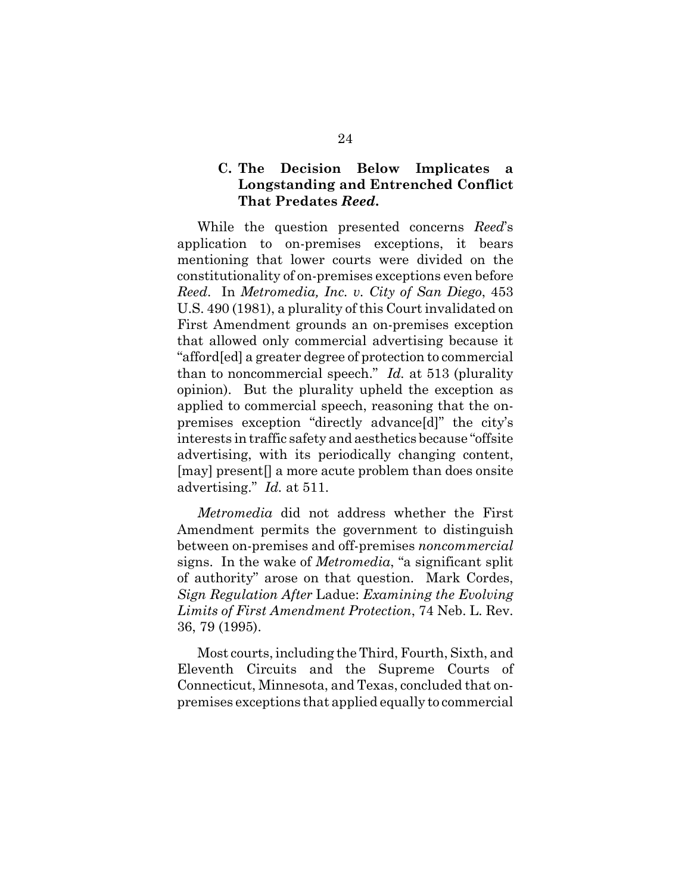### C. The Decision Below Implicates a Longstanding and Entrenched Conflict That Predates *Reed*.

While the question presented concerns *Reed*'s application to on-premises exceptions, it bears mentioning that lower courts were divided on the constitutionality of on-premises exceptions even before *Reed*. In *Metromedia, Inc. v. City of San Diego*, 453 U.S. 490 (1981), a plurality of this Court invalidated on First Amendment grounds an on-premises exception that allowed only commercial advertising because it "afford[ed] a greater degree of protection to commercial than to noncommercial speech." *Id.* at 513 (plurality opinion). But the plurality upheld the exception as applied to commercial speech, reasoning that the on-premises exception "directly advance[d]" the city's interests in traffic safety and aesthetics because "offsite advertising, with its periodically changing content, [may] present[] a more acute problem than does onsite advertising." *Id.* at 511.

*Metromedia* did not address whether the First Amendment permits the government to distinguish between on-premises and off-premises *noncommercial* signs. In the wake of *Metromedia*, "a significant split of authority" arose on that question. Mark Cordes, *Sign Regulation After* Ladue: *Examining the Evolving Limits of First Amendment Protection*, 74 Neb. L. Rev. 36, 79 (1995).

Most courts, including the Third, Fourth, Sixth, and Eleventh Circuits and the Supreme Courts of Connecticut, Minnesota, and Texas, concluded that on-premises exceptions that applied equally to commercial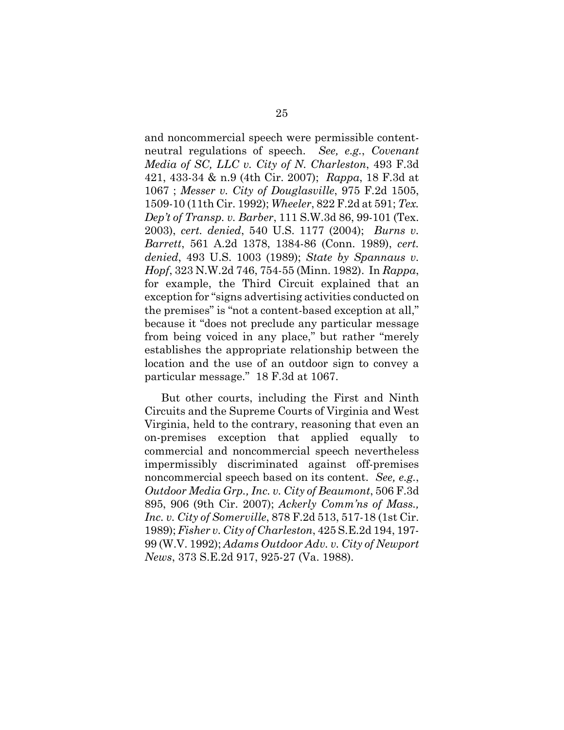and noncommercial speech were permissible content-neutral regulations of speech. *See, e.g.*, *Covenant Media of SC, LLC v. City of N. Charleston*, 493 F.3d 421, 433-34 & n.9 (4th Cir. 2007); *Rappa*, 18 F.3d at 1067 ; *Messer v. City of Douglasville*, 975 F.2d 1505, 1509-10 (11th Cir. 1992); *Wheeler*, 822 F.2d at 591; *Tex. Dep't of Transp. v. Barber*, 111 S.W.3d 86, 99-101 (Tex. 2003), *cert. denied*, 540 U.S. 1177 (2004); *Burns v. Barrett*, 561 A.2d 1378, 1384-86 (Conn. 1989), *cert. denied*, 493 U.S. 1003 (1989); *State by Spannaus v. Hopf*, 323 N.W.2d 746, 754-55 (Minn. 1982). In *Rappa*, for example, the Third Circuit explained that an exception for "signs advertising activities conducted on the premises" is "not a content-based exception at all," because it "does not preclude any particular message from being voiced in any place," but rather "merely establishes the appropriate relationship between the location and the use of an outdoor sign to convey a particular message." 18 F.3d at 1067.

But other courts, including the First and Ninth Circuits and the Supreme Courts of Virginia and West Virginia, held to the contrary, reasoning that even an on-premises exception that applied equally to commercial and noncommercial speech nevertheless impermissibly discriminated against off-premises noncommercial speech based on its content. *See, e.g.*, *Outdoor Media Grp., Inc. v. City of Beaumont*, 506 F.3d 895, 906 (9th Cir. 2007); *Ackerly Comm'ns of Mass., Inc. v. City of Somerville*, 878 F.2d 513, 517-18 (1st Cir. 1989); *Fisher v. City of Charleston*, 425 S.E.2d 194, 197-99 (W.V. 1992); *Adams Outdoor Adv. v. City of Newport News*, 373 S.E.2d 917, 925-27 (Va. 1988).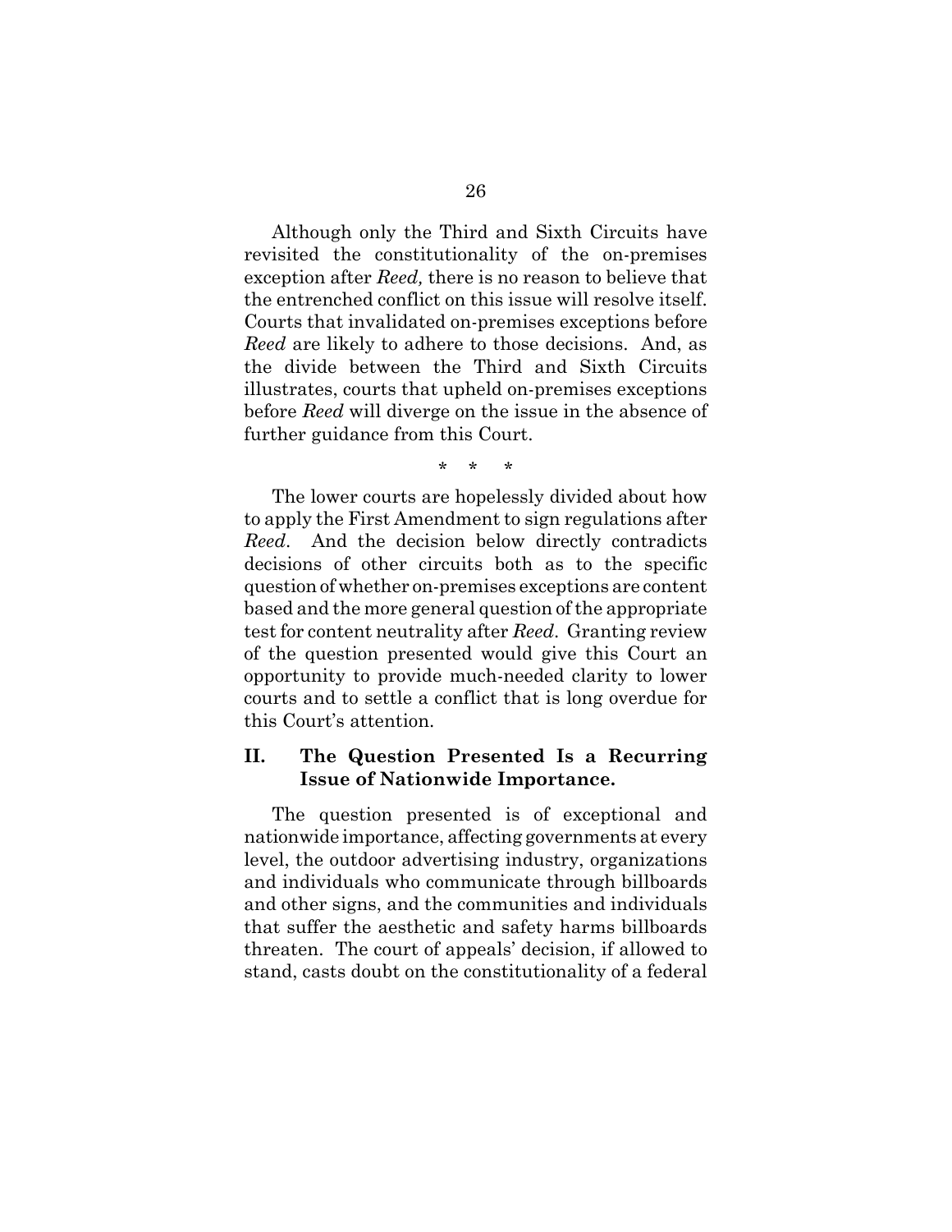Although only the Third and Sixth Circuits have revisited the constitutionality of the on-premises exception after *Reed,* there is no reason to believe that the entrenched conflict on this issue will resolve itself. Courts that invalidated on-premises exceptions before *Reed* are likely to adhere to those decisions. And, as the divide between the Third and Sixth Circuits illustrates, courts that upheld on-premises exceptions before *Reed* will diverge on the issue in the absence of further guidance from this Court.

\* \* \*

The lower courts are hopelessly divided about how to apply the First Amendment to sign regulations after *Reed*. And the decision below directly contradicts decisions of other circuits both as to the specific question of whether on-premises exceptions are content based and the more general question of the appropriate test for content neutrality after *Reed*. Granting review of the question presented would give this Court an opportunity to provide much-needed clarity to lower courts and to settle a conflict that is long overdue for this Court's attention.

## II. The Question Presented Is a Recurring Issue of Nationwide Importance.

The question presented is of exceptional and nationwide importance, affecting governments at every level, the outdoor advertising industry, organizations and individuals who communicate through billboards and other signs, and the communities and individuals that suffer the aesthetic and safety harms billboards threaten. The court of appeals' decision, if allowed to stand, casts doubt on the constitutionality of a federal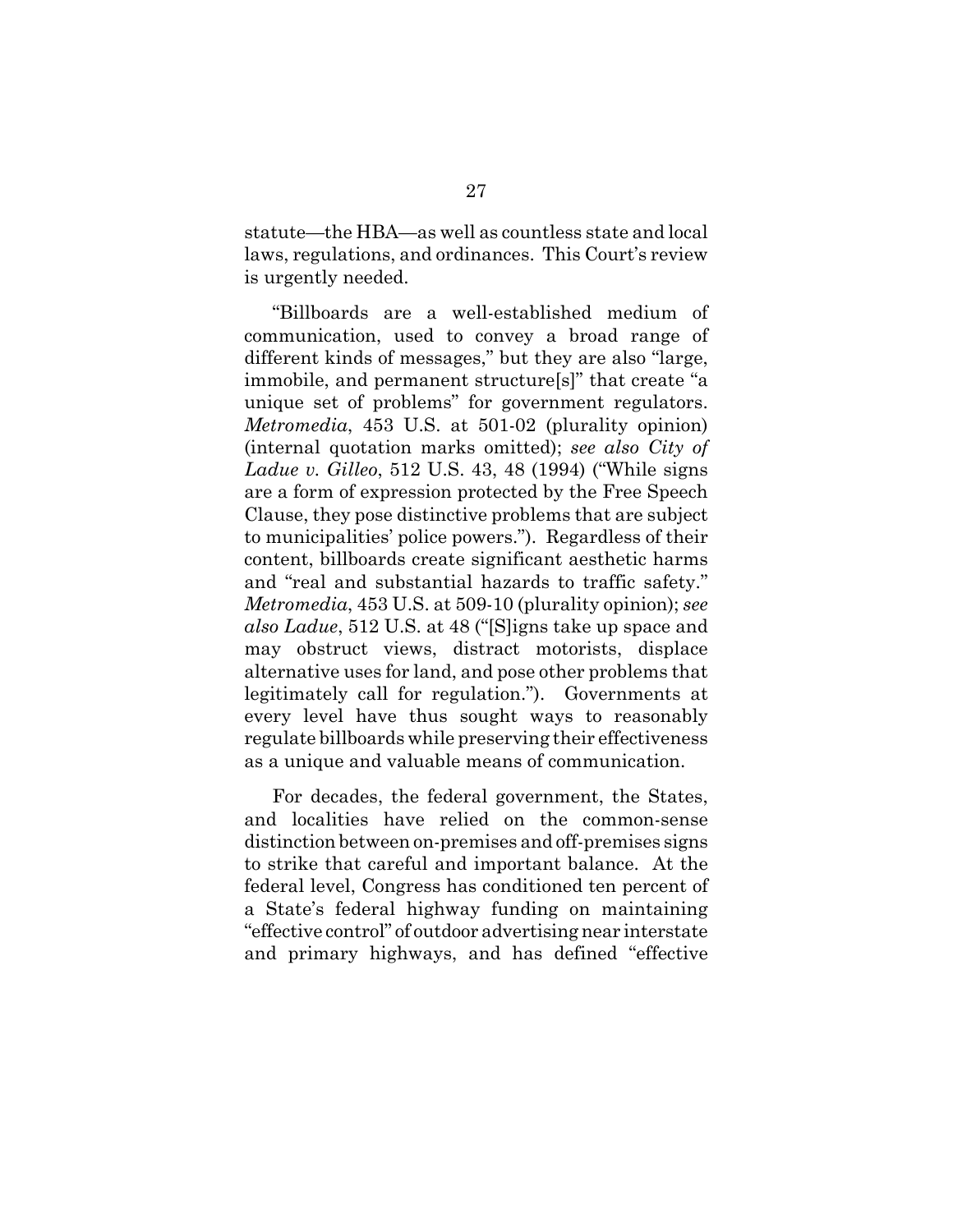statute—the HBA—as well as countless state and local laws, regulations, and ordinances. This Court's review is urgently needed.

"Billboards are a well-established medium of communication, used to convey a broad range of different kinds of messages," but they are also "large, immobile, and permanent structure[s]" that create "a unique set of problems" for government regulators. *Metromedia*, 453 U.S. at 501-02 (plurality opinion) (internal quotation marks omitted); *see also City of Ladue v. Gilleo*, 512 U.S. 43, 48 (1994) ("While signs are a form of expression protected by the Free Speech Clause, they pose distinctive problems that are subject to municipalities' police powers."). Regardless of their content, billboards create significant aesthetic harms and "real and substantial hazards to traffic safety." *Metromedia*, 453 U.S. at 509-10 (plurality opinion); *see also Ladue*, 512 U.S. at 48 ("[S]igns take up space and may obstruct views, distract motorists, displace alternative uses for land, and pose other problems that legitimately call for regulation."). Governments at every level have thus sought ways to reasonably regulate billboards while preserving their effectiveness as a unique and valuable means of communication.

For decades, the federal government, the States, and localities have relied on the common-sense distinction between on-premises and off-premises signs to strike that careful and important balance. At the federal level, Congress has conditioned ten percent of a State's federal highway funding on maintaining "effective control" of outdoor advertising near interstate and primary highways, and has defined "effective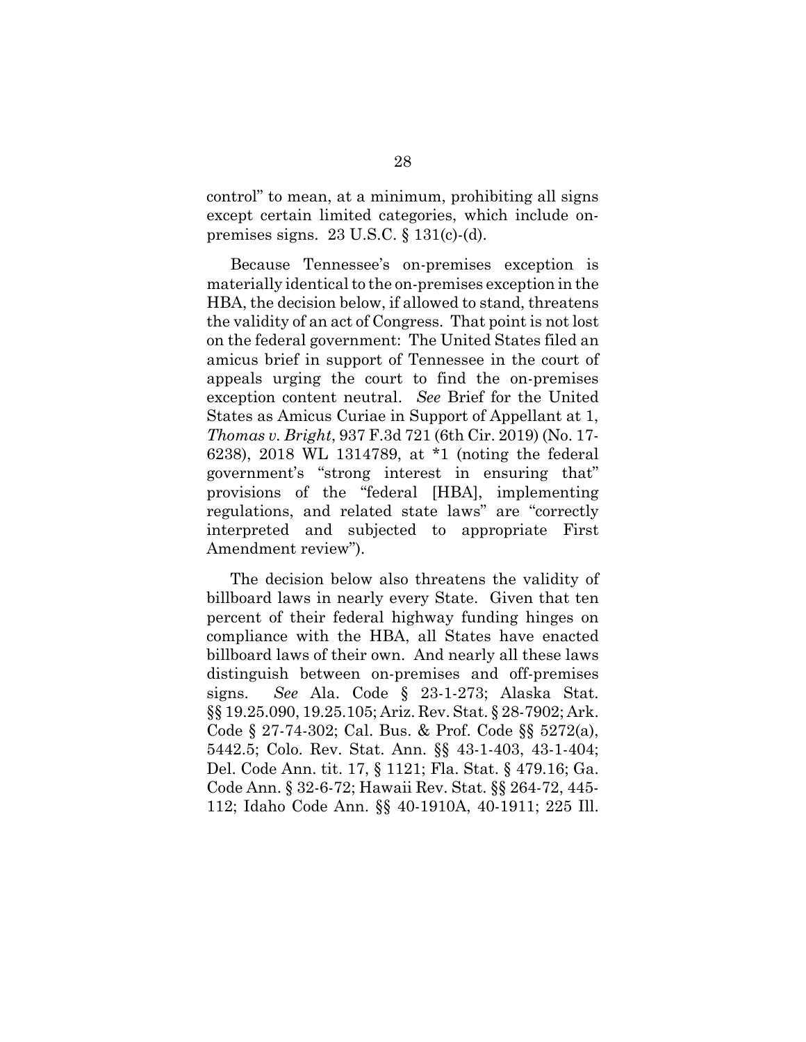control" to mean, at a minimum, prohibiting all signs except certain limited categories, which include on-premises signs. 23 U.S.C. § 131(c)-(d).

Because Tennessee's on-premises exception is materially identical to the on-premises exception in the HBA, the decision below, if allowed to stand, threatens the validity of an act of Congress. That point is not lost on the federal government: The United States filed an amicus brief in support of Tennessee in the court of appeals urging the court to find the on-premises exception content neutral. *See* Brief for the United States as Amicus Curiae in Support of Appellant at 1, *Thomas v. Bright*, 937 F.3d 721 (6th Cir. 2019) (No. 17-6238), 2018 WL 1314789, at *1 (noting the federal government's "strong interest in ensuring that" provisions of the "federal [HBA], implementing regulations, and related state laws" are "correctly interpreted and subjected to appropriate First Amendment review").

The decision below also threatens the validity of billboard laws in nearly every State. Given that ten percent of their federal highway funding hinges on compliance with the HBA, all States have enacted billboard laws of their own. And nearly all these laws distinguish between on-premises and off-premises signs. *See* Ala. Code § 23-1-273; Alaska Stat. §§ 19.25.090, 19.25.105; Ariz. Rev. Stat. § 28-7902; Ark. Code § 27-74-302; Cal. Bus. & Prof. Code §§ 5272(a), 5442.5; Colo. Rev. Stat. Ann. §§ 43-1-403, 43-1-404; Del. Code Ann. tit. 17, § 1121; Fla. Stat. § 479.16; Ga. Code Ann. § 32-6-72; Hawaii Rev. Stat. §§ 264-72, 445-112; Idaho Code Ann. §§ 40-1910A, 40-1911; 225 Ill.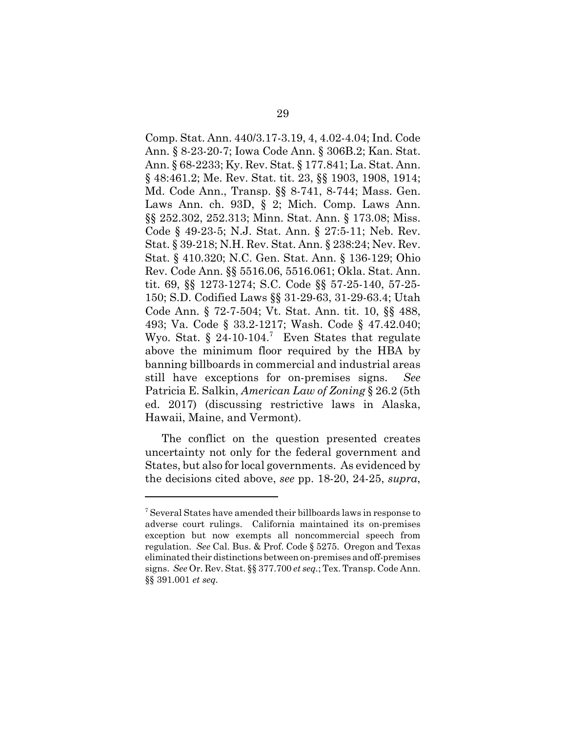Comp. Stat. Ann. 440/3.17-3.19, 4, 4.02-4.04; Ind. Code Ann. § 8-23-20-7; Iowa Code Ann. § 306B.2; Kan. Stat. Ann. § 68-2233; Ky. Rev. Stat. § 177.841; La. Stat. Ann. § 48:461.2; Me. Rev. Stat. tit. 23, §§ 1903, 1908, 1914; Md. Code Ann., Transp. §§ 8-741, 8-744; Mass. Gen. Laws Ann. ch. 93D, § 2; Mich. Comp. Laws Ann. §§ 252.302, 252.313; Minn. Stat. Ann. § 173.08; Miss. Code § 49-23-5; N.J. Stat. Ann. § 27:5-11; Neb. Rev. Stat. § 39-218; N.H. Rev. Stat. Ann. § 238:24; Nev. Rev. Stat. § 410.320; N.C. Gen. Stat. Ann. § 136-129; Ohio Rev. Code Ann. §§ 5516.06, 5516.061; Okla. Stat. Ann. tit. 69, §§ 1273-1274; S.C. Code §§ 57-25-140, 57-25-150; S.D. Codified Laws §§ 31-29-63, 31-29-63.4; Utah Code Ann. § 72-7-504; Vt. Stat. Ann. tit. 10, §§ 488, 493; Va. Code § 33.2-1217; Wash. Code § 47.42.040; Wyo. Stat. § 24-10-104.[7] Even States that regulate above the minimum floor required by the HBA by banning billboards in commercial and industrial areas still have exceptions for on-premises signs. *See* Patricia E. Salkin, *American Law of Zoning* § 26.2 (5th ed. 2017) (discussing restrictive laws in Alaska, Hawaii, Maine, and Vermont).

The conflict on the question presented creates uncertainty not only for the federal government and States, but also for local governments. As evidenced by the decisions cited above, *see* pp. 18-20, 24-25, *supra*,

---

[7] Several States have amended their billboards laws in response to adverse court rulings. California maintained its on-premises exception but now exempts all noncommercial speech from regulation. *See* Cal. Bus. & Prof. Code § 5275. Oregon and Texas eliminated their distinctions between on-premises and off-premises signs. *See* Or. Rev. Stat. §§ 377.700 *et seq.*; Tex. Transp. Code Ann. §§ 391.001 *et seq.*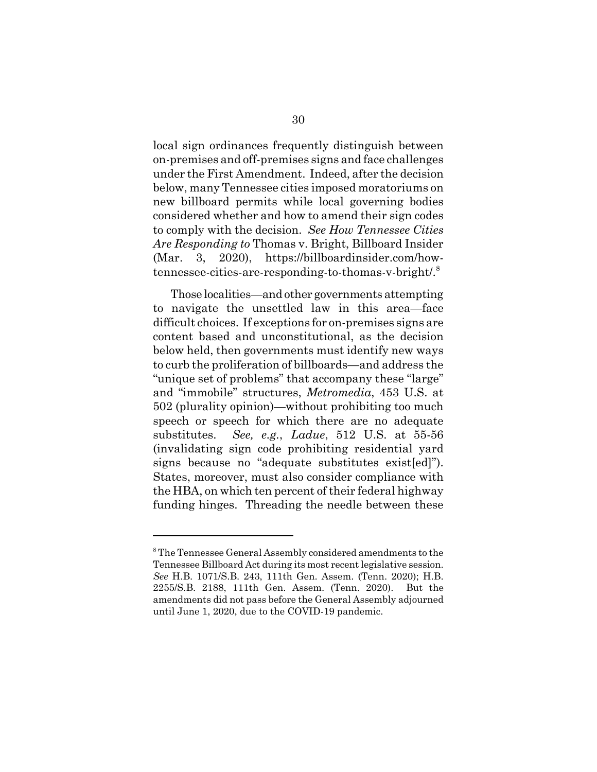local sign ordinances frequently distinguish between on-premises and off-premises signs and face challenges under the First Amendment. Indeed, after the decision below, many Tennessee cities imposed moratoriums on new billboard permits while local governing bodies considered whether and how to amend their sign codes to comply with the decision. *See How Tennessee Cities Are Responding to* Thomas v. Bright, Billboard Insider (Mar. 3, 2020), https://billboardinsider.com/how-tennessee-cities-are-responding-to-thomas-v-bright/.[8]

Those localities—and other governments attempting to navigate the unsettled law in this area—face difficult choices. If exceptions for on-premises signs are content based and unconstitutional, as the decision below held, then governments must identify new ways to curb the proliferation of billboards—and address the "unique set of problems" that accompany these "large" and "immobile" structures, *Metromedia*, 453 U.S. at 502 (plurality opinion)—without prohibiting too much speech or speech for which there are no adequate substitutes. *See, e.g.*, *Ladue*, 512 U.S. at 55-56 (invalidating sign code prohibiting residential yard signs because no "adequate substitutes exist[ed]"). States, moreover, must also consider compliance with the HBA, on which ten percent of their federal highway funding hinges. Threading the needle between these

---

[8] The Tennessee General Assembly considered amendments to the Tennessee Billboard Act during its most recent legislative session. *See* H.B. 1071/S.B. 243, 111th Gen. Assem. (Tenn. 2020); H.B. 2255/S.B. 2188, 111th Gen. Assem. (Tenn. 2020). But the amendments did not pass before the General Assembly adjourned until June 1, 2020, due to the COVID-19 pandemic.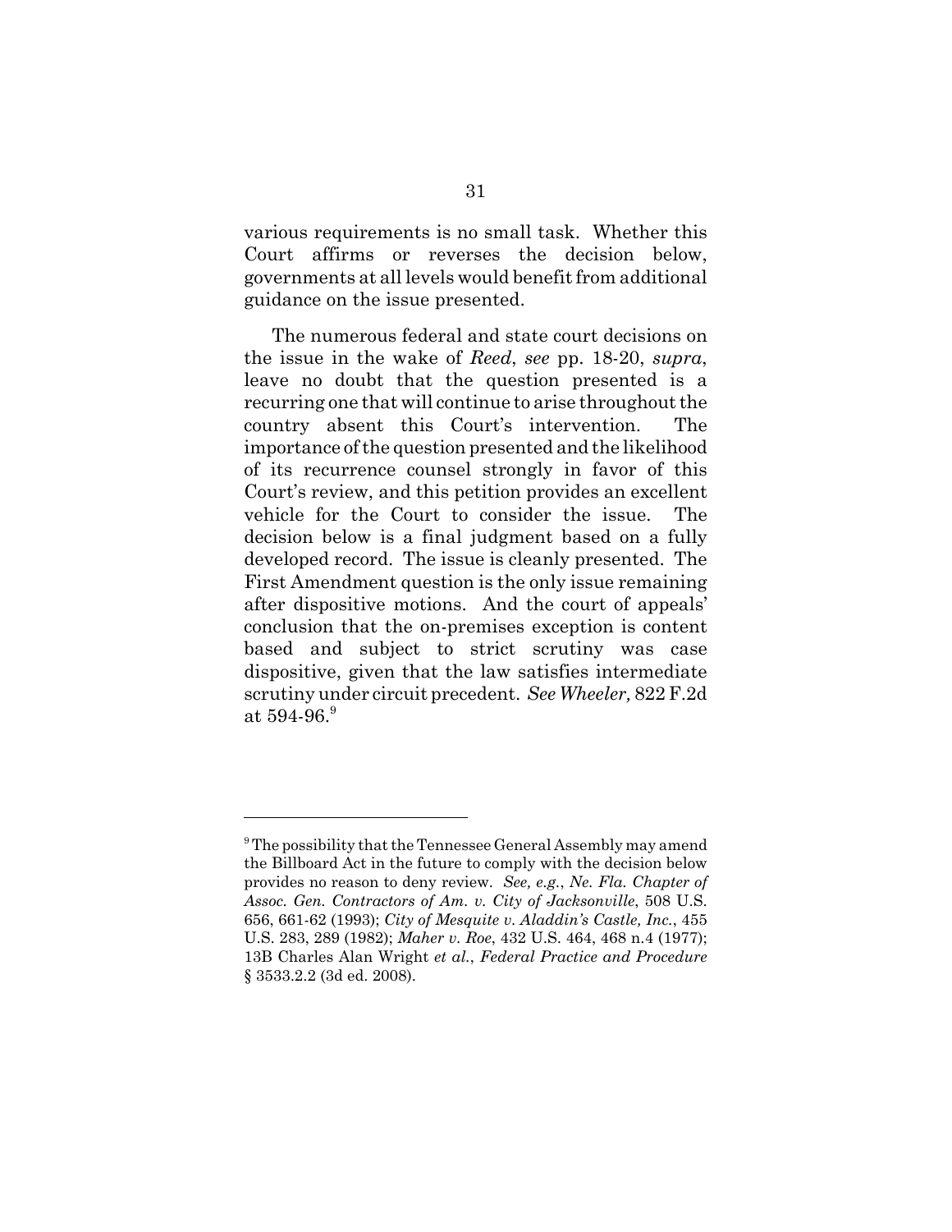various requirements is no small task. Whether this Court affirms or reverses the decision below, governments at all levels would benefit from additional guidance on the issue presented.

The numerous federal and state court decisions on the issue in the wake of *Reed*, *see* pp. 18-20, *supra*, leave no doubt that the question presented is a recurring one that will continue to arise throughout the country absent this Court's intervention. The importance of the question presented and the likelihood of its recurrence counsel strongly in favor of this Court's review, and this petition provides an excellent vehicle for the Court to consider the issue. The decision below is a final judgment based on a fully developed record. The issue is cleanly presented. The First Amendment question is the only issue remaining after dispositive motions. And the court of appeals' conclusion that the on-premises exception is content based and subject to strict scrutiny was case dispositive, given that the law satisfies intermediate scrutiny under circuit precedent. *See Wheeler,* 822 F.2d at 594-96.[9]

---

[9] The possibility that the Tennessee General Assembly may amend the Billboard Act in the future to comply with the decision below provides no reason to deny review. *See, e.g.*, *Ne. Fla. Chapter of Assoc. Gen. Contractors of Am. v. City of Jacksonville*, 508 U.S. 656, 661-62 (1993); *City of Mesquite v. Aladdin's Castle, Inc.*, 455 U.S. 283, 289 (1982); *Maher v. Roe*, 432 U.S. 464, 468 n.4 (1977); 13B Charles Alan Wright *et al.*, *Federal Practice and Procedure* § 3533.2.2 (3d ed. 2008).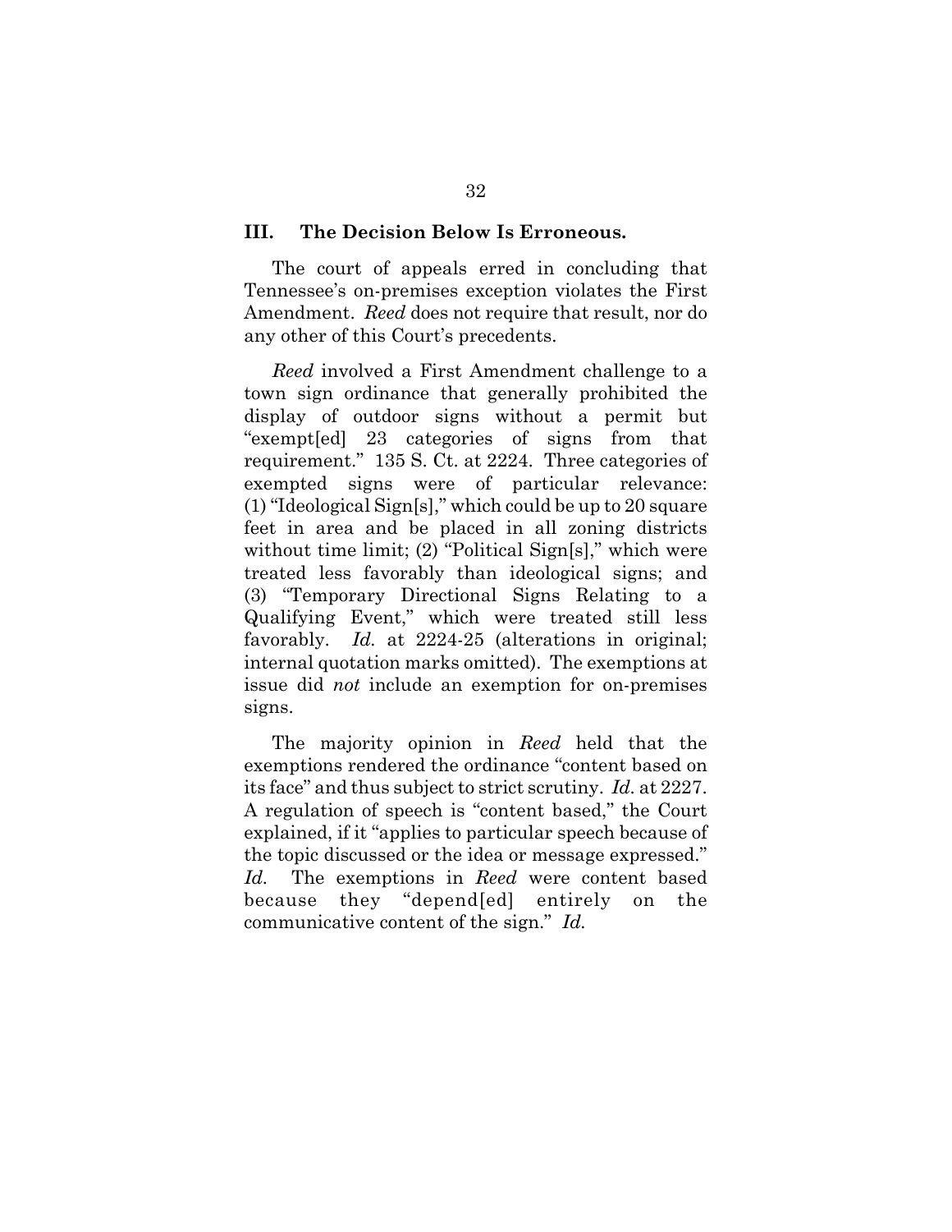## III. The Decision Below Is Erroneous.

The court of appeals erred in concluding that Tennessee's on-premises exception violates the First Amendment. *Reed* does not require that result, nor do any other of this Court's precedents.

*Reed* involved a First Amendment challenge to a town sign ordinance that generally prohibited the display of outdoor signs without a permit but "exempt[ed] 23 categories of signs from that requirement." 135 S. Ct. at 2224. Three categories of exempted signs were of particular relevance: (1) "Ideological Sign[s]," which could be up to 20 square feet in area and be placed in all zoning districts without time limit; (2) "Political Sign[s]," which were treated less favorably than ideological signs; and (3) "Temporary Directional Signs Relating to a Qualifying Event," which were treated still less favorably. *Id.* at 2224-25 (alterations in original; internal quotation marks omitted). The exemptions at issue did *not* include an exemption for on-premises signs.

The majority opinion in *Reed* held that the exemptions rendered the ordinance "content based on its face" and thus subject to strict scrutiny. *Id.* at 2227. A regulation of speech is "content based," the Court explained, if it "applies to particular speech because of the topic discussed or the idea or message expressed." *Id.* The exemptions in *Reed* were content based because they "depend[ed] entirely on the communicative content of the sign." *Id.*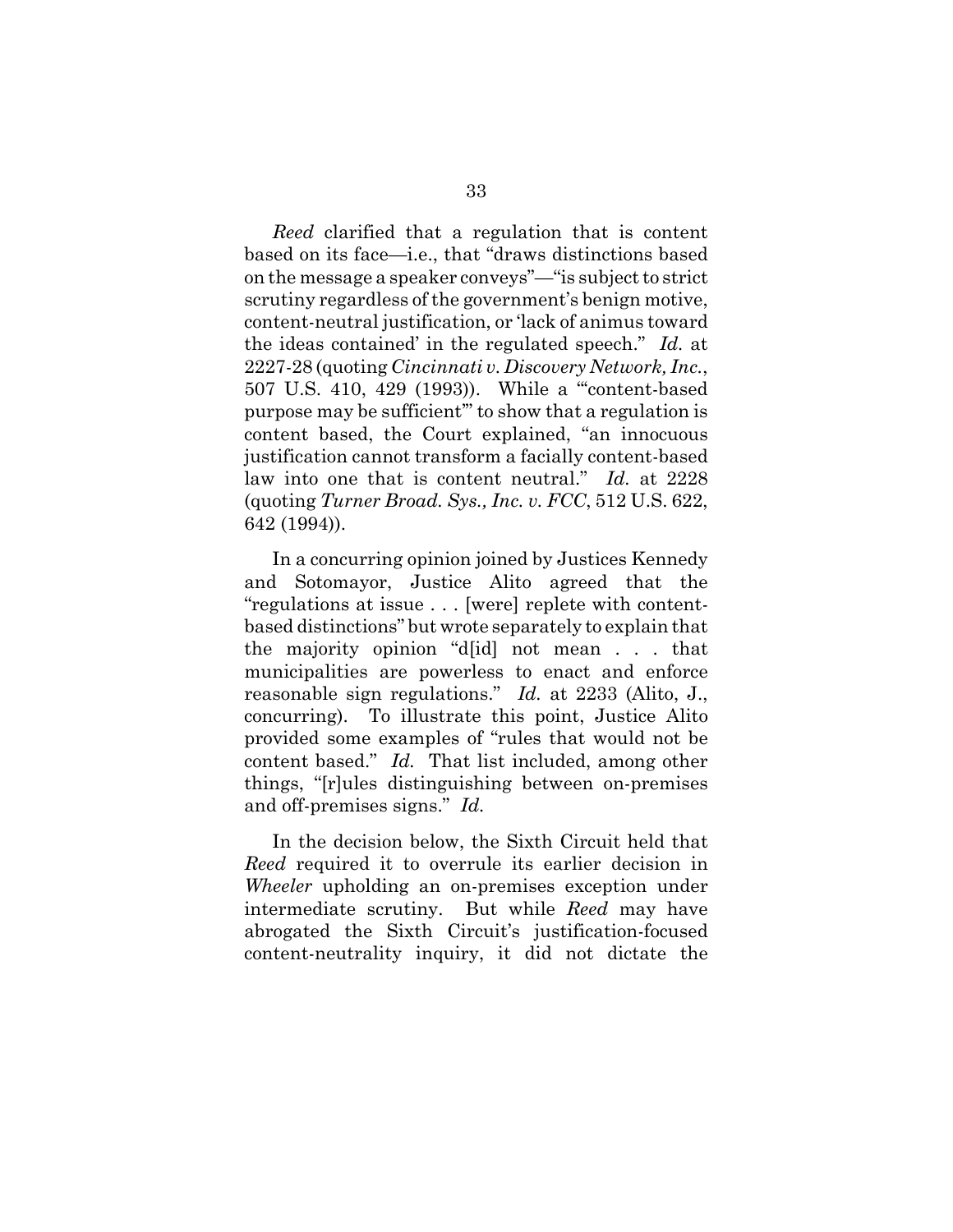*Reed* clarified that a regulation that is content based on its face—i.e., that "draws distinctions based on the message a speaker conveys"—"is subject to strict scrutiny regardless of the government's benign motive, content-neutral justification, or 'lack of animus toward the ideas contained' in the regulated speech." *Id.* at 2227-28 (quoting *Cincinnati v. Discovery Network, Inc.*, 507 U.S. 410, 429 (1993)). While a "'content-based purpose may be sufficient'" to show that a regulation is content based, the Court explained, "an innocuous justification cannot transform a facially content-based law into one that is content neutral." *Id.* at 2228 (quoting *Turner Broad. Sys., Inc. v. FCC*, 512 U.S. 622, 642 (1994)).

In a concurring opinion joined by Justices Kennedy and Sotomayor, Justice Alito agreed that the "regulations at issue . . . [were] replete with content-based distinctions" but wrote separately to explain that the majority opinion "d[id] not mean . . . that municipalities are powerless to enact and enforce reasonable sign regulations." *Id.* at 2233 (Alito, J., concurring). To illustrate this point, Justice Alito provided some examples of "rules that would not be content based." *Id.* That list included, among other things, "[r]ules distinguishing between on-premises and off-premises signs." *Id.*

In the decision below, the Sixth Circuit held that *Reed* required it to overrule its earlier decision in *Wheeler* upholding an on-premises exception under intermediate scrutiny. But while *Reed* may have abrogated the Sixth Circuit's justification-focused content-neutrality inquiry, it did not dictate the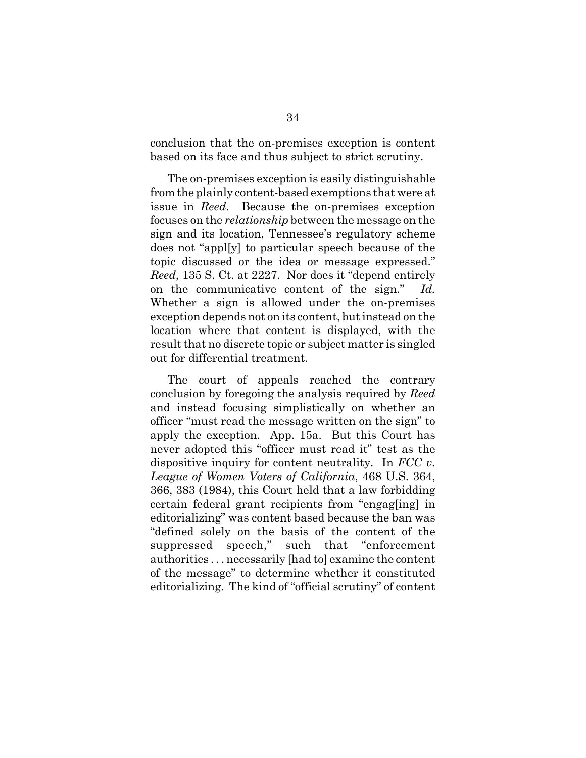conclusion that the on-premises exception is content based on its face and thus subject to strict scrutiny.

The on-premises exception is easily distinguishable from the plainly content-based exemptions that were at issue in *Reed*. Because the on-premises exception focuses on the *relationship* between the message on the sign and its location, Tennessee's regulatory scheme does not "appl[y] to particular speech because of the topic discussed or the idea or message expressed." *Reed*, 135 S. Ct. at 2227. Nor does it "depend entirely on the communicative content of the sign." *Id.* Whether a sign is allowed under the on-premises exception depends not on its content, but instead on the location where that content is displayed, with the result that no discrete topic or subject matter is singled out for differential treatment.

The court of appeals reached the contrary conclusion by foregoing the analysis required by *Reed* and instead focusing simplistically on whether an officer "must read the message written on the sign" to apply the exception. App. 15a. But this Court has never adopted this "officer must read it" test as the dispositive inquiry for content neutrality. In *FCC v. League of Women Voters of California*, 468 U.S. 364, 366, 383 (1984), this Court held that a law forbidding certain federal grant recipients from "engag[ing] in editorializing" was content based because the ban was "defined solely on the basis of the content of the suppressed speech," such that "enforcement authorities . . . necessarily [had to] examine the content of the message" to determine whether it constituted editorializing. The kind of "official scrutiny" of content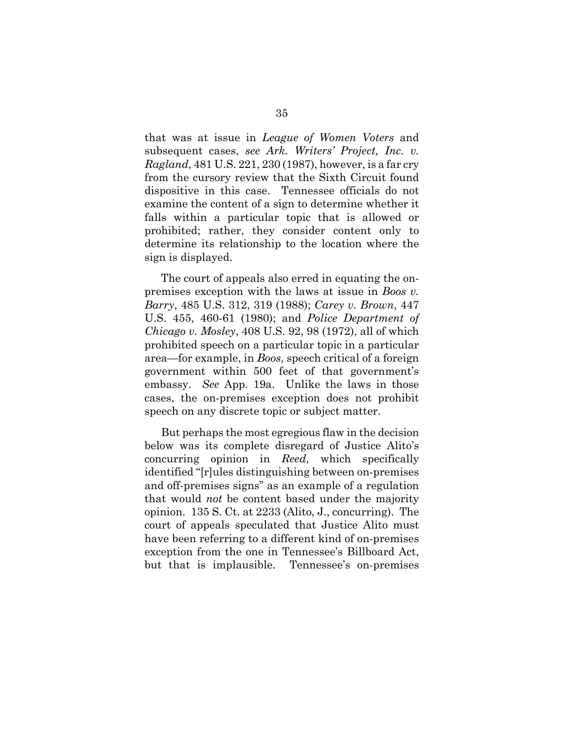that was at issue in *League of Women Voters* and subsequent cases, *see Ark. Writers' Project, Inc. v. Ragland*, 481 U.S. 221, 230 (1987), however, is a far cry from the cursory review that the Sixth Circuit found dispositive in this case. Tennessee officials do not examine the content of a sign to determine whether it falls within a particular topic that is allowed or prohibited; rather, they consider content only to determine its relationship to the location where the sign is displayed.

The court of appeals also erred in equating the on-premises exception with the laws at issue in *Boos v. Barry*, 485 U.S. 312, 319 (1988); *Carey v. Brown*, 447 U.S. 455, 460-61 (1980); and *Police Department of Chicago v. Mosley*, 408 U.S. 92, 98 (1972), all of which prohibited speech on a particular topic in a particular area—for example, in *Boos*, speech critical of a foreign government within 500 feet of that government's embassy. *See* App. 19a. Unlike the laws in those cases, the on-premises exception does not prohibit speech on any discrete topic or subject matter.

But perhaps the most egregious flaw in the decision below was its complete disregard of Justice Alito's concurring opinion in *Reed*, which specifically identified "[r]ules distinguishing between on-premises and off-premises signs" as an example of a regulation that would *not* be content based under the majority opinion. 135 S. Ct. at 2233 (Alito, J., concurring). The court of appeals speculated that Justice Alito must have been referring to a different kind of on-premises exception from the one in Tennessee's Billboard Act, but that is implausible. Tennessee's on-premises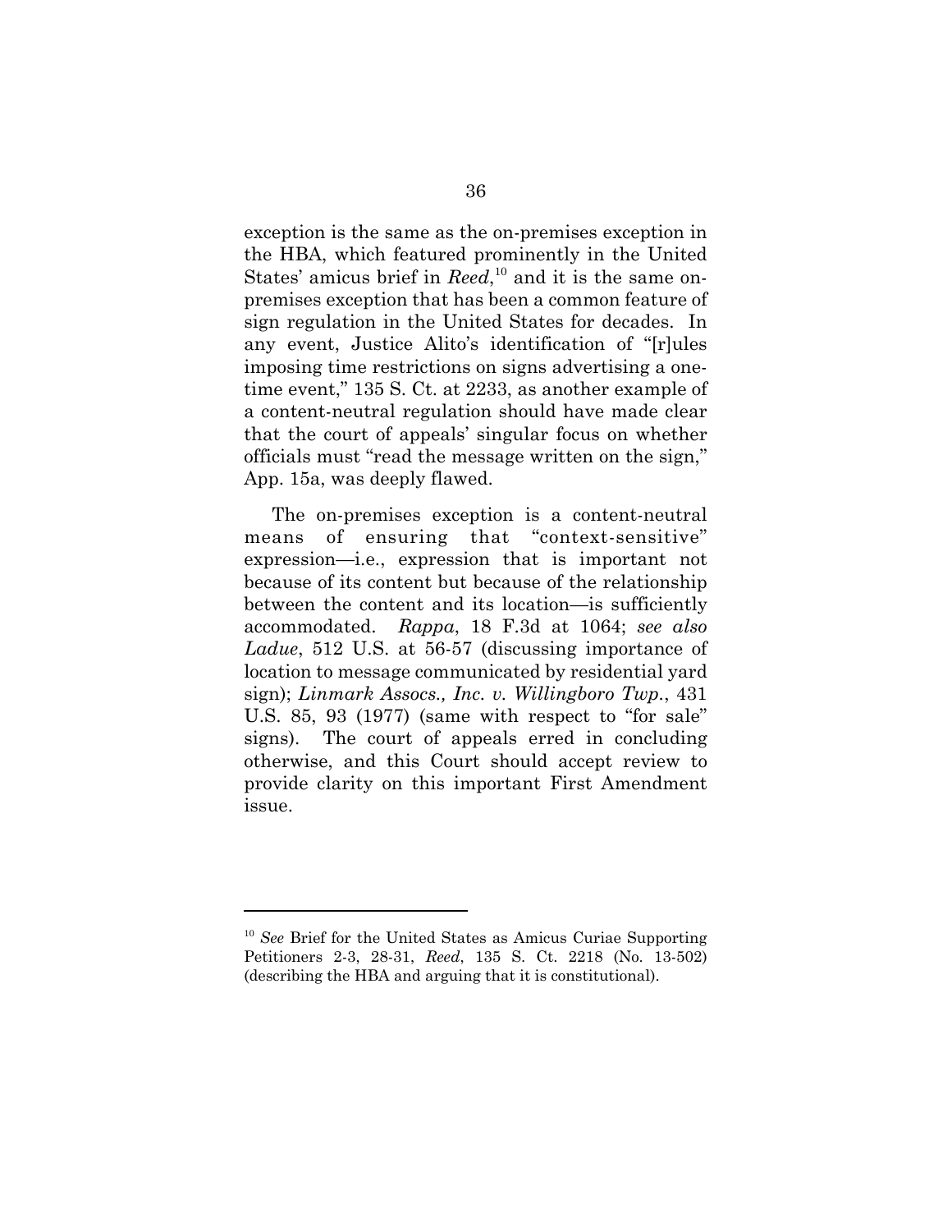exception is the same as the on-premises exception in the HBA, which featured prominently in the United States' amicus brief in *Reed*,[10] and it is the same on-premises exception that has been a common feature of sign regulation in the United States for decades. In any event, Justice Alito's identification of "[r]ules imposing time restrictions on signs advertising a one-time event," 135 S. Ct. at 2233, as another example of a content-neutral regulation should have made clear that the court of appeals' singular focus on whether officials must "read the message written on the sign," App. 15a, was deeply flawed.

The on-premises exception is a content-neutral means of ensuring that "context-sensitive" expression—i.e., expression that is important not because of its content but because of the relationship between the content and its location—is sufficiently accommodated. *Rappa*, 18 F.3d at 1064; *see also Ladue*, 512 U.S. at 56-57 (discussing importance of location to message communicated by residential yard sign); *Linmark Assocs., Inc. v. Willingboro Twp.*, 431 U.S. 85, 93 (1977) (same with respect to "for sale" signs). The court of appeals erred in concluding otherwise, and this Court should accept review to provide clarity on this important First Amendment issue.

---

[10] *See* Brief for the United States as Amicus Curiae Supporting Petitioners 2-3, 28-31, *Reed*, 135 S. Ct. 2218 (No. 13-502) (describing the HBA and arguing that it is constitutional).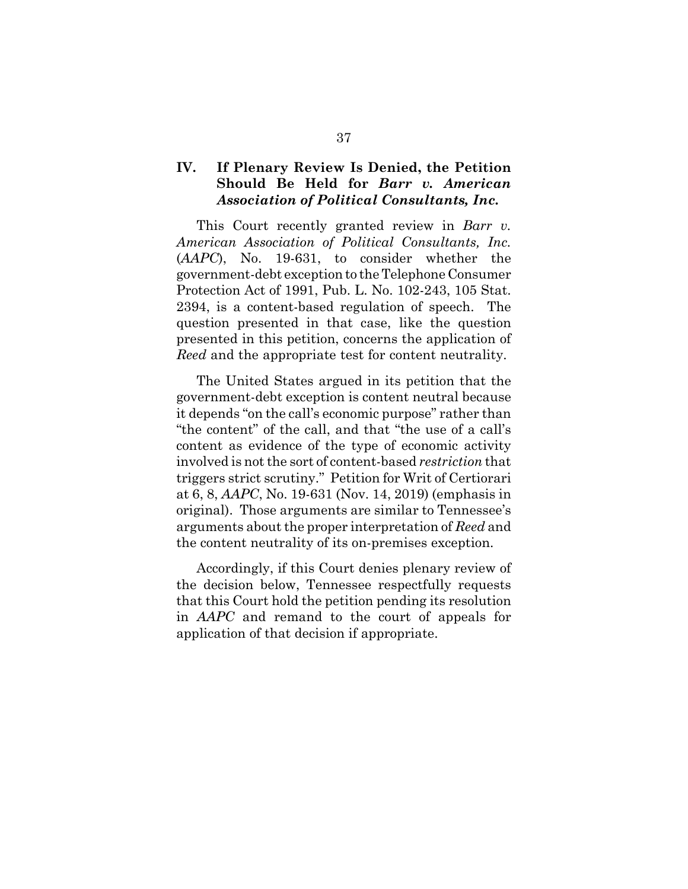## IV. If Plenary Review Is Denied, the Petition Should Be Held for *Barr v. American Association of Political Consultants, Inc.*

This Court recently granted review in *Barr v. American Association of Political Consultants, Inc.* (*AAPC*), No. 19-631, to consider whether the government-debt exception to the Telephone Consumer Protection Act of 1991, Pub. L. No. 102-243, 105 Stat. 2394, is a content-based regulation of speech. The question presented in that case, like the question presented in this petition, concerns the application of *Reed* and the appropriate test for content neutrality.

The United States argued in its petition that the government-debt exception is content neutral because it depends "on the call's economic purpose" rather than "the content" of the call, and that "the use of a call's content as evidence of the type of economic activity involved is not the sort of content-based *restriction* that triggers strict scrutiny." Petition for Writ of Certiorari at 6, 8, *AAPC*, No. 19-631 (Nov. 14, 2019) (emphasis in original). Those arguments are similar to Tennessee's arguments about the proper interpretation of *Reed* and the content neutrality of its on-premises exception.

Accordingly, if this Court denies plenary review of the decision below, Tennessee respectfully requests that this Court hold the petition pending its resolution in *AAPC* and remand to the court of appeals for application of that decision if appropriate.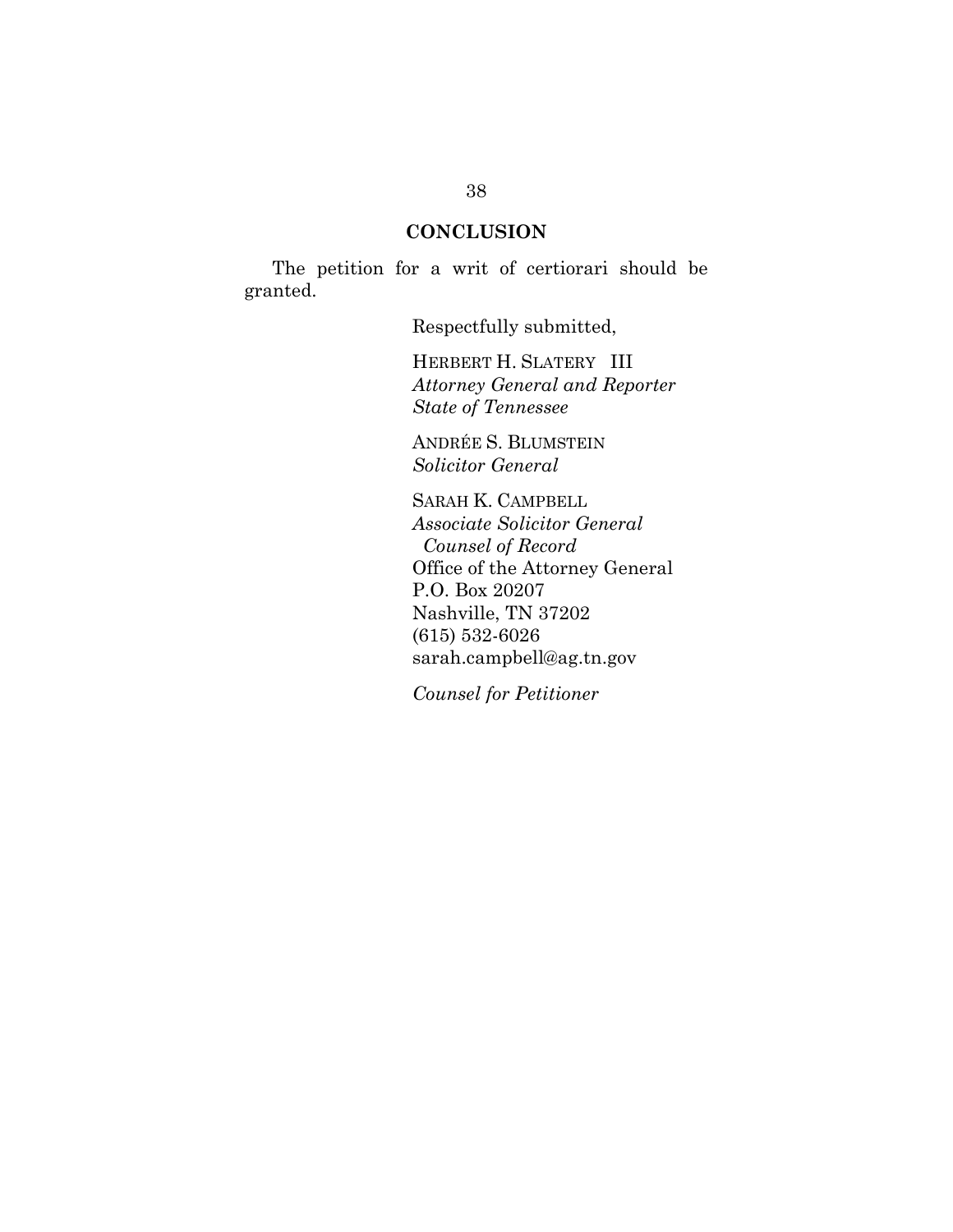## CONCLUSION

The petition for a writ of certiorari should be granted.

Respectfully submitted,

HERBERT H. SLATERY III
*Attorney General and Reporter*
*State of Tennessee*

ANDRÉE S. BLUMSTEIN
*Solicitor General*

SARAH K. CAMPBELL
*Associate Solicitor General*
*Counsel of Record*
Office of the Attorney General
P.O. Box 20207
Nashville, TN 37202
(615) 532-6026
sarah.campbell@ag.tn.gov

*Counsel for Petitioner*